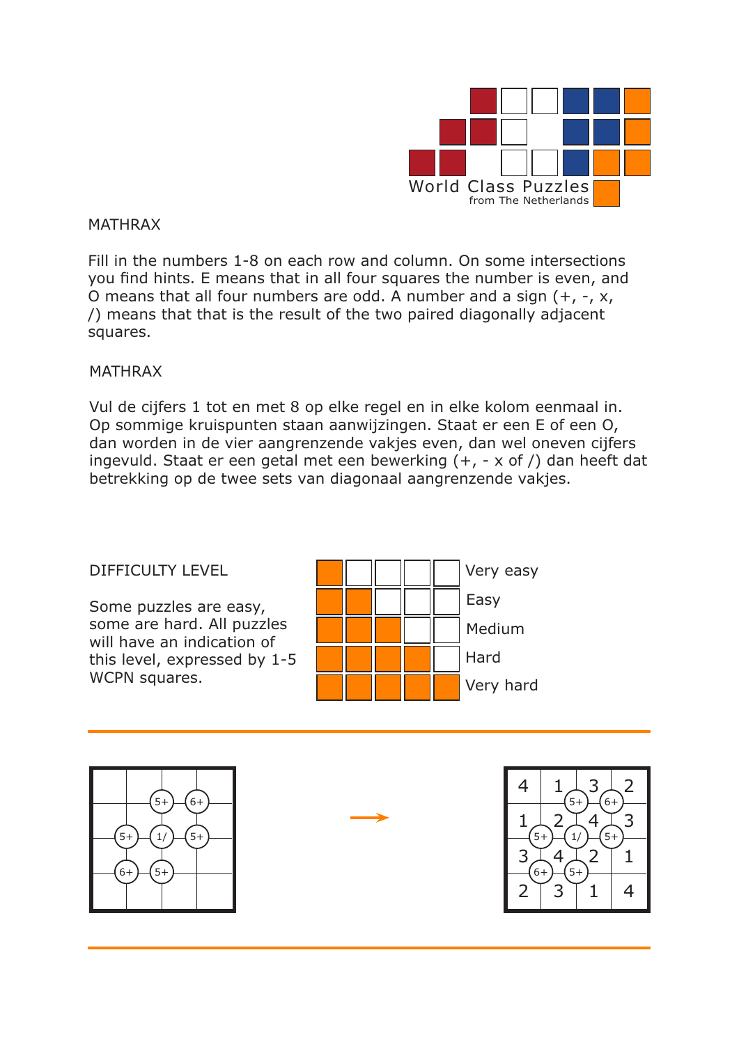World Class Puzzles
from The Netherlands

MATHRAX

Fill in the numbers 1-8 on each row and column. On some intersections you find hints. E means that in all four squares the number is even, and O means that all four numbers are odd. A number and a sign (+, -, x, /) means that that is the result of the two paired diagonally adjacent squares.

MATHRAX

Vul de cijfers 1 tot en met 8 op elke regel en in elke kolom eenmaal in. Op sommige kruispunten staan aanwijzingen. Staat er een E of een O, dan worden in de vier aangrenzende vakjes even, dan wel oneven cijfers ingevuld. Staat er een getal met een bewerking (+, - x of /) dan heeft dat betrekking op de twee sets van diagonaal aangrenzende vakjes.

DIFFICULTY LEVEL

Some puzzles are easy, some are hard. All puzzles will have an indication of this level, expressed by 1-5 WCPN squares.

- 1 square: Very easy
- 2 squares: Easy
- 3 squares: Medium
- 4 squares: Hard
- 5 squares: Very hard

Example puzzle hints (at intersections): 5+, 6+ (row 1/2); 5+, 1/, 5+ (row 2/3); 6+, 5+ (row 3/4).

Solution:

| | | | |
|---|---|---|---|
| 4 | 1 | 3 | 2 |
| 1 | 2 | 4 | 3 |
| 3 | 4 | 2 | 1 |
| 2 | 3 | 1 | 4 |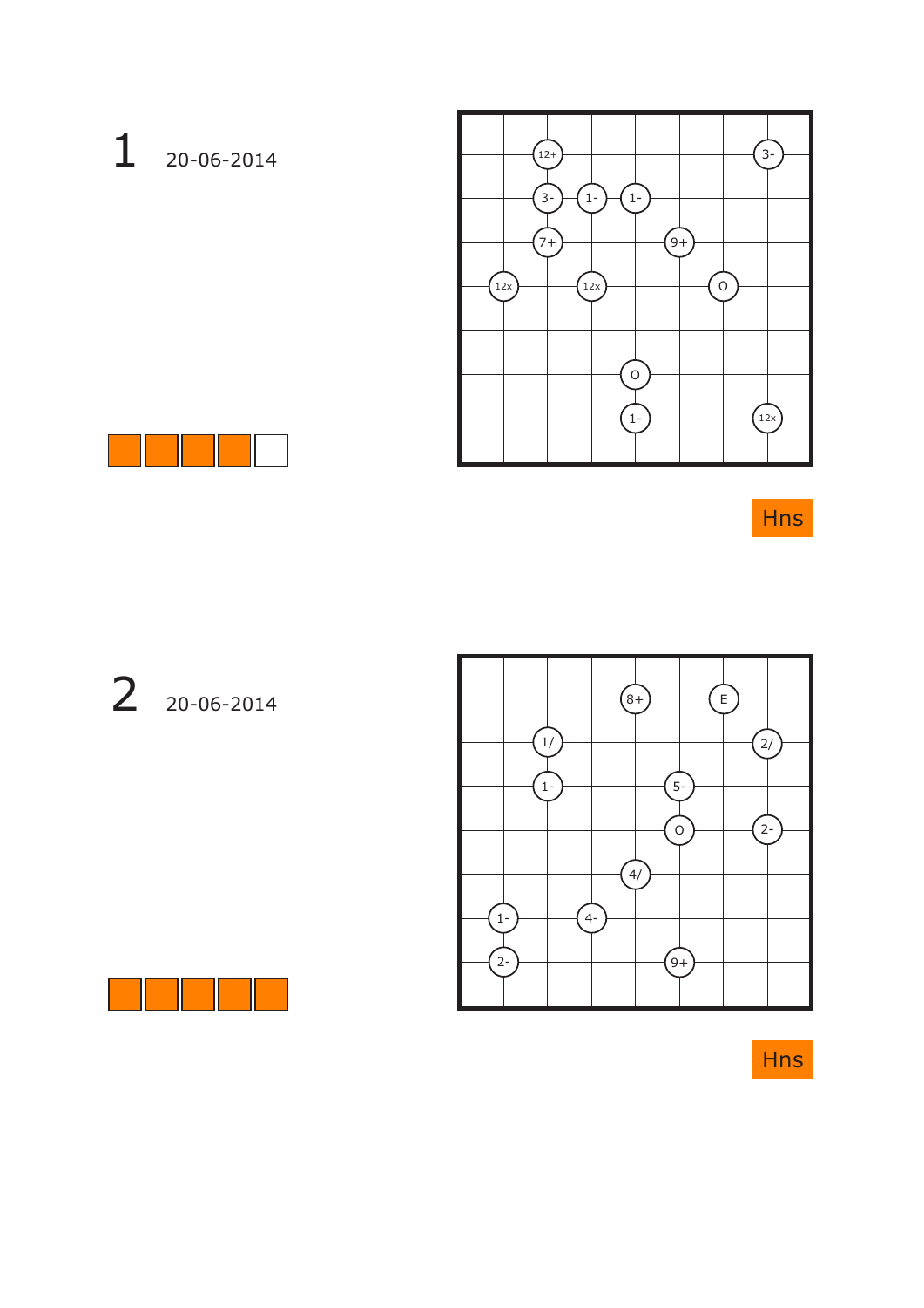# 1 20-06-2014

| | | | | | | | |
|---|---|---|---|---|---|---|---|
| | 12+ | | | | | 3- | |
| | 3- | 1- | 1- | | | | |
| | 7+ | | | 9+ | | | |
| 12x | | 12x | | | O | | |
| | | | | | | | |
| | | | O | | | | |
| | | | 1- | | | 12x | |

Hns

# 2 20-06-2014

| | | | | | | | |
|---|---|---|---|---|---|---|---|
| | | | 8+ | | E | | |
| | 1/ | | | | | 2/ | |
| | 1- | | | 5- | | | |
| | | | | O | | 2- | |
| | | | 4/ | | | | |
| 1- | | 4- | | | | | |
| 2- | | | | 9+ | | | |

Hns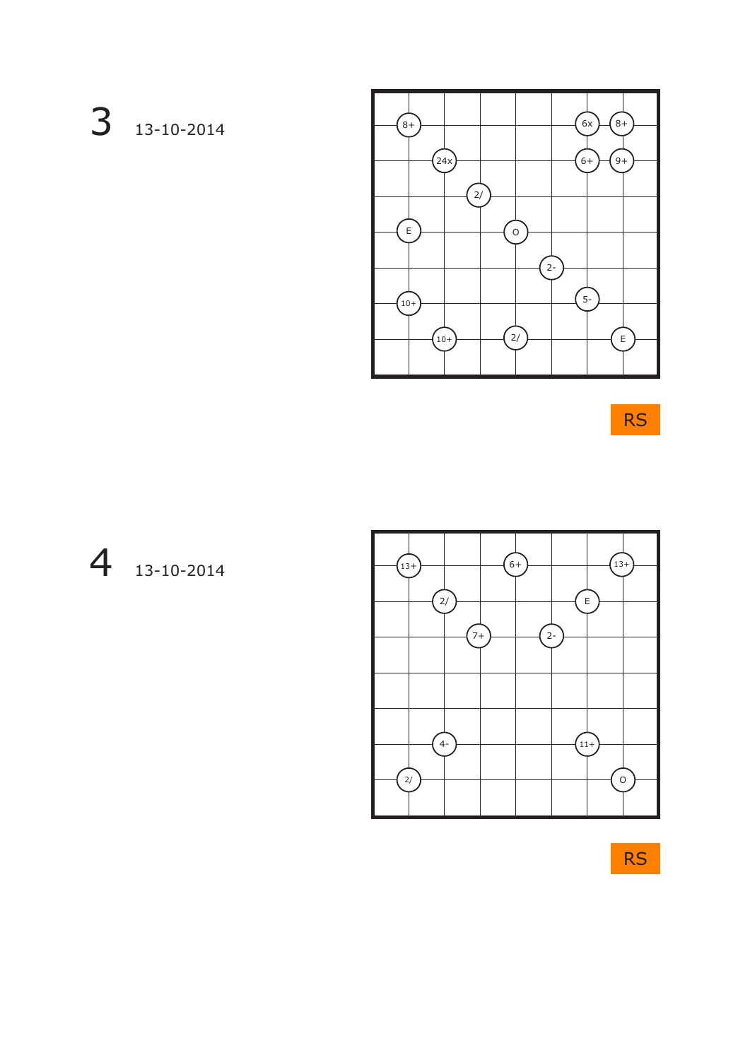# 3 13-10-2014

| | | | | | | |
|---|---|---|---|---|---|---|
| 8+ | | | | | 6x | 8+ |
| | 24x | | | | 6+ | 9+ |
| | | 2/ | | | | |
| E | | | O | | | |
| | | | | 2- | | |
| 10+ | | | | | 5- | |
| | 10+ | | 2/ | | | E |

RS

# 4 13-10-2014

| | | | | | | |
|---|---|---|---|---|---|---|
| 13+ | | | 6+ | | | 13+ |
| | 2/ | | | | E | |
| | | 7+ | | 2- | | |
| | | | | | | |
| | | | | | | |
| | 4- | | | | 11+ | |
| 2/ | | | | | | O |

RS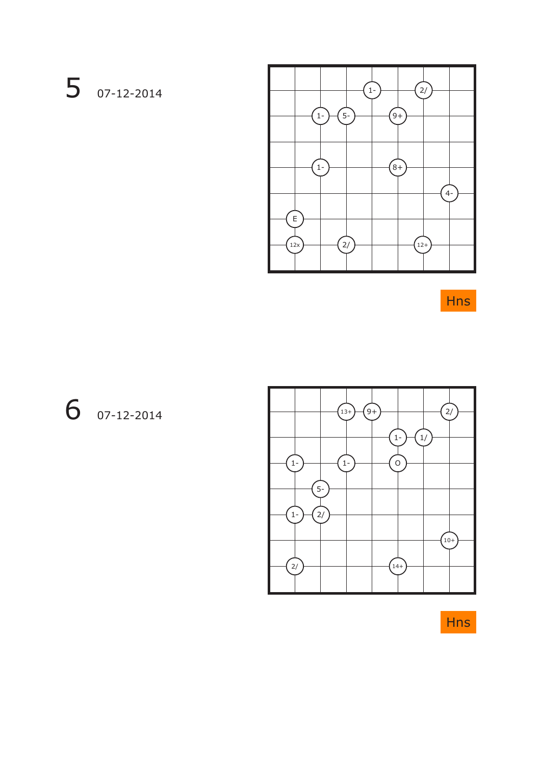5 07-12-2014

1- 2/
1- 5- 9+
1- 8+
4-
E
12x 2/ 12+

Hns

6 07-12-2014

13+ 9+ 2/
1- 1/
1- 1- O
5-
1- 2/
10+
2/ 14+

Hns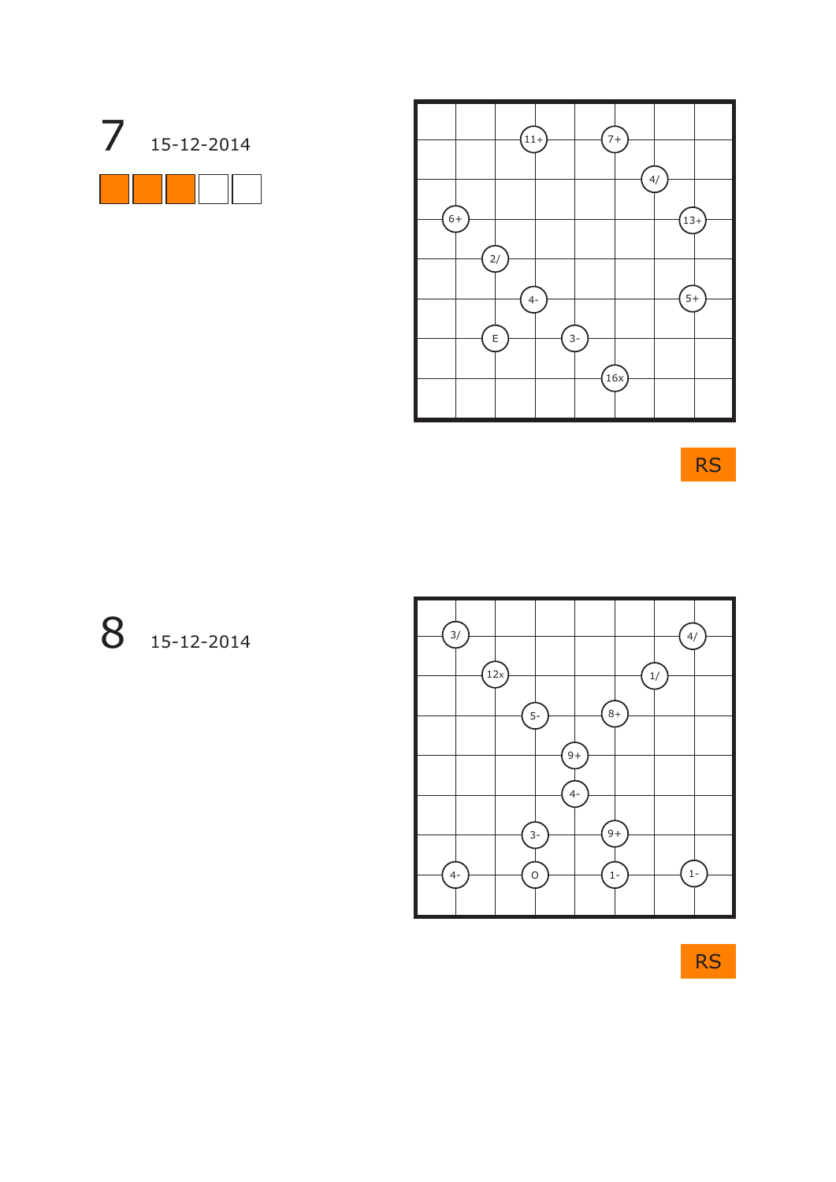# 7 15-12-2014

11+ 7+ 4/ 6+ 13+ 2/ 4- 5+ E 3- 16x

RS

# 8 15-12-2014

3/ 4/ 12x 1/ 5- 8+ 9+ 4- 3- 9+ 4- O 1- 1-

RS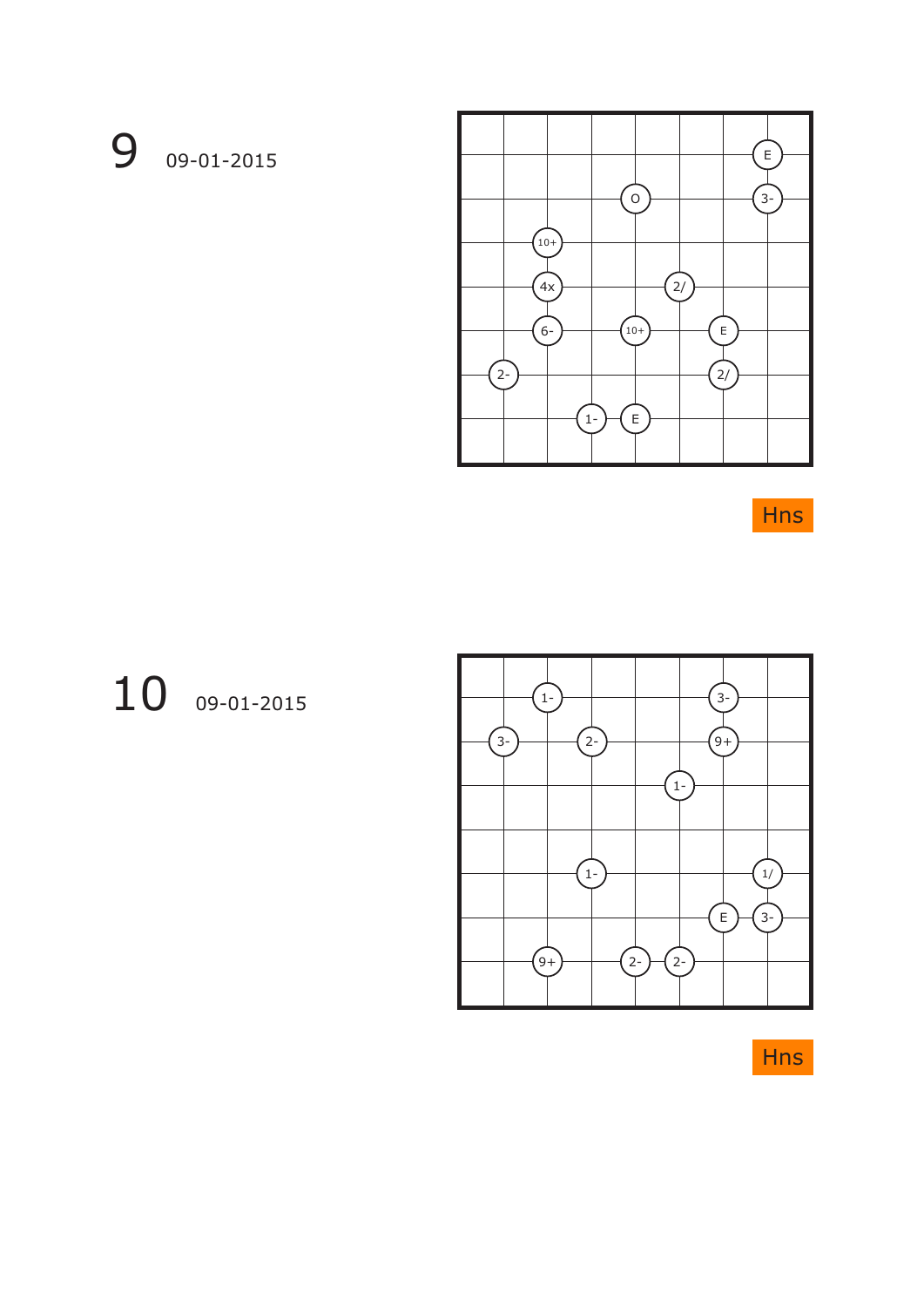# 9 09-01-2015

E

O

3-

10+

4x

2/

6-

10+

E

2-

2/

1-

E

Hns

# 10 09-01-2015

1-

3-

3-

2-

9+

1-

1-

1/

E

3-

9+

2-

2-

Hns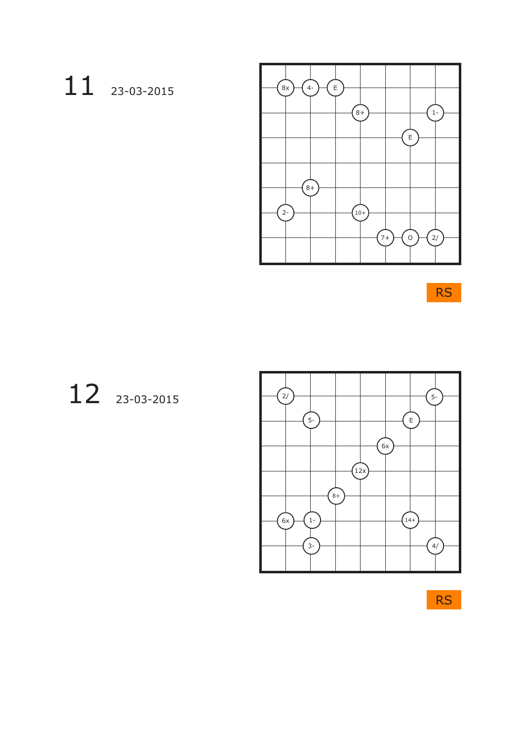# 11

23-03-2015

|   |   |   |   |   |   |   |   |
|---|---|---|---|---|---|---|---|
| 8x | 4- | E |   |   |   |   |   |
|   |   |   | 8+ |   |   | 1- |   |
|   |   |   |   |   | E |   |   |
|   |   |   |   |   |   |   |   |
|   | 8+ |   |   |   |   |   |   |
| 2- |   |   | 10+ |   |   |   |   |
|   |   |   |   | 7+ | O | 2/ |   |

RS

# 12

23-03-2015

|   |   |   |   |   |   |   |   |
|---|---|---|---|---|---|---|---|
| 2/ |   |   |   |   |   | 5- |   |
|   | 5- |   |   |   | E |   |   |
|   |   |   |   | 6x |   |   |   |
|   |   |   | 12x |   |   |   |   |
|   |   | 8+ |   |   |   |   |   |
| 6x | 1- |   |   |   | 14+ |   |   |
|   | 3- |   |   |   |   | 4/ |   |

RS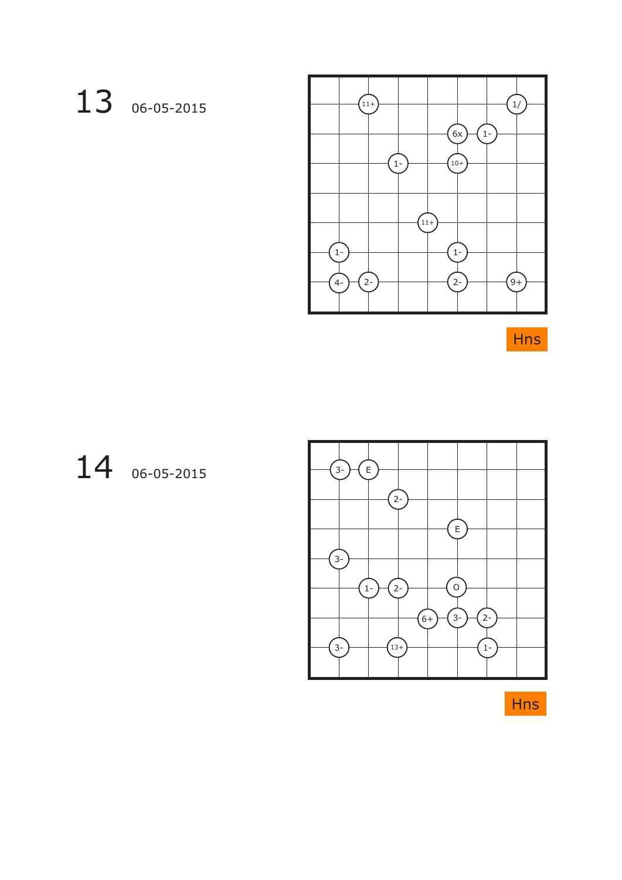# 13 06-05-2015

| | | | | | | | |
|---|---|---|---|---|---|---|---|
| | 11+ | | | | | 1/ | |
| | | | | 6x | 1- | | |
| | | 1- | | 10+ | | | |
| | | | | | | | |
| | | | 11+ | | | | |
| 1- | | | | 1- | | | |
| 4- | 2- | | | 2- | | 9+ | |

Hns

# 14 06-05-2015

| | | | | | | | |
|---|---|---|---|---|---|---|---|
| 3- | E | | | | | | |
| | | 2- | | | | | |
| | | | | E | | | |
| 3- | | | | | | | |
| | 1- | 2- | | O | | | |
| | | | 6+ | 3- | 2- | | |
| 3- | | 13+ | | | 1- | | |

Hns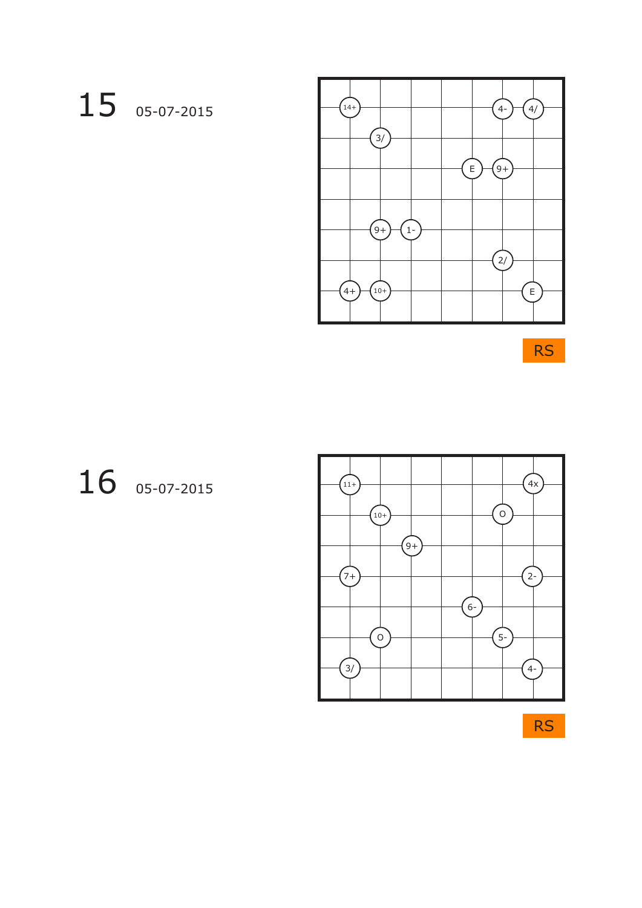# 15 05-07-2015

| | | | | | | | |
|---|---|---|---|---|---|---|---|
| | 14+ | | | | | 4- | 4/ |
| | | 3/ | | | | | |
| | | | | | E | 9+ | |
| | | | | | | | |
| | | 9+ | 1- | | | | |
| | | | | | | 2/ | |
| | 4+ | 10+ | | | | | E |
| | | | | | | | |

RS

# 16 05-07-2015

| | | | | | | | |
|---|---|---|---|---|---|---|---|
| | 11+ | | | | | | 4x |
| | | 10+ | | | | O | |
| | | | 9+ | | | | |
| | 7+ | | | | | | 2- |
| | | | | | 6- | | |
| | | O | | | | 5- | |
| | 3/ | | | | | | 4- |
| | | | | | | | |

RS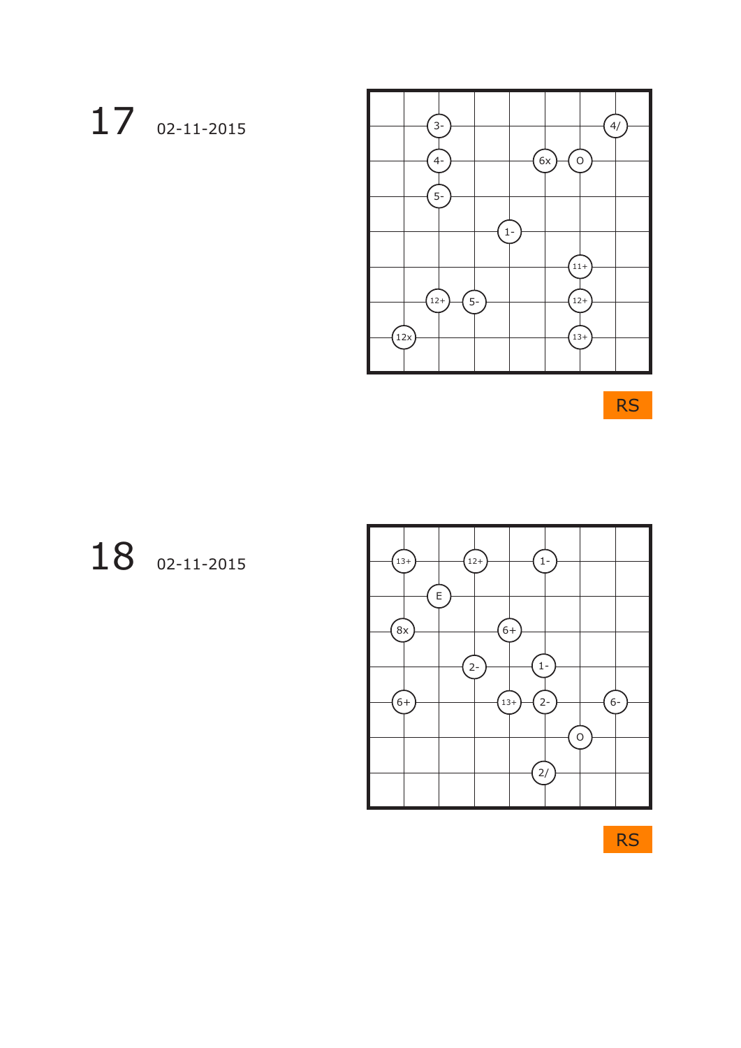# 17 02-11-2015

3-, 4/, 4-, 6x, O, 5-, 1-, 11+, 12+, 5-, 12+, 12x, 13+

RS

# 18 02-11-2015

13+, 12+, 1-, E, 8x, 6+, 2-, 1-, 6+, 13+, 2-, 6-, O, 2/

RS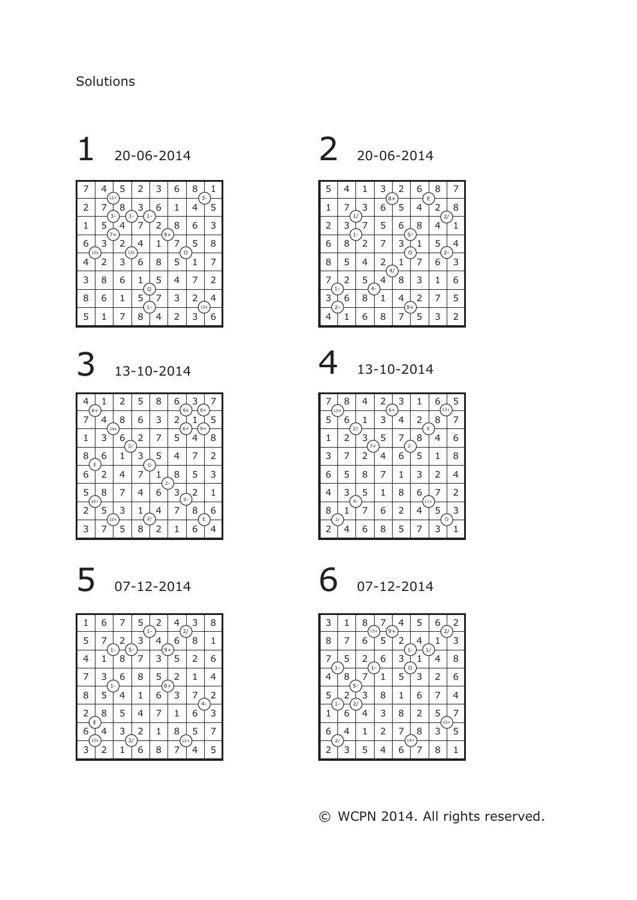Solutions

# 1 20-06-2014

| | | | | | | | |
|---|---|---|---|---|---|---|---|
| 7 | 4 | 5 | 2 | 3 | 6 | 8 | 1 |
| 2 | 7 | 8 | 3 | 6 | 1 | 4 | 5 |
| 1 | 5 | 4 | 7 | 2 | 8 | 6 | 3 |
| 6 | 3 | 2 | 4 | 1 | 7 | 5 | 8 |
| 4 | 2 | 3 | 6 | 8 | 5 | 1 | 7 |
| 3 | 8 | 6 | 1 | 5 | 4 | 7 | 2 |
| 8 | 6 | 1 | 5 | 7 | 3 | 2 | 4 |
| 5 | 1 | 7 | 8 | 4 | 2 | 3 | 6 |

# 2 20-06-2014

| | | | | | | | |
|---|---|---|---|---|---|---|---|
| 5 | 4 | 1 | 3 | 2 | 6 | 8 | 7 |
| 1 | 7 | 3 | 6 | 5 | 4 | 2 | 8 |
| 2 | 3 | 7 | 5 | 6 | 8 | 4 | 1 |
| 6 | 8 | 2 | 7 | 3 | 1 | 5 | 4 |
| 8 | 5 | 4 | 2 | 1 | 7 | 6 | 3 |
| 7 | 2 | 5 | 4 | 8 | 3 | 1 | 6 |
| 3 | 6 | 8 | 1 | 4 | 2 | 7 | 5 |
| 4 | 1 | 6 | 8 | 7 | 5 | 3 | 2 |

# 3 13-10-2014

| | | | | | | | |
|---|---|---|---|---|---|---|---|
| 4 | 1 | 2 | 5 | 8 | 6 | 3 | 7 |
| 7 | 4 | 8 | 6 | 3 | 2 | 1 | 5 |
| 1 | 3 | 6 | 2 | 7 | 5 | 4 | 8 |
| 8 | 6 | 1 | 3 | 5 | 4 | 7 | 2 |
| 6 | 2 | 4 | 7 | 1 | 8 | 5 | 3 |
| 5 | 8 | 7 | 4 | 6 | 3 | 2 | 1 |
| 2 | 5 | 3 | 1 | 4 | 7 | 8 | 6 |
| 3 | 7 | 5 | 8 | 2 | 1 | 6 | 4 |

# 4 13-10-2014

| | | | | | | | |
|---|---|---|---|---|---|---|---|
| 7 | 8 | 4 | 2 | 3 | 1 | 6 | 5 |
| 5 | 6 | 1 | 3 | 4 | 2 | 8 | 7 |
| 1 | 2 | 3 | 5 | 7 | 8 | 4 | 6 |
| 3 | 7 | 2 | 4 | 6 | 5 | 1 | 8 |
| 6 | 5 | 8 | 7 | 1 | 3 | 2 | 4 |
| 4 | 3 | 5 | 1 | 8 | 6 | 7 | 2 |
| 8 | 1 | 7 | 6 | 2 | 4 | 5 | 3 |
| 2 | 4 | 6 | 8 | 5 | 7 | 3 | 1 |

# 5 07-12-2014

| | | | | | | | |
|---|---|---|---|---|---|---|---|
| 1 | 6 | 7 | 5 | 2 | 4 | 3 | 8 |
| 5 | 7 | 2 | 3 | 4 | 6 | 8 | 1 |
| 4 | 1 | 8 | 7 | 3 | 5 | 2 | 6 |
| 7 | 3 | 6 | 8 | 5 | 2 | 1 | 4 |
| 8 | 5 | 4 | 1 | 6 | 3 | 7 | 2 |
| 2 | 8 | 5 | 4 | 7 | 1 | 6 | 3 |
| 6 | 4 | 3 | 2 | 1 | 8 | 5 | 7 |
| 3 | 2 | 1 | 6 | 8 | 7 | 4 | 5 |

# 6 07-12-2014

| | | | | | | | |
|---|---|---|---|---|---|---|---|
| 3 | 1 | 8 | 7 | 4 | 5 | 6 | 2 |
| 8 | 7 | 6 | 5 | 2 | 4 | 1 | 3 |
| 7 | 5 | 2 | 6 | 3 | 1 | 4 | 8 |
| 4 | 8 | 7 | 1 | 5 | 3 | 2 | 6 |
| 5 | 2 | 3 | 8 | 1 | 6 | 7 | 4 |
| 1 | 6 | 4 | 3 | 8 | 2 | 5 | 7 |
| 6 | 4 | 1 | 2 | 7 | 8 | 3 | 5 |
| 2 | 3 | 5 | 4 | 6 | 7 | 8 | 1 |

© WCPN 2014. All rights reserved.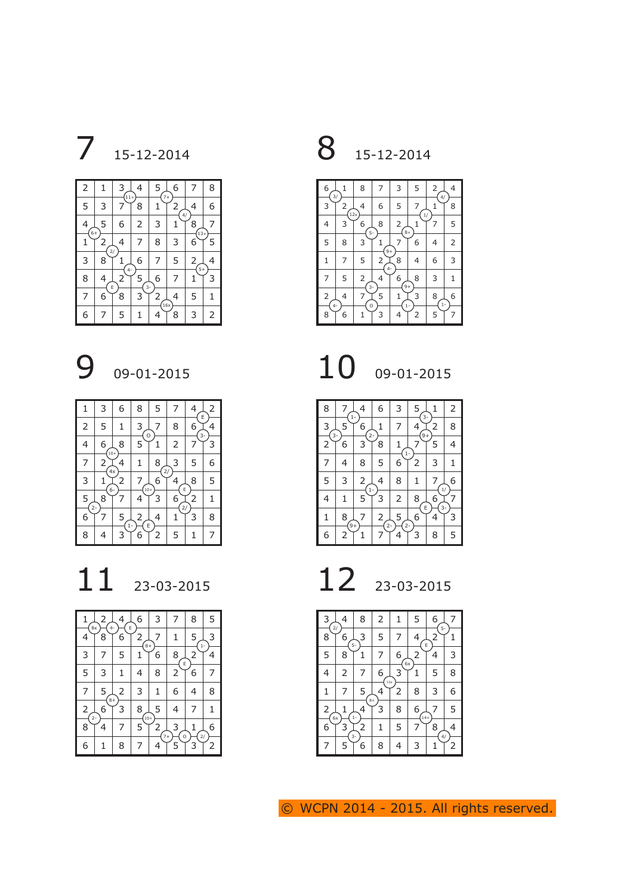## 7 15-12-2014

| | | | | | | | |
|---|---|---|---|---|---|---|---|
| 2 | 1 | 3 | 4 | 5 | 6 | 7 | 8 |
| 5 | 3 | 7 | 8 | 1 | 2 | 4 | 6 |
| 4 | 5 | 6 | 2 | 3 | 1 | 8 | 7 |
| 1 | 2 | 4 | 7 | 8 | 3 | 6 | 5 |
| 3 | 8 | 1 | 6 | 7 | 5 | 2 | 4 |
| 8 | 4 | 2 | 5 | 6 | 7 | 1 | 3 |
| 7 | 6 | 8 | 3 | 2 | 4 | 5 | 1 |
| 6 | 7 | 5 | 1 | 4 | 8 | 3 | 2 |

## 8 15-12-2014

| | | | | | | | |
|---|---|---|---|---|---|---|---|
| 6 | 1 | 8 | 7 | 3 | 5 | 2 | 4 |
| 3 | 2 | 4 | 6 | 5 | 7 | 1 | 8 |
| 4 | 3 | 6 | 8 | 2 | 1 | 7 | 5 |
| 5 | 8 | 3 | 1 | 7 | 6 | 4 | 2 |
| 1 | 7 | 5 | 2 | 8 | 4 | 6 | 3 |
| 7 | 5 | 2 | 4 | 6 | 8 | 3 | 1 |
| 2 | 4 | 7 | 5 | 1 | 3 | 8 | 6 |
| 8 | 6 | 1 | 3 | 4 | 2 | 5 | 7 |

## 9 09-01-2015

| | | | | | | | |
|---|---|---|---|---|---|---|---|
| 1 | 3 | 6 | 8 | 5 | 7 | 4 | 2 |
| 2 | 5 | 1 | 3 | 7 | 8 | 6 | 4 |
| 4 | 6 | 8 | 5 | 1 | 2 | 7 | 3 |
| 7 | 2 | 4 | 1 | 8 | 3 | 5 | 6 |
| 3 | 1 | 2 | 7 | 6 | 4 | 8 | 5 |
| 5 | 8 | 7 | 4 | 3 | 6 | 2 | 1 |
| 6 | 7 | 5 | 2 | 4 | 1 | 3 | 8 |
| 8 | 4 | 3 | 6 | 2 | 5 | 1 | 7 |

## 10 09-01-2015

| | | | | | | | |
|---|---|---|---|---|---|---|---|
| 8 | 7 | 4 | 6 | 3 | 5 | 1 | 2 |
| 3 | 5 | 6 | 1 | 7 | 4 | 2 | 8 |
| 2 | 6 | 3 | 8 | 1 | 7 | 5 | 4 |
| 7 | 4 | 8 | 5 | 6 | 2 | 3 | 1 |
| 5 | 3 | 2 | 4 | 8 | 1 | 7 | 6 |
| 4 | 1 | 5 | 3 | 2 | 8 | 6 | 7 |
| 1 | 8 | 7 | 2 | 5 | 6 | 4 | 3 |
| 6 | 2 | 1 | 7 | 4 | 3 | 8 | 5 |

## 11 23-03-2015

| | | | | | | | |
|---|---|---|---|---|---|---|---|
| 1 | 2 | 4 | 6 | 3 | 7 | 8 | 5 |
| 4 | 8 | 6 | 2 | 7 | 1 | 5 | 3 |
| 3 | 7 | 5 | 1 | 6 | 8 | 2 | 4 |
| 5 | 3 | 1 | 4 | 8 | 2 | 6 | 7 |
| 7 | 5 | 2 | 3 | 1 | 6 | 4 | 8 |
| 2 | 6 | 3 | 8 | 5 | 4 | 7 | 1 |
| 8 | 4 | 7 | 5 | 2 | 3 | 1 | 6 |
| 6 | 1 | 8 | 7 | 4 | 5 | 3 | 2 |

## 12 23-03-2015

| | | | | | | | |
|---|---|---|---|---|---|---|---|
| 3 | 4 | 8 | 2 | 1 | 5 | 6 | 7 |
| 8 | 6 | 3 | 5 | 7 | 4 | 2 | 1 |
| 5 | 8 | 1 | 7 | 6 | 2 | 4 | 3 |
| 4 | 2 | 7 | 6 | 3 | 1 | 5 | 8 |
| 1 | 7 | 5 | 4 | 2 | 8 | 3 | 6 |
| 2 | 1 | 4 | 3 | 8 | 6 | 7 | 5 |
| 6 | 3 | 2 | 1 | 5 | 7 | 8 | 4 |
| 7 | 5 | 6 | 8 | 4 | 3 | 1 | 2 |

© WCPN 2014 - 2015. All rights reserved.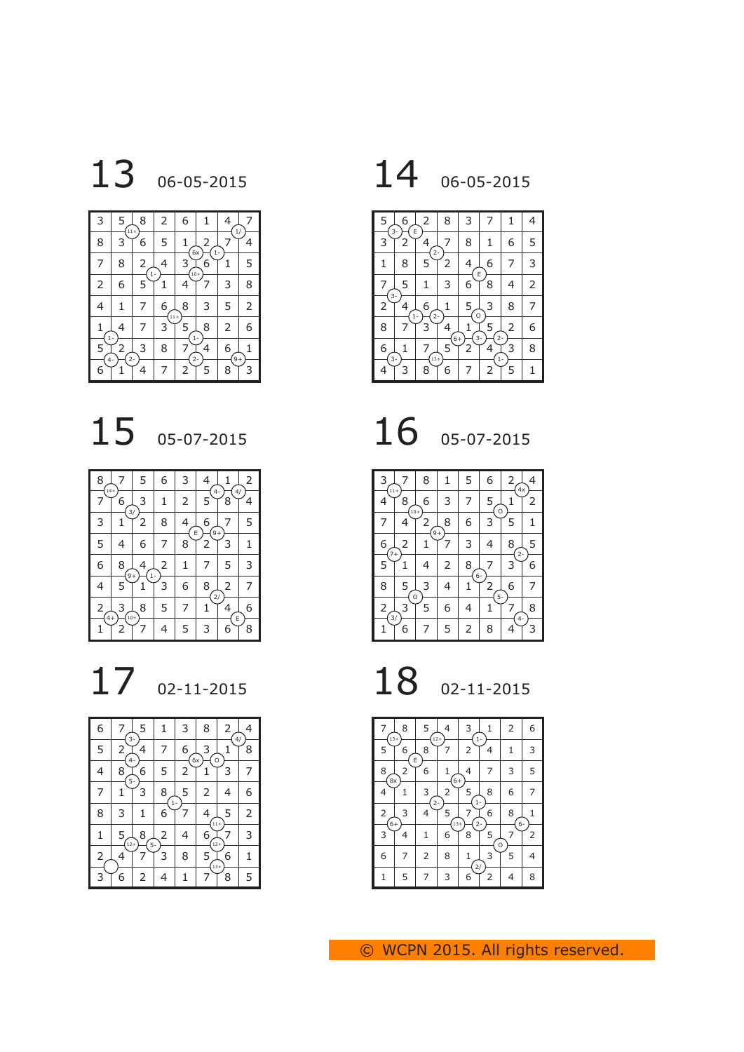# 13 06-05-2015

| | | | | | | | |
|---|---|---|---|---|---|---|---|
| 3 | 5 | 8 | 2 | 6 | 1 | 4 | 7 |
| 8 | 3 | 6 | 5 | 1 | 2 | 7 | 4 |
| 7 | 8 | 2 | 4 | 3 | 6 | 1 | 5 |
| 2 | 6 | 5 | 1 | 4 | 7 | 3 | 8 |
| 4 | 1 | 7 | 6 | 8 | 3 | 5 | 2 |
| 1 | 4 | 7 | 3 | 5 | 8 | 2 | 6 |
| 5 | 2 | 3 | 8 | 7 | 4 | 6 | 1 |
| 6 | 1 | 4 | 7 | 2 | 5 | 8 | 3 |

# 14 06-05-2015

| | | | | | | | |
|---|---|---|---|---|---|---|---|
| 5 | 6 | 2 | 8 | 3 | 7 | 1 | 4 |
| 3 | 2 | 4 | 7 | 8 | 1 | 6 | 5 |
| 1 | 8 | 5 | 2 | 4 | 6 | 7 | 3 |
| 7 | 5 | 1 | 3 | 6 | 8 | 4 | 2 |
| 2 | 4 | 6 | 1 | 5 | 3 | 8 | 7 |
| 8 | 7 | 3 | 4 | 1 | 5 | 2 | 6 |
| 6 | 1 | 7 | 5 | 2 | 4 | 3 | 8 |
| 4 | 3 | 8 | 6 | 7 | 2 | 5 | 1 |

# 15 05-07-2015

| | | | | | | | |
|---|---|---|---|---|---|---|---|
| 8 | 7 | 5 | 6 | 3 | 4 | 1 | 2 |
| 7 | 6 | 3 | 1 | 2 | 5 | 8 | 4 |
| 3 | 1 | 2 | 8 | 4 | 6 | 7 | 5 |
| 5 | 4 | 6 | 7 | 8 | 2 | 3 | 1 |
| 6 | 8 | 4 | 2 | 1 | 7 | 5 | 3 |
| 4 | 5 | 1 | 3 | 6 | 8 | 2 | 7 |
| 2 | 3 | 8 | 5 | 7 | 1 | 4 | 6 |
| 1 | 2 | 7 | 4 | 5 | 3 | 6 | 8 |

# 16 05-07-2015

| | | | | | | | |
|---|---|---|---|---|---|---|---|
| 3 | 7 | 8 | 1 | 5 | 6 | 2 | 4 |
| 4 | 8 | 6 | 3 | 7 | 5 | 1 | 2 |
| 7 | 4 | 2 | 8 | 6 | 3 | 5 | 1 |
| 6 | 2 | 1 | 7 | 3 | 4 | 8 | 5 |
| 5 | 1 | 4 | 2 | 8 | 7 | 3 | 6 |
| 8 | 5 | 3 | 4 | 1 | 2 | 6 | 7 |
| 2 | 3 | 5 | 6 | 4 | 1 | 7 | 8 |
| 1 | 6 | 7 | 5 | 2 | 8 | 4 | 3 |

# 17 02-11-2015

| | | | | | | | |
|---|---|---|---|---|---|---|---|
| 6 | 7 | 5 | 1 | 3 | 8 | 2 | 4 |
| 5 | 2 | 4 | 7 | 6 | 3 | 1 | 8 |
| 4 | 8 | 6 | 5 | 2 | 1 | 3 | 7 |
| 7 | 1 | 3 | 8 | 5 | 2 | 4 | 6 |
| 8 | 3 | 1 | 6 | 7 | 4 | 5 | 2 |
| 1 | 5 | 8 | 2 | 4 | 6 | 7 | 3 |
| 2 | 4 | 7 | 3 | 8 | 5 | 6 | 1 |
| 3 | 6 | 2 | 4 | 1 | 7 | 8 | 5 |

# 18 02-11-2015

| | | | | | | | |
|---|---|---|---|---|---|---|---|
| 7 | 8 | 5 | 4 | 3 | 1 | 2 | 6 |
| 5 | 6 | 8 | 7 | 2 | 4 | 1 | 3 |
| 8 | 2 | 6 | 1 | 4 | 7 | 3 | 5 |
| 4 | 1 | 3 | 2 | 5 | 8 | 6 | 7 |
| 2 | 3 | 4 | 5 | 7 | 6 | 8 | 1 |
| 3 | 4 | 1 | 6 | 8 | 5 | 7 | 2 |
| 6 | 7 | 2 | 8 | 1 | 3 | 5 | 4 |
| 1 | 5 | 7 | 3 | 6 | 2 | 4 | 8 |

© WCPN 2015. All rights reserved.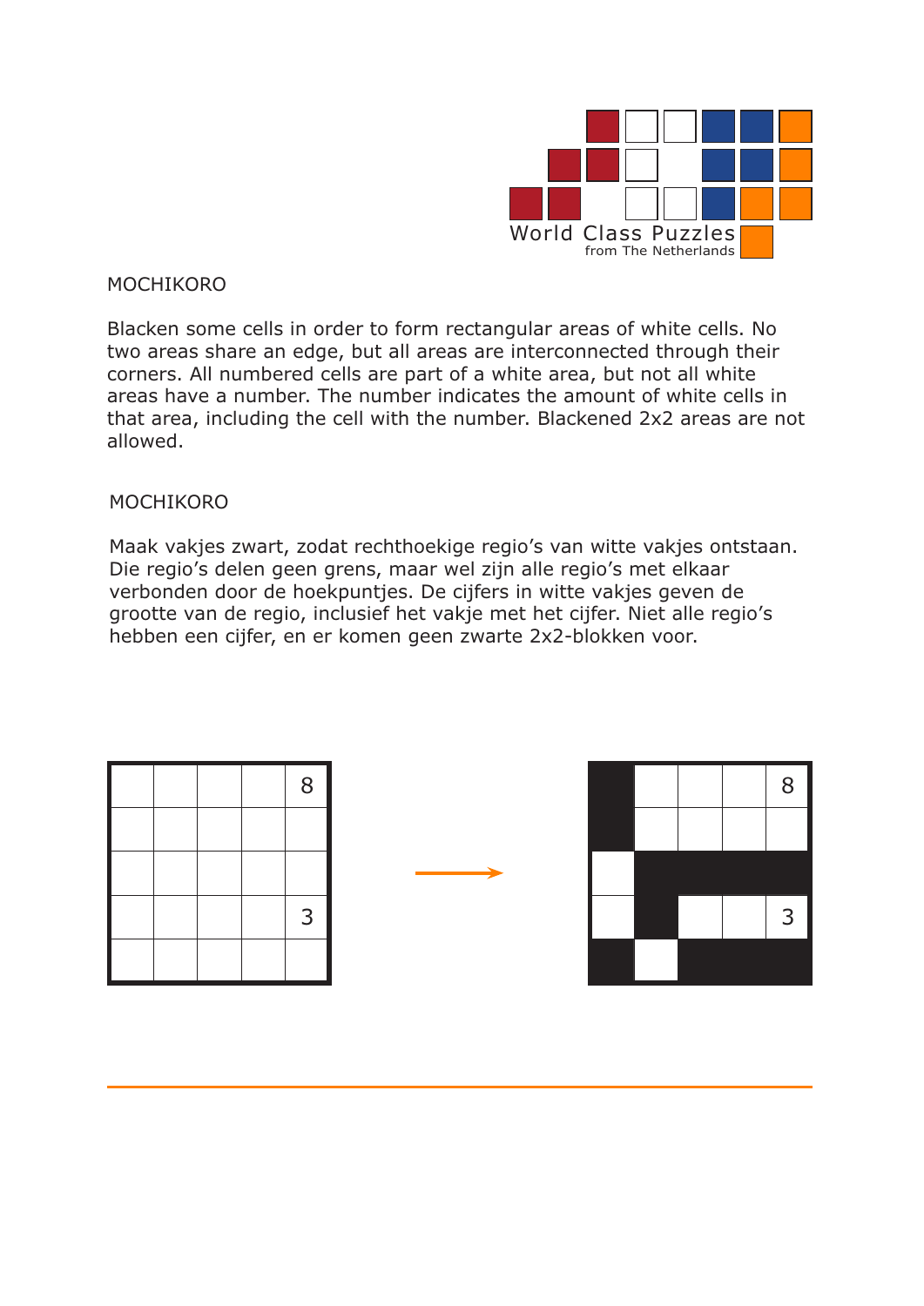# MOCHIKORO

Blacken some cells in order to form rectangular areas of white cells. No two areas share an edge, but all areas are interconnected through their corners. All numbered cells are part of a white area, but not all white areas have a number. The number indicates the amount of white cells in that area, including the cell with the number. Blackened 2x2 areas are not allowed.

# MOCHIKORO

Maak vakjes zwart, zodat rechthoekige regio's van witte vakjes ontstaan. Die regio's delen geen grens, maar wel zijn alle regio's met elkaar verbonden door de hoekpuntjes. De cijfers in witte vakjes geven de grootte van de regio, inclusief het vakje met het cijfer. Niet alle regio's hebben een cijfer, en er komen geen zwarte 2x2-blokken voor.

|   |   |   |   |   |
|---|---|---|---|---|
|   |   |   |   | 8 |
|   |   |   |   |   |
|   |   |   |   |   |
|   |   |   |   | 3 |
|   |   |   |   |   |

→

| ■ |   |   |   | 8 |
|---|---|---|---|---|
| ■ |   |   |   |   |
|   | ■ | ■ | ■ | ■ |
|   | ■ |   |   | 3 |
| ■ |   | ■ | ■ | ■ |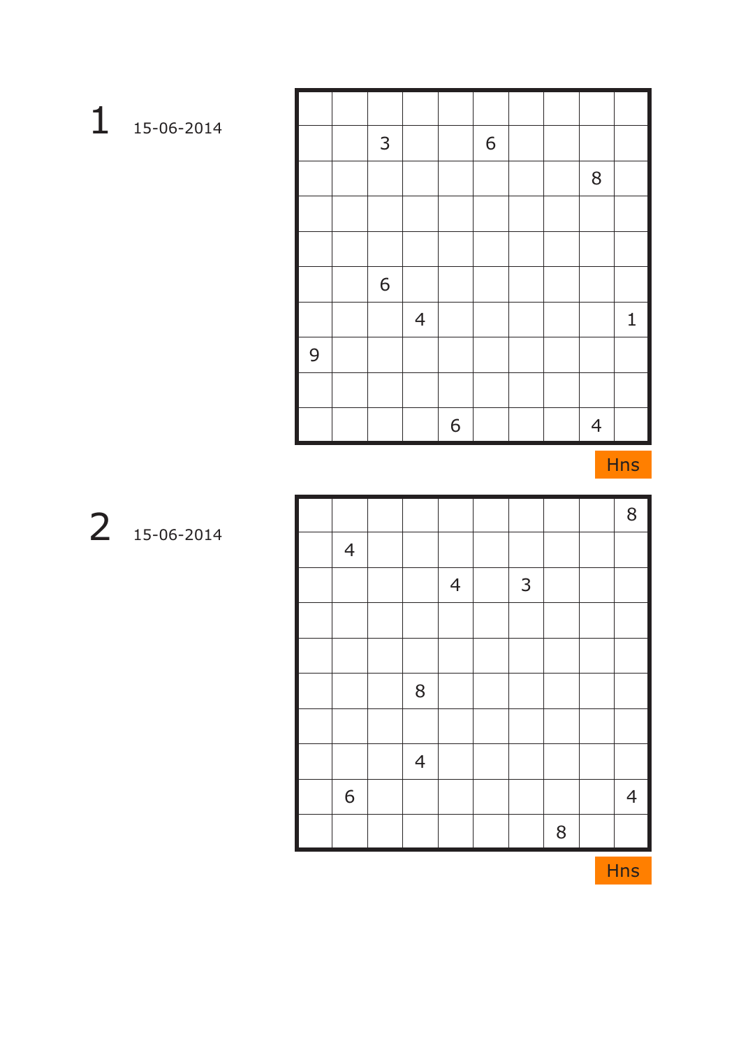## 1 15-06-2014

| | | | | | | | | | |
|---|---|---|---|---|---|---|---|---|---|
| | | | | | | | | | |
| | | 3 | | | 6 | | | | |
| | | | | | | | | 8 | |
| | | | | | | | | | |
| | | | | | | | | | |
| | | 6 | | | | | | | |
| | | | 4 | | | | | | 1 |
| 9 | | | | | | | | | |
| | | | | | | | | | |
| | | | | 6 | | | | 4 | |

Hns

## 2 15-06-2014

| | | | | | | | | | |
|---|---|---|---|---|---|---|---|---|---|
| | | | | | | | | | 8 |
| | 4 | | | | | | | | |
| | | | | 4 | | 3 | | | |
| | | | | | | | | | |
| | | | | | | | | | |
| | | | 8 | | | | | | |
| | | | | | | | | | |
| | | | 4 | | | | | | |
| | 6 | | | | | | | | 4 |
| | | | | | | | 8 | | |

Hns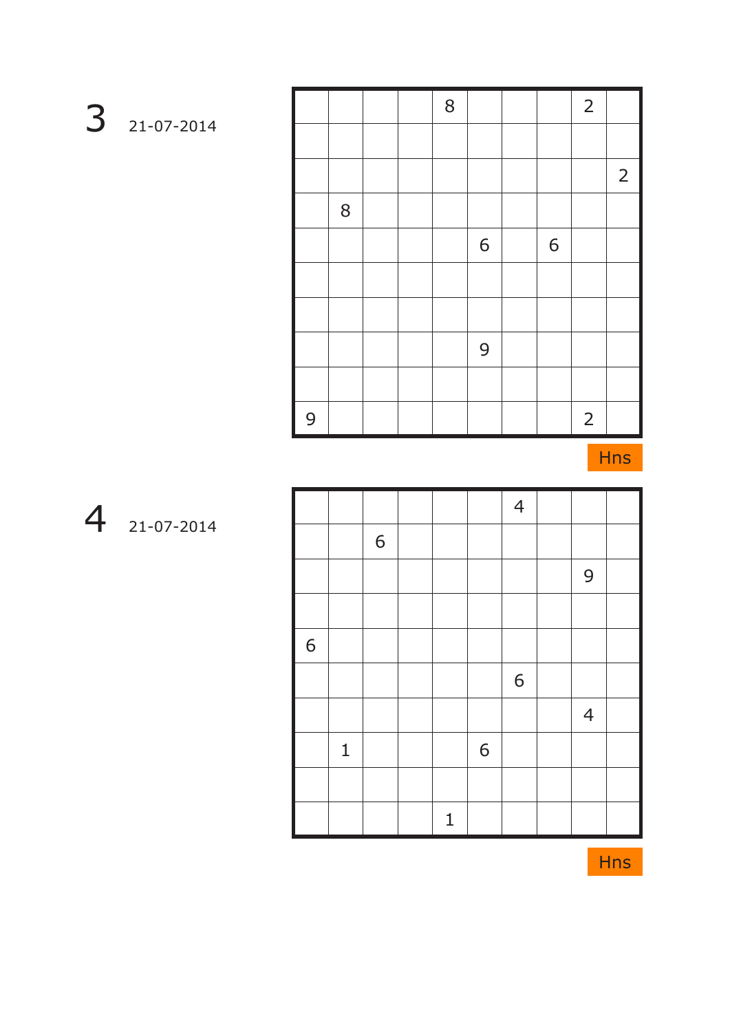## 3 21-07-2014

| | | | | | | | | | |
|---|---|---|---|---|---|---|---|---|---|
| | | | | 8 | | | | 2 | |
| | | | | | | | | | |
| | | | | | | | | | 2 |
| | 8 | | | | | | | | |
| | | | | | 6 | | 6 | | |
| | | | | | | | | | |
| | | | | | | | | | |
| | | | | | 9 | | | | |
| | | | | | | | | | |
| 9 | | | | | | | | 2 | |

Hns

## 4 21-07-2014

| | | | | | | | | | |
|---|---|---|---|---|---|---|---|---|---|
| | | | | | | 4 | | | |
| | | 6 | | | | | | | |
| | | | | | | | | 9 | |
| | | | | | | | | | |
| 6 | | | | | | | | | |
| | | | | | | 6 | | | |
| | | | | | | | | 4 | |
| | 1 | | | | 6 | | | | |
| | | | | | | | | | |
| | | | | 1 | | | | | |

Hns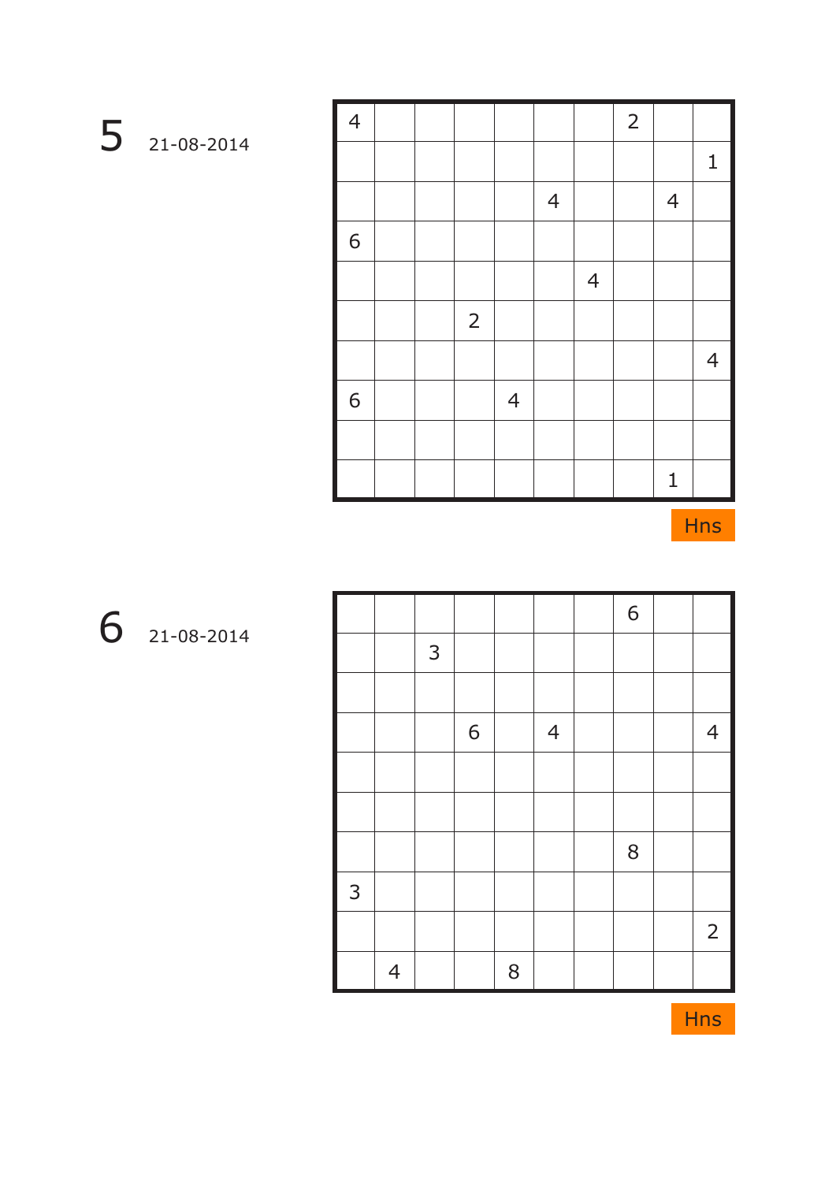## 5 21-08-2014

| | | | | | | | | | |
|---|---|---|---|---|---|---|---|---|---|
| 4 | | | | | | | 2 | | |
| | | | | | | | | | 1 |
| | | | | | 4 | | | 4 | |
| 6 | | | | | | | | | |
| | | | | | | 4 | | | |
| | | | 2 | | | | | | |
| | | | | | | | | | 4 |
| 6 | | | | 4 | | | | | |
| | | | | | | | | | |
| | | | | | | | | 1 | |

Hns

## 6 21-08-2014

| | | | | | | | | | |
|---|---|---|---|---|---|---|---|---|---|
| | | | | | | | 6 | | |
| | | 3 | | | | | | | |
| | | | | | | | | | |
| | | | 6 | | 4 | | | | 4 |
| | | | | | | | | | |
| | | | | | | | | | |
| | | | | | | | 8 | | |
| 3 | | | | | | | | | |
| | | | | | | | | | 2 |
| | 4 | | | 8 | | | | | |

Hns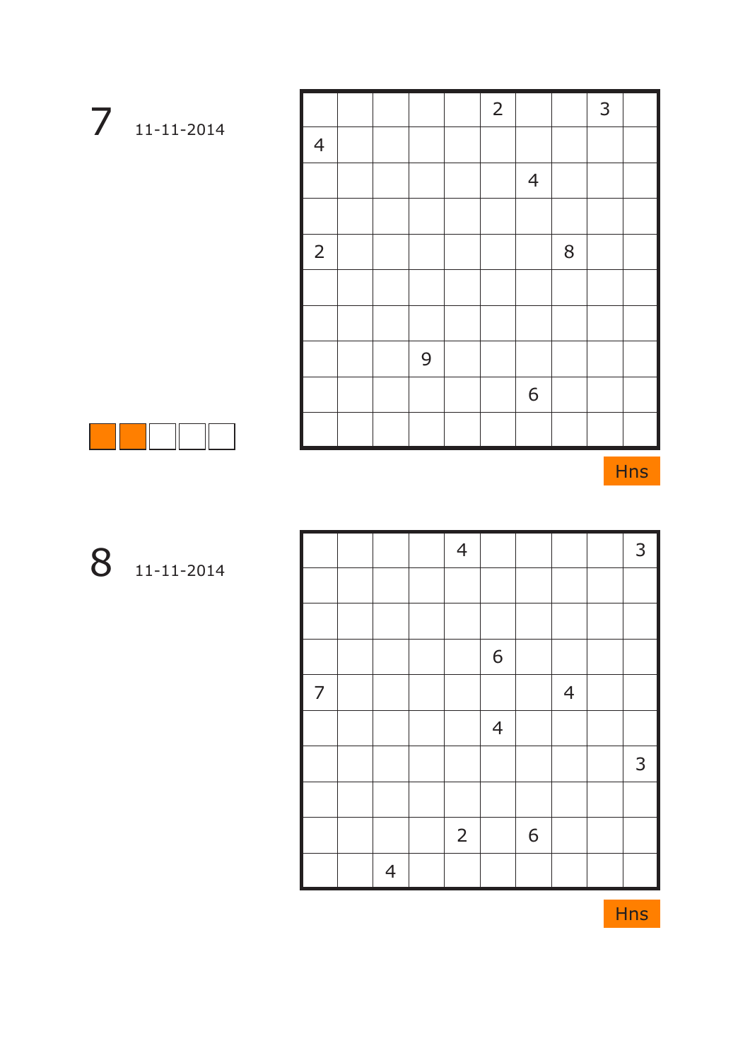# 7 11-11-2014

|   |   |   |   |   |   |   |   |   |   |
|---|---|---|---|---|---|---|---|---|---|
|   |   |   |   |   | 2 |   |   | 3 |   |
| 4 |   |   |   |   |   |   |   |   |   |
|   |   |   |   |   |   | 4 |   |   |   |
|   |   |   |   |   |   |   |   |   |   |
| 2 |   |   |   |   |   |   | 8 |   |   |
|   |   |   |   |   |   |   |   |   |   |
|   |   |   |   |   |   |   |   |   |   |
|   |   |   | 9 |   |   |   |   |   |   |
|   |   |   |   |   |   | 6 |   |   |   |
|   |   |   |   |   |   |   |   |   |   |

Hns

# 8 11-11-2014

|   |   |   |   |   |   |   |   |   |   |
|---|---|---|---|---|---|---|---|---|---|
|   |   |   |   | 4 |   |   |   |   | 3 |
|   |   |   |   |   |   |   |   |   |   |
|   |   |   |   |   |   |   |   |   |   |
|   |   |   |   |   | 6 |   |   |   |   |
| 7 |   |   |   |   |   |   | 4 |   |   |
|   |   |   |   |   | 4 |   |   |   |   |
|   |   |   |   |   |   |   |   |   | 3 |
|   |   |   |   |   |   |   |   |   |   |
|   |   |   |   | 2 |   | 6 |   |   |   |
|   |   | 4 |   |   |   |   |   |   |   |

Hns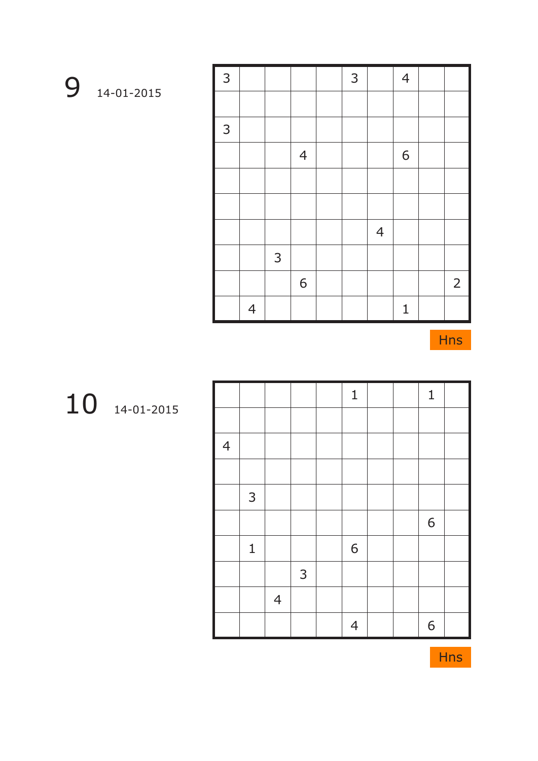# 9 14-01-2015

| | | | | | | | | | |
|---|---|---|---|---|---|---|---|---|---|
| 3 | | | | | 3 | | 4 | | |
| | | | | | | | | | |
| 3 | | | | | | | | | |
| | | | 4 | | | | 6 | | |
| | | | | | | | | | |
| | | | | | | | | | |
| | | | | | | 4 | | | |
| | | 3 | | | | | | | |
| | | | 6 | | | | | | 2 |
| | 4 | | | | | | 1 | | |

Hns

# 10 14-01-2015

| | | | | | | | | | |
|---|---|---|---|---|---|---|---|---|---|
| | | | | | 1 | | | 1 | |
| | | | | | | | | | |
| 4 | | | | | | | | | |
| | | | | | | | | | |
| | 3 | | | | | | | | |
| | | | | | | | | 6 | |
| | 1 | | | | 6 | | | | |
| | | | 3 | | | | | | |
| | | 4 | | | | | | | |
| | | | | | 4 | | | 6 | |

Hns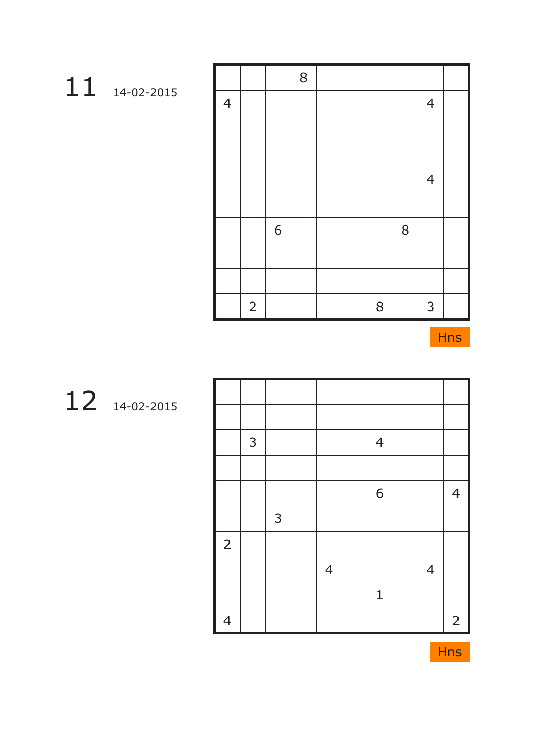## 11 14-02-2015

| | | | | | | | | | |
|---|---|---|---|---|---|---|---|---|---|
| | | | 8 | | | | | | |
| 4 | | | | | | | | 4 | |
| | | | | | | | | | |
| | | | | | | | | | |
| | | | | | | | | 4 | |
| | | | | | | | | | |
| | | 6 | | | | | 8 | | |
| | | | | | | | | | |
| | | | | | | | | | |
| | 2 | | | | | 8 | | 3 | |

Hns

## 12 14-02-2015

| | | | | | | | | | |
|---|---|---|---|---|---|---|---|---|---|
| | | | | | | | | | |
| | | | | | | | | | |
| | 3 | | | | | 4 | | | |
| | | | | | | | | | |
| | | | | | | 6 | | | 4 |
| | | 3 | | | | | | | |
| 2 | | | | | | | | | |
| | | | | 4 | | | | 4 | |
| | | | | | | 1 | | | |
| 4 | | | | | | | | | 2 |

Hns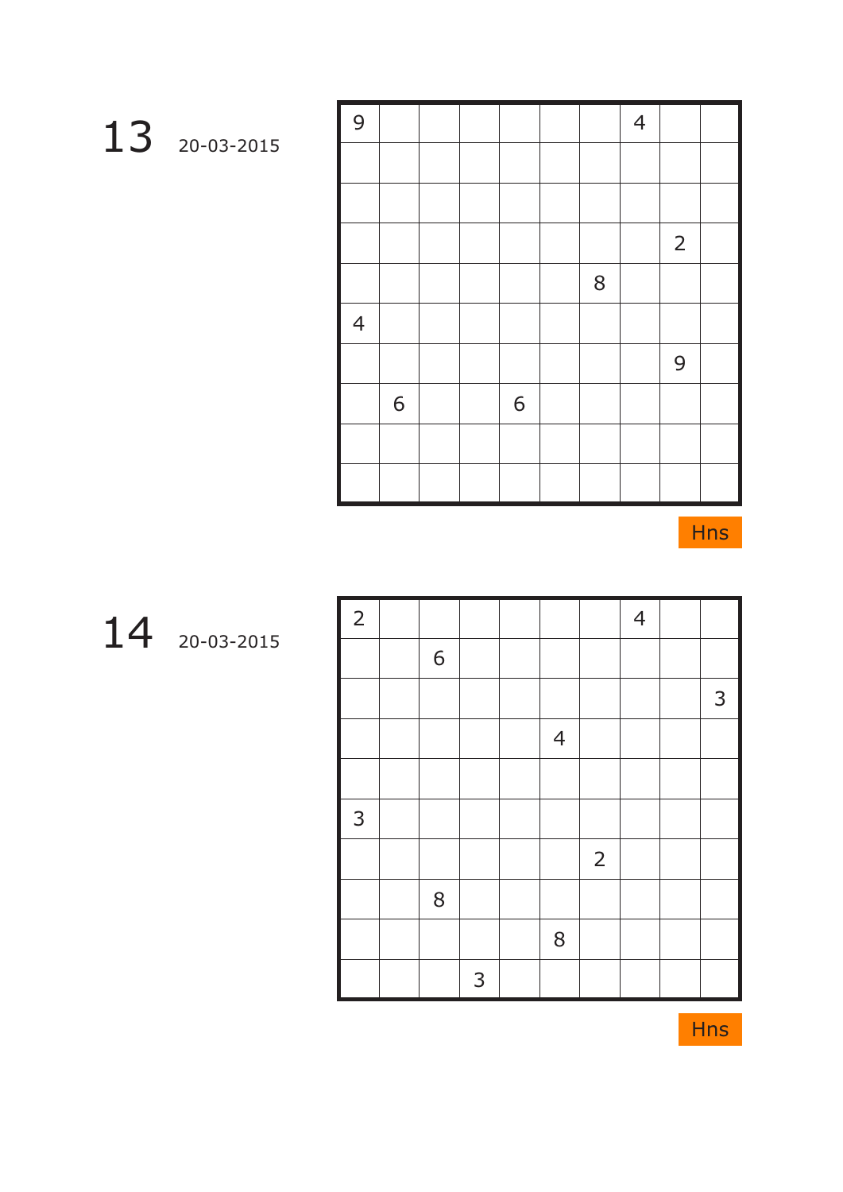**13** 20-03-2015

| | | | | | | | | | |
|---|---|---|---|---|---|---|---|---|---|
| 9 | | | | | | | 4 | | |
| | | | | | | | | | |
| | | | | | | | | | |
| | | | | | | | | 2 | |
| | | | | | | 8 | | | |
| 4 | | | | | | | | | |
| | | | | | | | | 9 | |
| | 6 | | | 6 | | | | | |
| | | | | | | | | | |
| | | | | | | | | | |

Hns

**14** 20-03-2015

| | | | | | | | | | |
|---|---|---|---|---|---|---|---|---|---|
| 2 | | | | | | | 4 | | |
| | | 6 | | | | | | | |
| | | | | | | | | | 3 |
| | | | | | 4 | | | | |
| | | | | | | | | | |
| 3 | | | | | | | | | |
| | | | | | | 2 | | | |
| | | 8 | | | | | | | |
| | | | | | 8 | | | | |
| | | | 3 | | | | | | |

Hns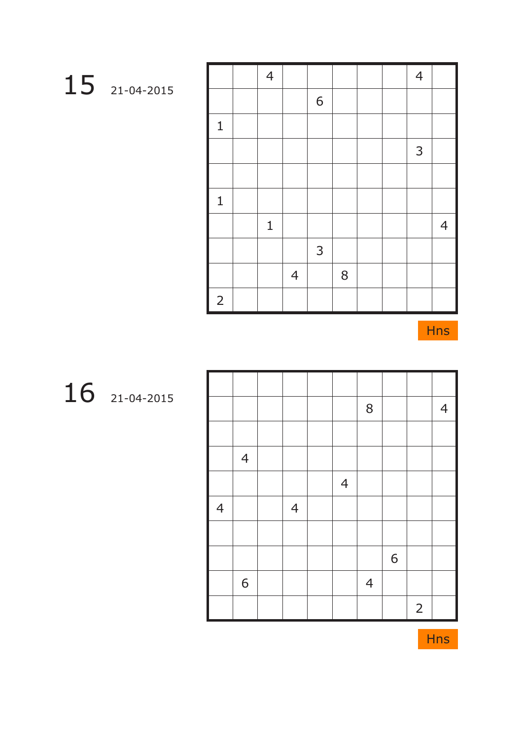## 15 21-04-2015

|   |   |   |   |   |   |   |   |   |   |
|---|---|---|---|---|---|---|---|---|---|
|   |   | 4 |   |   |   |   |   | 4 |   |
|   |   |   |   | 6 |   |   |   |   |   |
| 1 |   |   |   |   |   |   |   |   |   |
|   |   |   |   |   |   |   |   | 3 |   |
|   |   |   |   |   |   |   |   |   |   |
| 1 |   |   |   |   |   |   |   |   |   |
|   |   | 1 |   |   |   |   |   |   | 4 |
|   |   |   |   | 3 |   |   |   |   |   |
|   |   |   | 4 |   | 8 |   |   |   |   |
| 2 |   |   |   |   |   |   |   |   |   |

Hns

## 16 21-04-2015

|   |   |   |   |   |   |   |   |   |   |
|---|---|---|---|---|---|---|---|---|---|
|   |   |   |   |   |   |   |   |   |   |
|   |   |   |   |   |   | 8 |   |   | 4 |
|   |   |   |   |   |   |   |   |   |   |
|   | 4 |   |   |   |   |   |   |   |   |
|   |   |   |   |   | 4 |   |   |   |   |
| 4 |   |   | 4 |   |   |   |   |   |   |
|   |   |   |   |   |   |   |   |   |   |
|   |   |   |   |   |   |   | 6 |   |   |
|   | 6 |   |   |   |   | 4 |   |   |   |
|   |   |   |   |   |   |   |   | 2 |   |

Hns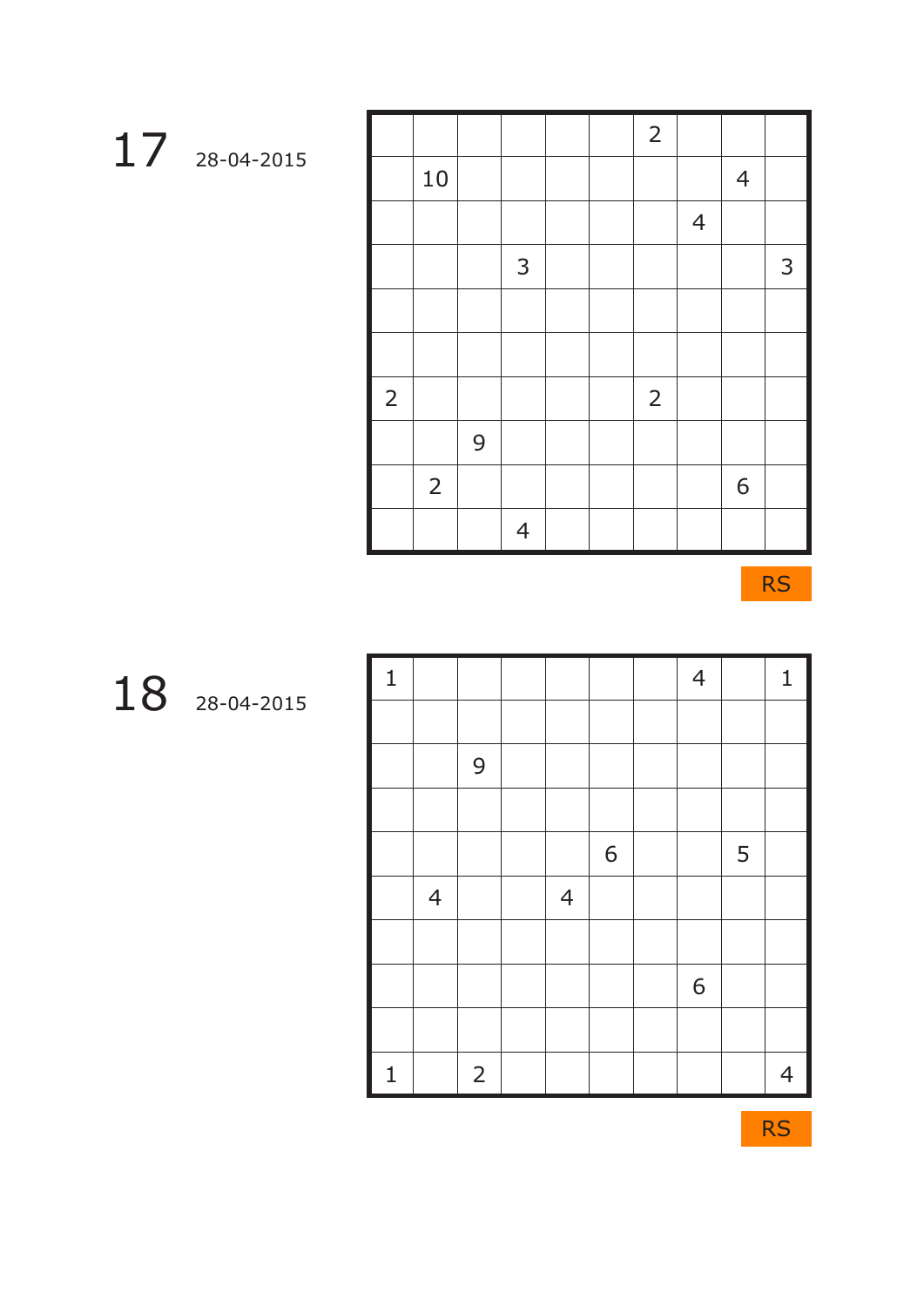## 17 28-04-2015

| | | | | | | | | | |
|---|---|---|---|---|---|---|---|---|---|
| | | | | | | 2 | | | |
| | 10 | | | | | | | 4 | |
| | | | | | | | 4 | | |
| | | | 3 | | | | | | 3 |
| | | | | | | | | | |
| | | | | | | | | | |
| 2 | | | | | | 2 | | | |
| | | 9 | | | | | | | |
| | 2 | | | | | | | 6 | |
| | | | 4 | | | | | | |

RS

## 18 28-04-2015

| | | | | | | | | | |
|---|---|---|---|---|---|---|---|---|---|
| 1 | | | | | | | 4 | | 1 |
| | | | | | | | | | |
| | | 9 | | | | | | | |
| | | | | | | | | | |
| | | | | | 6 | | | 5 | |
| | 4 | | | 4 | | | | | |
| | | | | | | | | | |
| | | | | | | | 6 | | |
| | | | | | | | | | |
| 1 | | 2 | | | | | | | 4 |

RS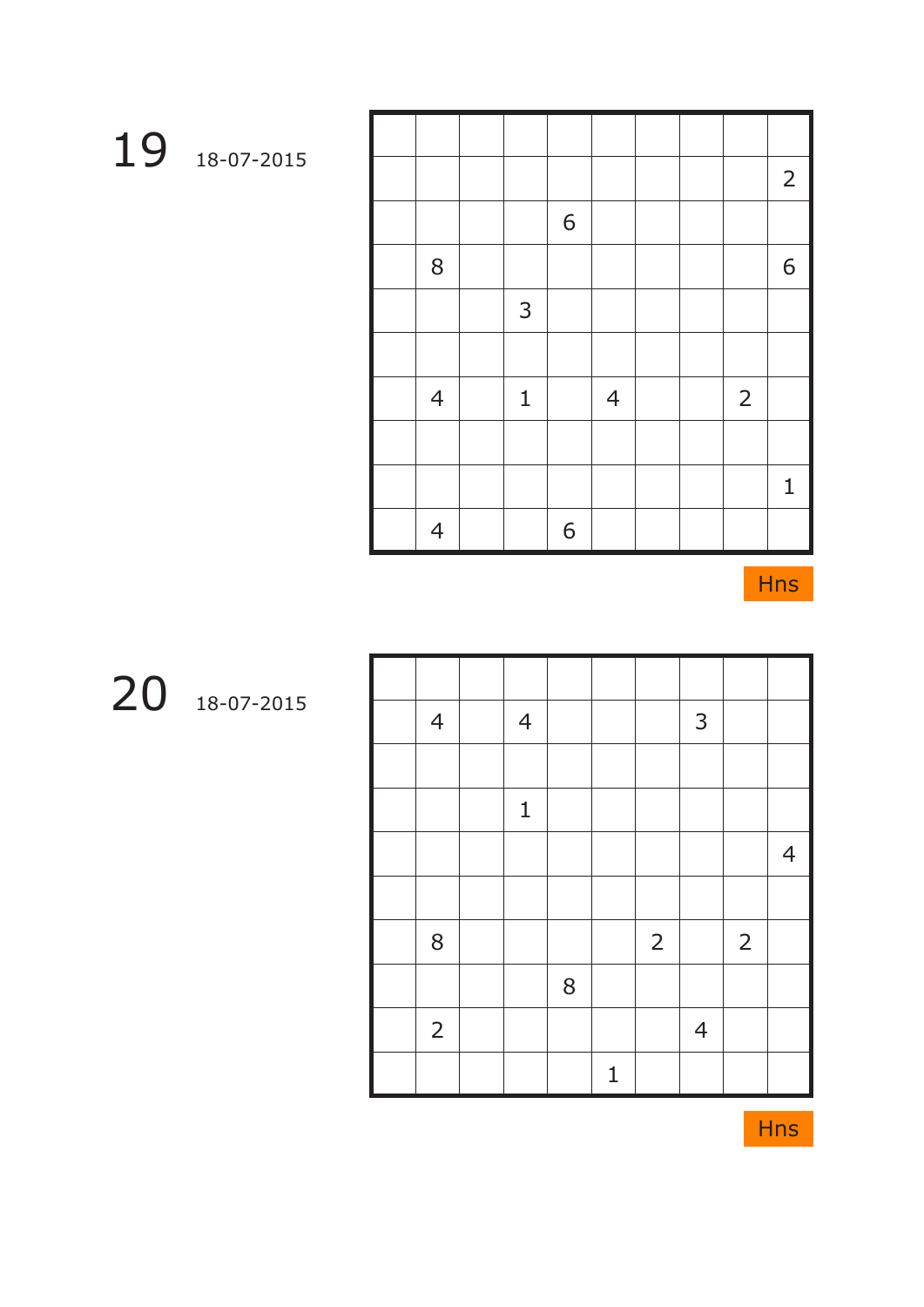# 19

18-07-2015

| | | | | | | | | | |
|---|---|---|---|---|---|---|---|---|---|
| | | | | | | | | | 2 |
| | | | | 6 | | | | | |
| | 8 | | | | | | | | 6 |
| | | | 3 | | | | | | |
| | | | | | | | | | |
| | 4 | | 1 | | 4 | | | 2 | |
| | | | | | | | | | |
| | | | | | | | | | 1 |
| | 4 | | | 6 | | | | | |

Hns

# 20

18-07-2015

| | | | | | | | | | |
|---|---|---|---|---|---|---|---|---|---|
| | 4 | | 4 | | | | 3 | | |
| | | | | | | | | | |
| | | | 1 | | | | | | |
| | | | | | | | | | 4 |
| | | | | | | | | | |
| | 8 | | | | | 2 | | 2 | |
| | | | | 8 | | | | | |
| | 2 | | | | | | 4 | | |
| | | | | | 1 | | | | |

Hns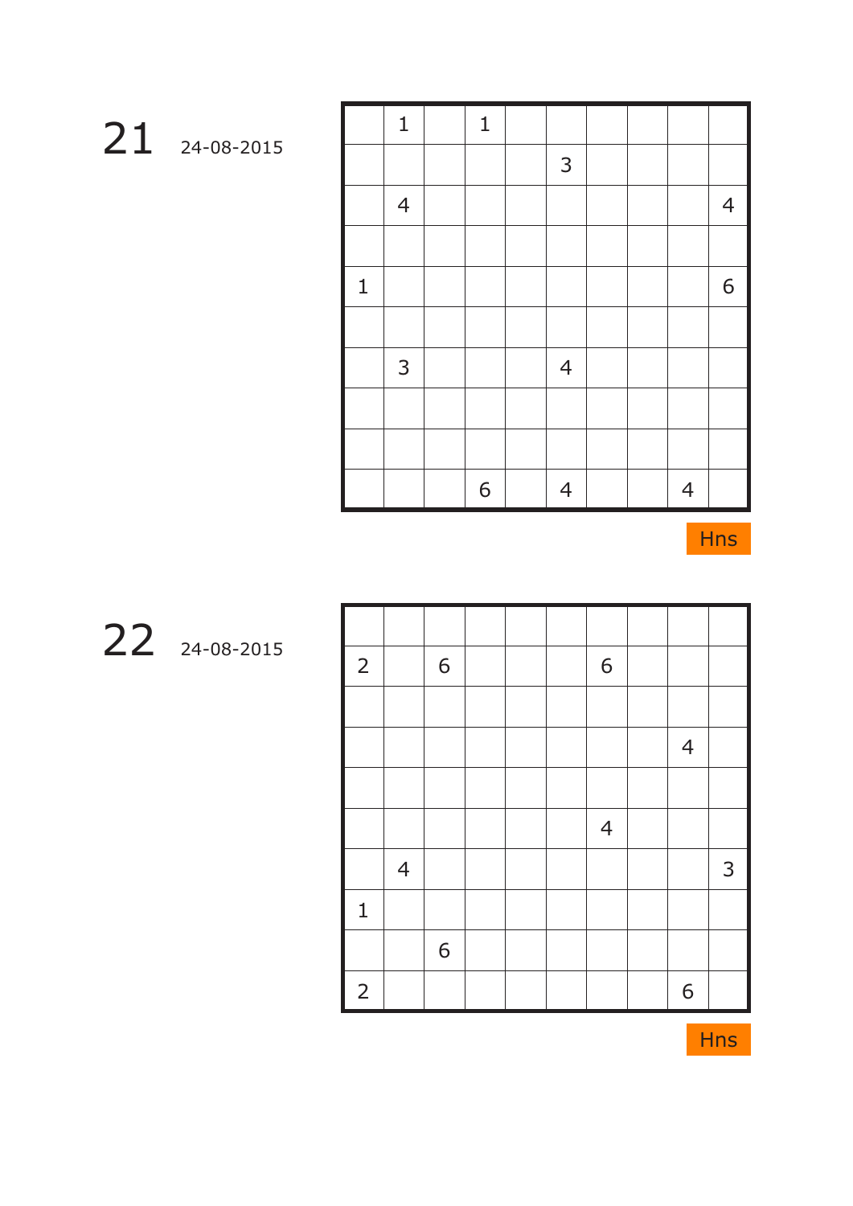## 21 24-08-2015

| | | | | | | | | | |
|---|---|---|---|---|---|---|---|---|---|
| | 1 | | 1 | | | | | | |
| | | | | | 3 | | | | |
| | 4 | | | | | | | | 4 |
| | | | | | | | | | |
| 1 | | | | | | | | | 6 |
| | | | | | | | | | |
| | 3 | | | | 4 | | | | |
| | | | | | | | | | |
| | | | | | | | | | |
| | | | 6 | | 4 | | | 4 | |

Hns

## 22 24-08-2015

| | | | | | | | | | |
|---|---|---|---|---|---|---|---|---|---|
| | | | | | | | | | |
| 2 | | 6 | | | | 6 | | | |
| | | | | | | | | | |
| | | | | | | | | 4 | |
| | | | | | | | | | |
| | | | | | | 4 | | | |
| | 4 | | | | | | | | 3 |
| 1 | | | | | | | | | |
| | | 6 | | | | | | | |
| 2 | | | | | | | | 6 | |

Hns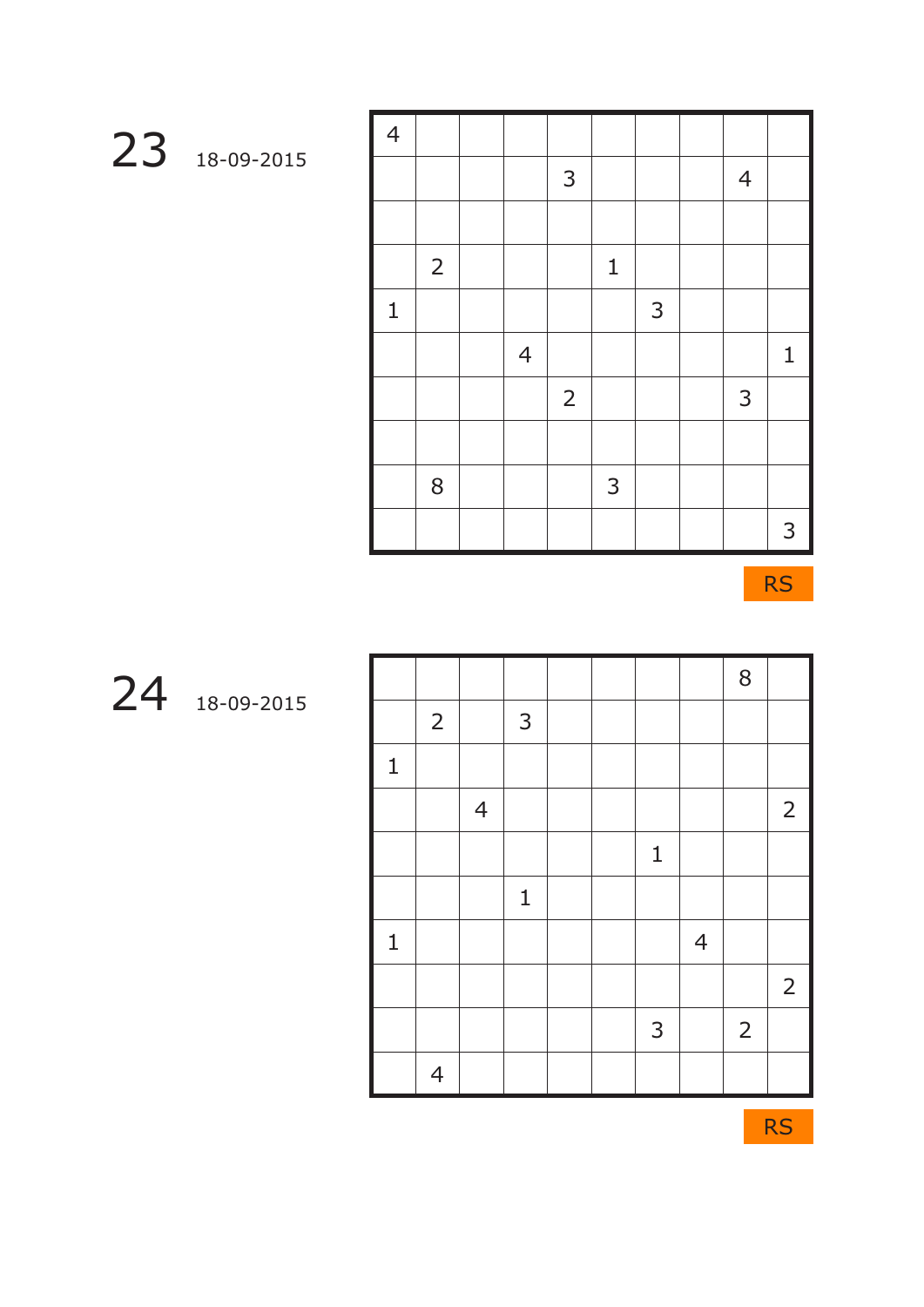## 23 18-09-2015

| | | | | | | | | | |
|---|---|---|---|---|---|---|---|---|---|
| 4 | | | | | | | | | |
| | | | | 3 | | | | 4 | |
| | | | | | | | | | |
| | 2 | | | | 1 | | | | |
| 1 | | | | | | 3 | | | |
| | | | 4 | | | | | | 1 |
| | | | | 2 | | | | 3 | |
| | | | | | | | | | |
| | 8 | | | | 3 | | | | |
| | | | | | | | | | 3 |

RS

## 24 18-09-2015

| | | | | | | | | | |
|---|---|---|---|---|---|---|---|---|---|
| | | | | | | | | 8 | |
| | 2 | | 3 | | | | | | |
| 1 | | | | | | | | | |
| | | 4 | | | | | | | 2 |
| | | | | | | 1 | | | |
| | | | 1 | | | | | | |
| 1 | | | | | | | 4 | | |
| | | | | | | | | | 2 |
| | | | | | | 3 | | 2 | |
| | 4 | | | | | | | | |

RS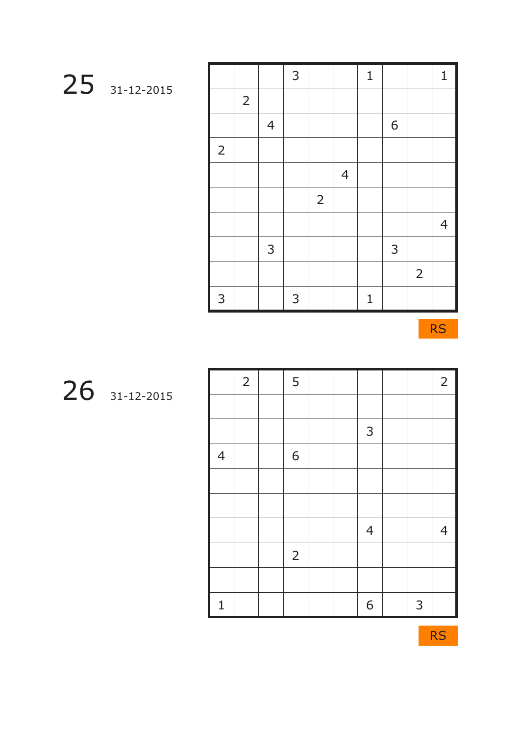## 25 31-12-2015

| | | | | | | | | | |
|---|---|---|---|---|---|---|---|---|---|
| | | | 3 | | | 1 | | | 1 |
| | 2 | | | | | | | | |
| | | 4 | | | | | 6 | | |
| 2 | | | | | | | | | |
| | | | | | 4 | | | | |
| | | | | 2 | | | | | |
| | | | | | | | | | 4 |
| | | 3 | | | | | 3 | | |
| | | | | | | | | 2 | |
| 3 | | | 3 | | | 1 | | | |

RS

## 26 31-12-2015

| | | | | | | | | | |
|---|---|---|---|---|---|---|---|---|---|
| | 2 | | 5 | | | | | | 2 |
| | | | | | | | | | |
| | | | | | | 3 | | | |
| 4 | | | 6 | | | | | | |
| | | | | | | | | | |
| | | | | | | | | | |
| | | | | | | 4 | | | 4 |
| | | | 2 | | | | | | |
| | | | | | | | | | |
| 1 | | | | | | 6 | | 3 | |

RS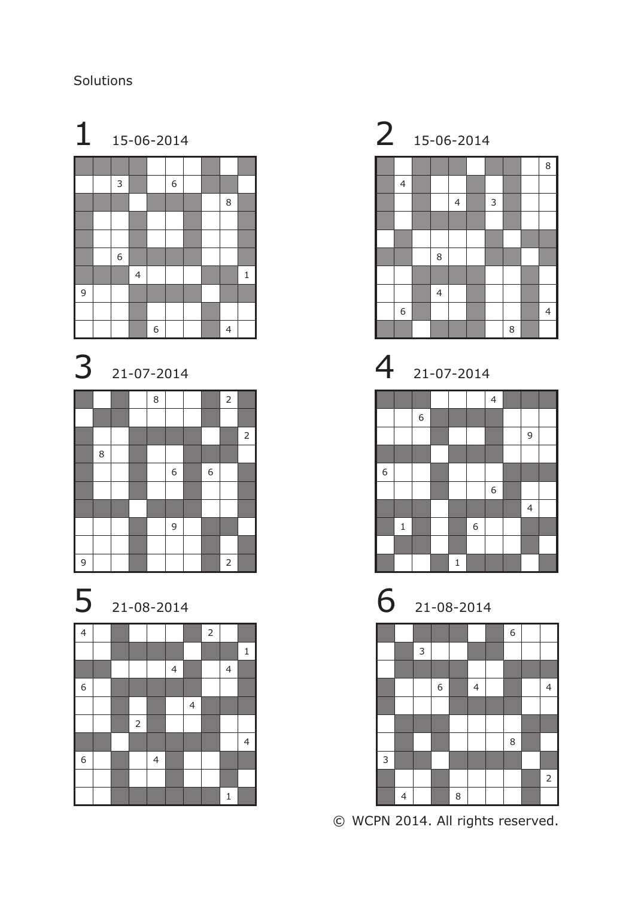Solutions

## 1 15-06-2014

| ■ | ■ | ■ | ■ |  |  |  | ■ |  | ■ |
|---|---|---|---|---|---|---|---|---|---|
|  |  | 3 | ■ |  | 6 |  | ■ | ■ |  |
| ■ | ■ | ■ |  | ■ | ■ | ■ |  | 8 | ■ |
| ■ |  |  | ■ |  |  | ■ |  |  | ■ |
| ■ |  |  | ■ |  |  | ■ |  |  | ■ |
| ■ |  | 6 | ■ | ■ | ■ | ■ |  |  | ■ |
| ■ | ■ | ■ | 4 |  |  |  | ■ | ■ | 1 |
| 9 |  |  | ■ | ■ | ■ | ■ |  | ■ | ■ |
|  |  |  | ■ |  |  |  | ■ |  |  |
|  |  |  | ■ | 6 |  |  | ■ | 4 |  |

## 2 15-06-2014

| ■ |  | ■ | ■ | ■ |  | ■ | ■ |  | 8 |
|---|---|---|---|---|---|---|---|---|---|
| ■ | 4 | ■ |  |  | ■ |  | ■ |  |  |
| ■ |  | ■ |  | 4 | ■ | 3 | ■ |  |  |
| ■ |  | ■ | ■ | ■ | ■ |  | ■ |  |  |
|  | ■ |  |  |  |  | ■ |  | ■ | ■ |
| ■ | ■ |  | 8 |  |  | ■ | ■ |  | ■ |
|  |  | ■ | ■ | ■ | ■ |  |  | ■ |  |
|  |  | ■ | 4 |  | ■ |  |  | ■ |  |
|  | 6 | ■ |  |  | ■ |  |  | ■ | 4 |
| ■ | ■ |  | ■ | ■ | ■ |  | 8 | ■ |  |

## 3 21-07-2014

| ■ |  | ■ |  | 8 |  |  | ■ | 2 | ■ |
|---|---|---|---|---|---|---|---|---|---|
|  | ■ | ■ |  |  |  |  | ■ |  | ■ |
| ■ |  |  | ■ | ■ | ■ | ■ |  | ■ | 2 |
| ■ | 8 |  | ■ |  |  | ■ | ■ | ■ |  |
| ■ |  |  | ■ |  | 6 | ■ | 6 |  | ■ |
| ■ |  |  | ■ |  |  | ■ |  |  | ■ |
| ■ | ■ | ■ |  | ■ | ■ | ■ |  |  | ■ |
|  |  |  | ■ |  | 9 |  | ■ | ■ |  |
|  |  |  | ■ |  |  |  | ■ |  | ■ |
| 9 |  |  | ■ |  |  |  | ■ | 2 | ■ |

## 4 21-07-2014

| ■ | ■ | ■ |  |  |  | 4 | ■ | ■ | ■ |
|---|---|---|---|---|---|---|---|---|---|
|  |  | 6 | ■ | ■ | ■ | ■ |  |  |  |
|  |  |  | ■ |  |  | ■ |  | 9 |  |
| ■ | ■ | ■ |  | ■ | ■ | ■ |  |  |  |
| 6 |  |  | ■ |  |  |  | ■ | ■ | ■ |
|  |  |  | ■ |  |  | 6 | ■ |  |  |
| ■ | ■ | ■ |  | ■ | ■ | ■ | ■ | 4 |  |
| ■ | 1 | ■ |  | ■ | 6 |  |  | ■ | ■ |
|  | ■ | ■ |  | ■ |  |  |  | ■ |  |
| ■ |  |  | ■ | 1 | ■ | ■ | ■ |  | ■ |

## 5 21-08-2014

| 4 |  | ■ |  |  |  | ■ | 2 |  | ■ |
|---|---|---|---|---|---|---|---|---|---|
|  |  | ■ | ■ | ■ | ■ |  | ■ | ■ | 1 |
| ■ | ■ |  |  |  | 4 | ■ |  | 4 | ■ |
| 6 |  | ■ | ■ | ■ | ■ | ■ |  |  | ■ |
|  |  | ■ |  | ■ |  | 4 | ■ | ■ | ■ |
|  |  | ■ | 2 | ■ |  |  | ■ |  |  |
| ■ | ■ |  | ■ | ■ | ■ | ■ | ■ |  | 4 |
| 6 |  | ■ |  | 4 | ■ |  |  | ■ | ■ |
|  |  | ■ |  |  | ■ |  |  | ■ |  |
|  |  | ■ | ■ | ■ | ■ | ■ | ■ | 1 | ■ |

## 6 21-08-2014

| ■ |  | ■ | ■ | ■ |  | ■ | 6 |  |  |
|---|---|---|---|---|---|---|---|---|---|
|  | ■ | 3 |  |  | ■ | ■ |  |  |  |
|  | ■ | ■ | ■ | ■ |  |  | ■ | ■ | ■ |
| ■ |  |  | 6 | ■ | 4 |  | ■ |  | 4 |
| ■ |  |  |  | ■ | ■ | ■ | ■ |  |  |
|  | ■ | ■ | ■ |  |  |  |  | ■ | ■ |
|  | ■ |  | ■ |  |  |  | 8 | ■ |  |
| 3 | ■ | ■ |  | ■ | ■ | ■ | ■ |  | ■ |
| ■ |  |  | ■ |  |  |  |  | ■ | 2 |
| ■ | 4 |  | ■ | 8 |  |  |  | ■ |  |

© WCPN 2014. All rights reserved.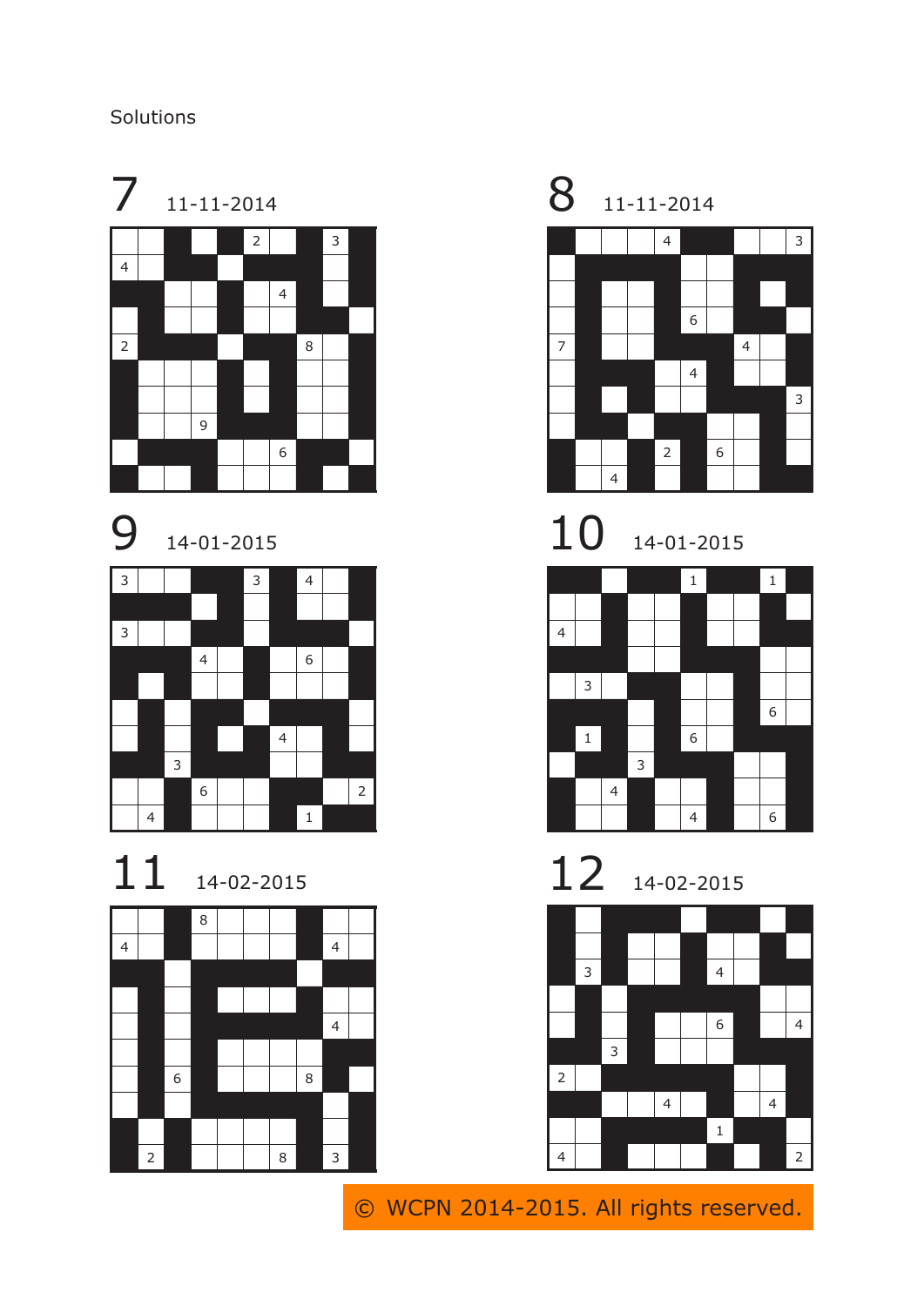Solutions

## 7 11-11-2014

## 8 11-11-2014

## 9 14-01-2015

## 10 14-01-2015

## 11 14-02-2015

## 12 14-02-2015

© WCPN 2014-2015. All rights reserved.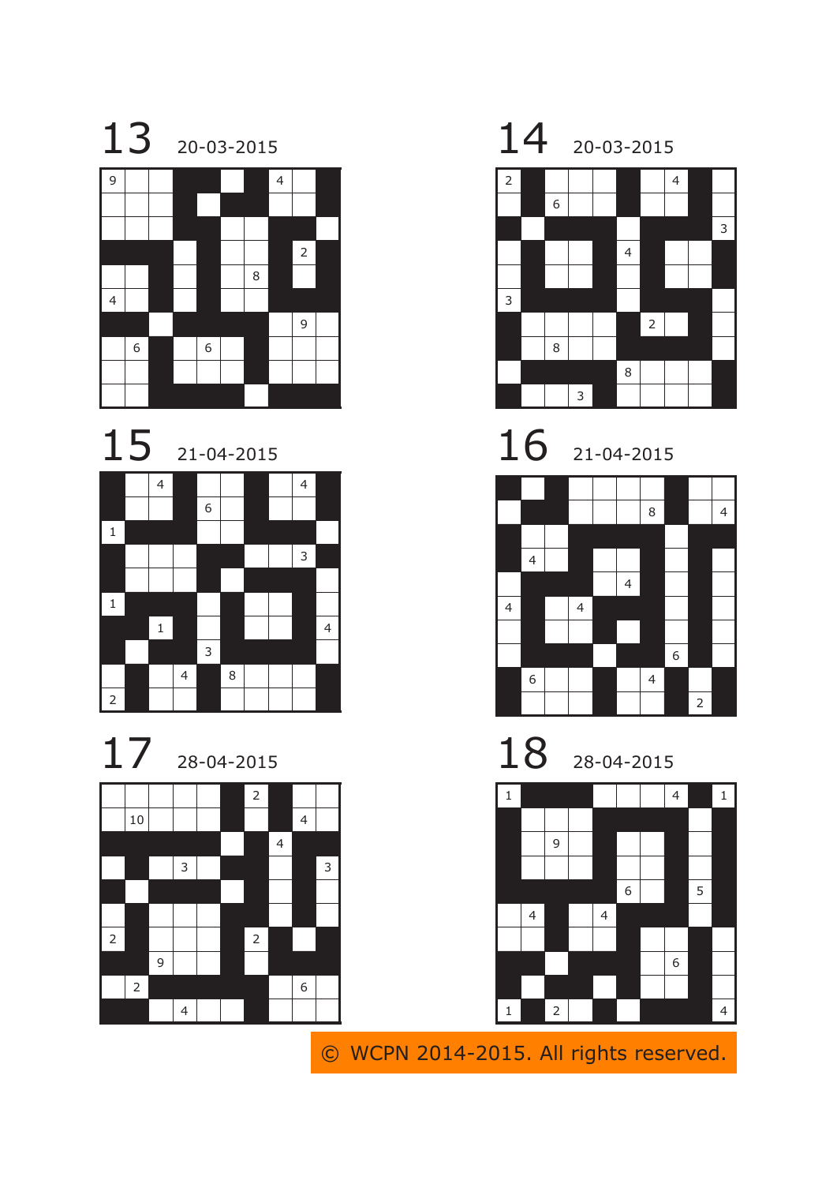## 13 20-03-2015

| | | | | | | | | | |
|---|---|---|---|---|---|---|---|---|---|
| 9 | | | ■ | ■ | | ■ | 4 | | ■ |
| | | | ■ | | ■ | ■ | | | ■ |
| | | | ■ | ■ | | | ■ | ■ | |
| ■ | ■ | ■ | | ■ | | | ■ | 2 | ■ |
| | | ■ | | ■ | | 8 | ■ | | ■ |
| 4 | | ■ | | ■ | | | ■ | ■ | ■ |
| ■ | ■ | | ■ | ■ | ■ | ■ | | 9 | |
| | 6 | ■ | | 6 | | ■ | | | |
| | | ■ | | | | ■ | | | |
| | | ■ | ■ | ■ | ■ | | ■ | ■ | ■ |

## 14 20-03-2015

| | | | | | | | | | |
|---|---|---|---|---|---|---|---|---|---|
| 2 | ■ | | | | ■ | | 4 | ■ | |
| | ■ | 6 | | | ■ | | | ■ | |
| ■ | | ■ | ■ | ■ | | ■ | ■ | ■ | 3 |
| | ■ | | | ■ | 4 | ■ | | | ■ |
| | ■ | | | ■ | | ■ | | | ■ |
| 3 | ■ | ■ | ■ | ■ | | ■ | ■ | ■ | |
| ■ | | | | | ■ | 2 | | ■ | |
| ■ | | 8 | | | ■ | ■ | ■ | ■ | |
| | ■ | ■ | ■ | ■ | 8 | | | | ■ |
| ■ | | | 3 | ■ | | | | | ■ |

## 15 21-04-2015

| | | | | | | | | | |
|---|---|---|---|---|---|---|---|---|---|
| ■ | | 4 | ■ | | | ■ | | 4 | ■ |
| ■ | | | ■ | 6 | | ■ | | | ■ |
| 1 | ■ | ■ | ■ | | | ■ | ■ | ■ | |
| ■ | | | | ■ | ■ | | | 3 | ■ |
| ■ | | | | ■ | | ■ | ■ | ■ | |
| 1 | ■ | ■ | ■ | | ■ | | | ■ | |
| ■ | ■ | 1 | ■ | | ■ | | | ■ | 4 |
| ■ | | ■ | ■ | 3 | ■ | ■ | ■ | ■ | |
| | ■ | | 4 | ■ | 8 | | | | ■ |
| 2 | ■ | | | ■ | | | | | ■ |

## 16 21-04-2015

| | | | | | | | | | |
|---|---|---|---|---|---|---|---|---|---|
| ■ | | ■ | | | | | ■ | | |
| | ■ | ■ | | | | 8 | ■ | | 4 |
| ■ | | | ■ | ■ | ■ | ■ | | ■ | ■ |
| ■ | 4 | | ■ | | | ■ | | ■ | |
| | ■ | ■ | ■ | | 4 | ■ | | ■ | |
| 4 | ■ | | 4 | ■ | ■ | ■ | | ■ | |
| | ■ | | | ■ | | ■ | | ■ | |
| | ■ | ■ | ■ | | ■ | ■ | 6 | ■ | |
| ■ | 6 | | | ■ | | 4 | ■ | | ■ |
| ■ | | | | ■ | | | ■ | 2 | ■ |

## 17 28-04-2015

| | | | | | | | | | |
|---|---|---|---|---|---|---|---|---|---|
| | | | | | ■ | 2 | ■ | | |
| | 10 | | | | ■ | | ■ | 4 | |
| ■ | ■ | ■ | ■ | ■ | | ■ | 4 | ■ | ■ |
| | ■ | | 3 | | ■ | ■ | | ■ | 3 |
| ■ | | ■ | ■ | ■ | | ■ | | ■ | |
| | ■ | | | | ■ | ■ | | ■ | |
| 2 | ■ | | | | ■ | 2 | ■ | | ■ |
| ■ | ■ | 9 | | | ■ | | ■ | ■ | ■ |
| | 2 | ■ | ■ | ■ | ■ | ■ | | 6 | |
| ■ | ■ | | 4 | | | ■ | | | |

## 18 28-04-2015

| | | | | | | | | | |
|---|---|---|---|---|---|---|---|---|---|
| 1 | ■ | ■ | ■ | | | | 4 | ■ | 1 |
| ■ | | | | ■ | ■ | ■ | ■ | | ■ |
| ■ | | 9 | | ■ | | | ■ | | ■ |
| ■ | | | | ■ | | | ■ | | ■ |
| ■ | ■ | ■ | ■ | ■ | 6 | | ■ | 5 | ■ |
| | 4 | ■ | | 4 | ■ | ■ | ■ | | ■ |
| | | ■ | | | ■ | | | ■ | |
| ■ | ■ | | ■ | ■ | ■ | | 6 | ■ | |
| ■ | | ■ | ■ | | ■ | | | ■ | |
| 1 | ■ | 2 | | ■ | | ■ | ■ | ■ | 4 |

© WCPN 2014-2015. All rights reserved.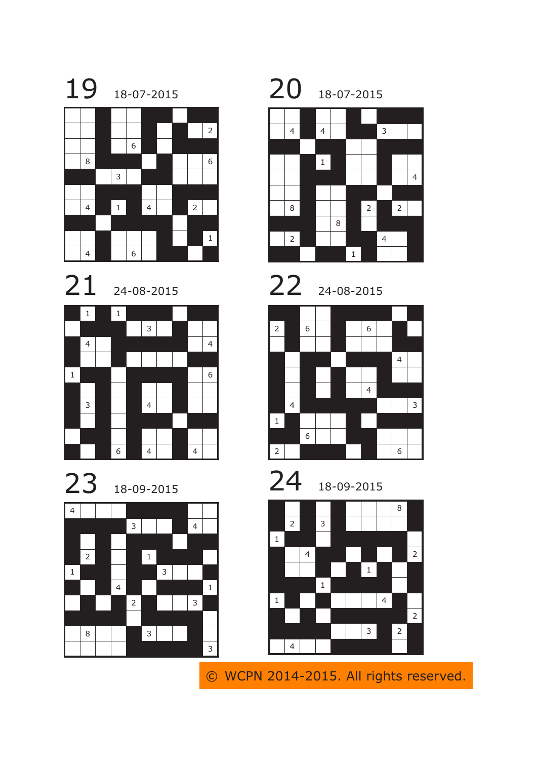## 19 18-07-2015

## 20 18-07-2015

## 21 24-08-2015

## 22 24-08-2015

## 23 18-09-2015

## 24 18-09-2015

© WCPN 2014-2015. All rights reserved.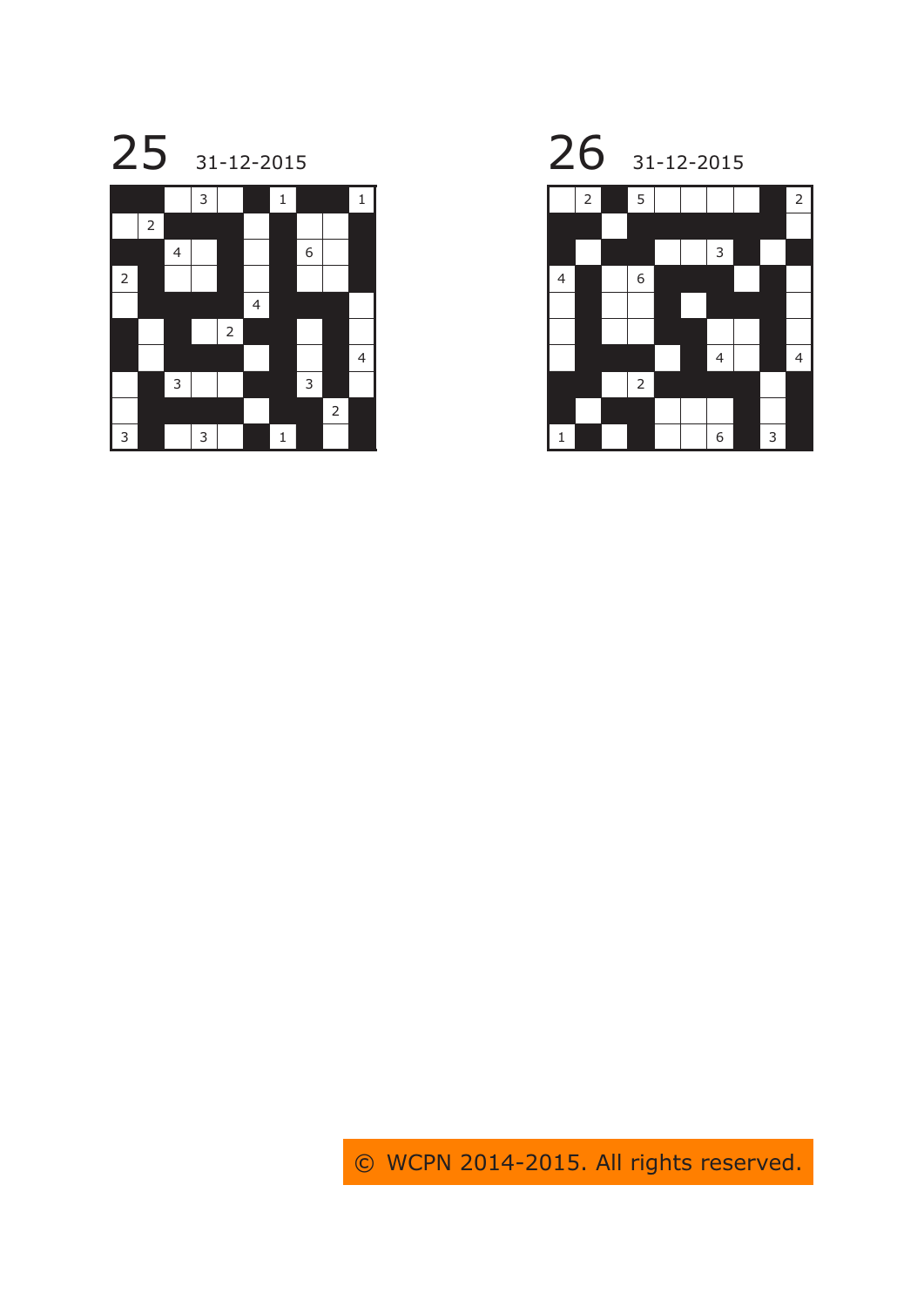## 25 31-12-2015

| | | | | | | | | | |
|---|---|---|---|---|---|---|---|---|---|
| | | | 3 | | | 1 | | | 1 |
| | 2 | | | | | | | | |
| | | 4 | | | | | 6 | | |
| 2 | | | | | | | | | |
| | | | | | 4 | | | | |
| | | | | 2 | | | | | |
| | | | | | | | | | 4 |
| | | 3 | | | | | 3 | | |
| | | | | | | | | 2 | |
| 3 | | | 3 | | | 1 | | | |

## 26 31-12-2015

| | | | | | | | | | |
|---|---|---|---|---|---|---|---|---|---|
| | 2 | | 5 | | | | | | 2 |
| | | | | | | | | | |
| | | | | | | 3 | | | |
| 4 | | | 6 | | | | | | |
| | | | | | | | | | |
| | | | | | | | | | |
| | | | | | | 4 | | | 4 |
| | | | 2 | | | | | | |
| | | | | | | | | | |
| 1 | | | | | | 6 | | 3 | |

© WCPN 2014-2015. All rights reserved.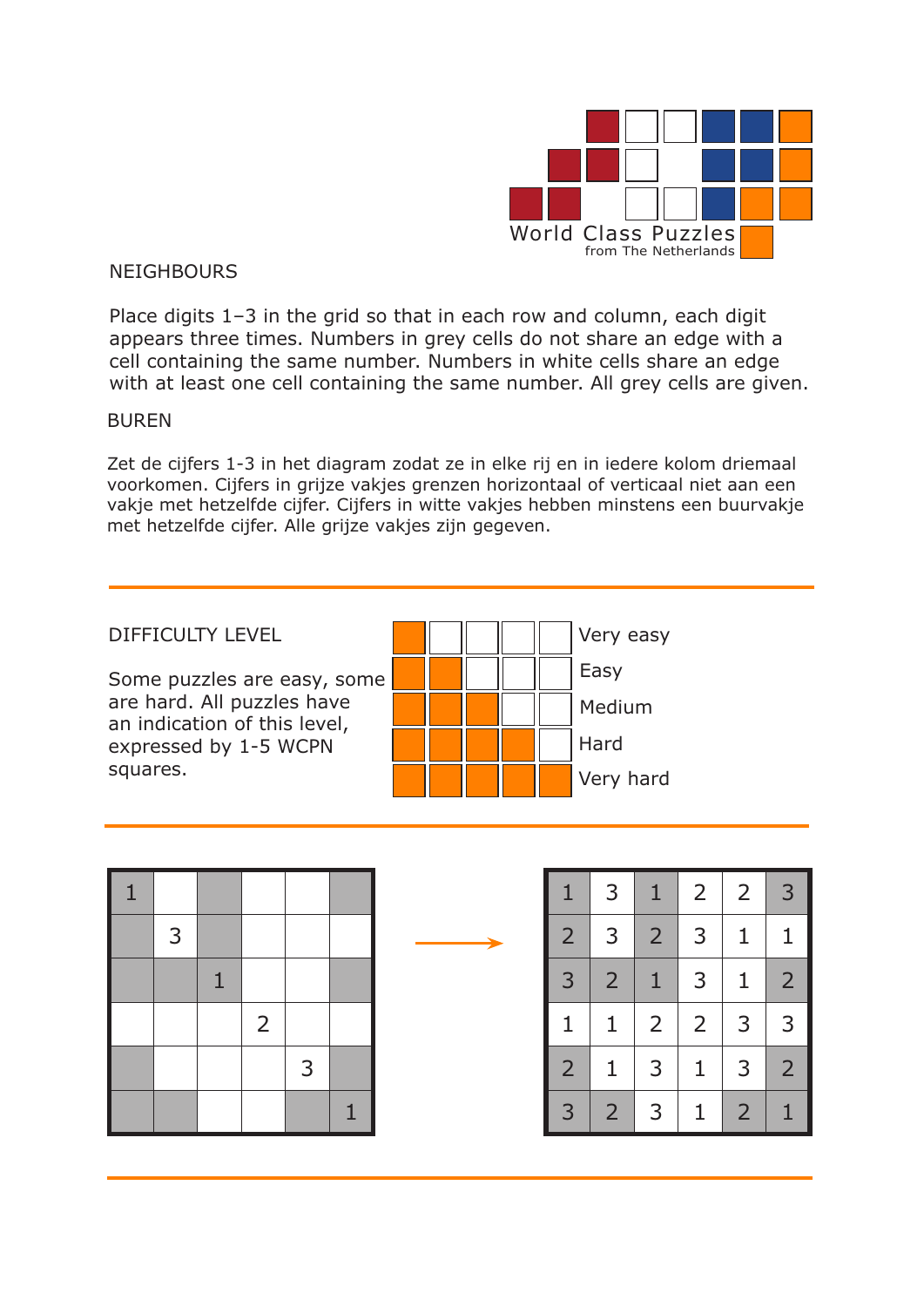World Class Puzzles
from The Netherlands

## NEIGHBOURS

Place digits 1–3 in the grid so that in each row and column, each digit appears three times. Numbers in grey cells do not share an edge with a cell containing the same number. Numbers in white cells share an edge with at least one cell containing the same number. All grey cells are given.

## BUREN

Zet de cijfers 1-3 in het diagram zodat ze in elke rij en in iedere kolom driemaal voorkomen. Cijfers in grijze vakjes grenzen horizontaal of verticaal niet aan een vakje met hetzelfde cijfer. Cijfers in witte vakjes hebben minstens een buurvakje met hetzelfde cijfer. Alle grijze vakjes zijn gegeven.

---

## DIFFICULTY LEVEL

Some puzzles are easy, some are hard. All puzzles have an indication of this level, expressed by 1-5 WCPN squares.

- Very easy (1 square)
- Easy (2 squares)
- Medium (3 squares)
- Hard (4 squares)
- Very hard (5 squares)

---

Puzzle:

| | | | | | |
|---|---|---|---|---|---|
| 1 | | | | | |
| | 3 | | | | |
| | | 1 | | | |
| | | | 2 | | |
| | | | | 3 | |
| | | | | | 1 |

→

Solution:

| | | | | | |
|---|---|---|---|---|---|
| 1 | 3 | 1 | 2 | 2 | 3 |
| 2 | 3 | 2 | 3 | 1 | 1 |
| 3 | 2 | 1 | 3 | 1 | 2 |
| 1 | 1 | 2 | 2 | 3 | 3 |
| 2 | 1 | 3 | 1 | 3 | 2 |
| 3 | 2 | 3 | 1 | 2 | 1 |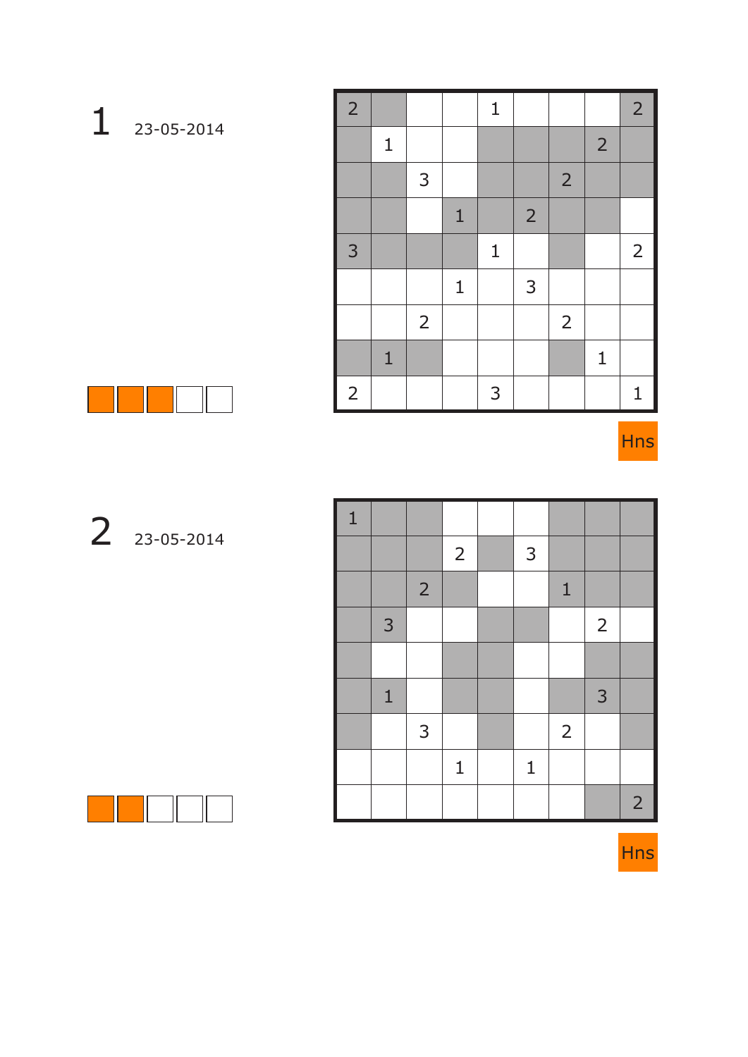# 1 23-05-2014

| | | | | | | | | |
|---|---|---|---|---|---|---|---|---|
| 2 | | | | 1 | | | | 2 |
| | 1 | | | | | | 2 | |
| | | 3 | | | | 2 | | |
| | | | 1 | | 2 | | | |
| 3 | | | | 1 | | | | 2 |
| | | | 1 | | 3 | | | |
| | | 2 | | | | 2 | | |
| | 1 | | | | | | 1 | |
| 2 | | | | 3 | | | | 1 |

Hns

# 2 23-05-2014

| | | | | | | | | |
|---|---|---|---|---|---|---|---|---|
| 1 | | | | | | | | |
| | | | 2 | | 3 | | | |
| | | 2 | | | | 1 | | |
| | 3 | | | | | | 2 | |
| | | | | | | | | |
| | 1 | | | | | | 3 | |
| | | 3 | | | | 2 | | |
| | | | 1 | | 1 | | | |
| | | | | | | | | 2 |

Hns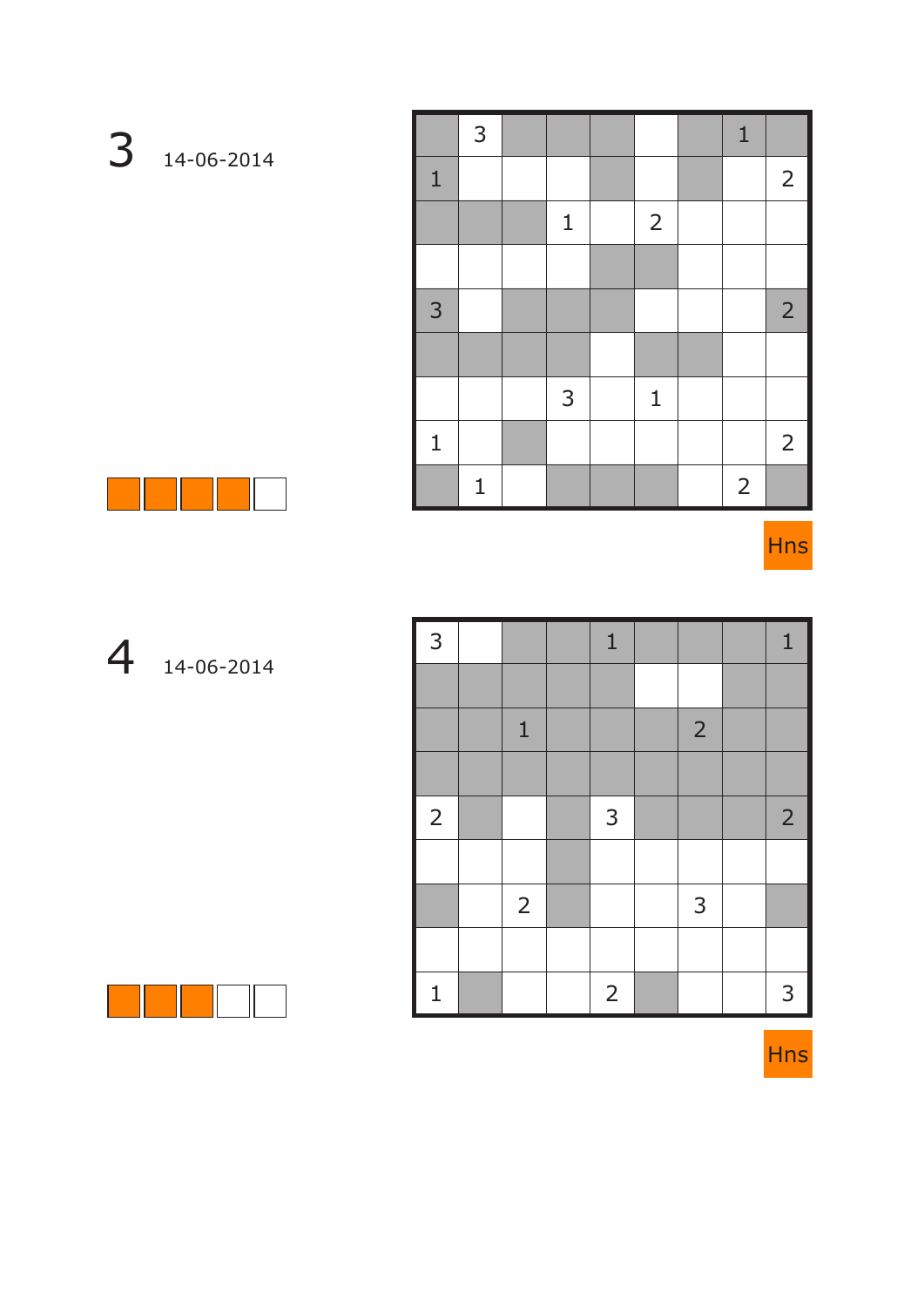# 3 14-06-2014

|   |   |   |   |   |   |   |   |   |
|---|---|---|---|---|---|---|---|---|
|   | 3 |   |   |   |   |   | 1 |   |
| 1 |   |   |   |   |   |   |   | 2 |
|   |   |   | 1 |   | 2 |   |   |   |
|   |   |   |   |   |   |   |   |   |
| 3 |   |   |   |   |   |   |   | 2 |
|   |   |   |   |   |   |   |   |   |
|   |   |   | 3 |   | 1 |   |   |   |
| 1 |   |   |   |   |   |   |   | 2 |
|   | 1 |   |   |   |   |   | 2 |   |

Hns

# 4 14-06-2014

|   |   |   |   |   |   |   |   |   |
|---|---|---|---|---|---|---|---|---|
| 3 |   |   |   | 1 |   |   |   | 1 |
|   |   |   |   |   |   |   |   |   |
|   |   | 1 |   |   |   | 2 |   |   |
|   |   |   |   |   |   |   |   |   |
| 2 |   |   |   | 3 |   |   |   | 2 |
|   |   |   |   |   |   |   |   |   |
|   |   | 2 |   |   |   | 3 |   |   |
|   |   |   |   |   |   |   |   |   |
| 1 |   |   |   | 2 |   |   |   | 3 |

Hns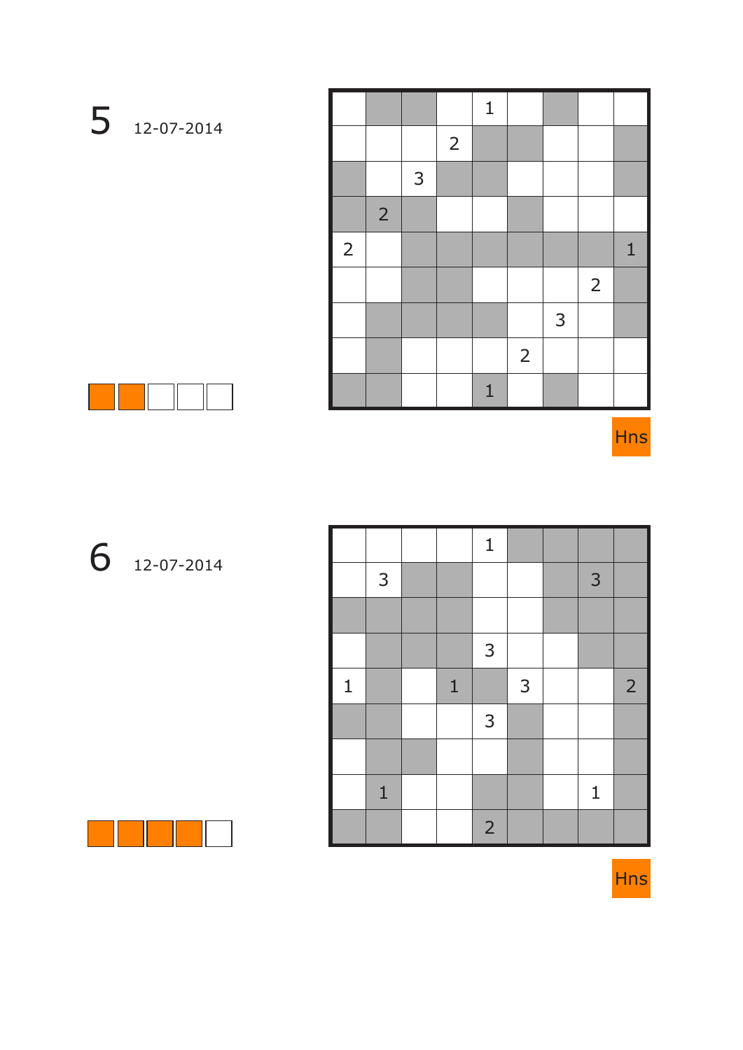## 5 12-07-2014

|   |   |   |   |   |   |   |   |   |
|---|---|---|---|---|---|---|---|---|
|   |   |   |   | 1 |   |   |   |   |
|   |   |   | 2 |   |   |   |   |   |
|   |   | 3 |   |   |   |   |   |   |
|   | 2 |   |   |   |   |   |   |   |
| 2 |   |   |   |   |   |   |   | 1 |
|   |   |   |   |   |   |   | 2 |   |
|   |   |   |   |   |   | 3 |   |   |
|   |   |   |   |   | 2 |   |   |   |
|   |   |   |   | 1 |   |   |   |   |

Hns

## 6 12-07-2014

|   |   |   |   |   |   |   |   |   |
|---|---|---|---|---|---|---|---|---|
|   |   |   |   | 1 |   |   |   |   |
|   | 3 |   |   |   |   |   | 3 |   |
|   |   |   |   |   |   |   |   |   |
|   |   |   |   | 3 |   |   |   |   |
| 1 |   |   | 1 |   | 3 |   |   | 2 |
|   |   |   |   | 3 |   |   |   |   |
|   |   |   |   |   |   |   |   |   |
|   | 1 |   |   |   |   |   | 1 |   |
|   |   |   |   | 2 |   |   |   |   |

Hns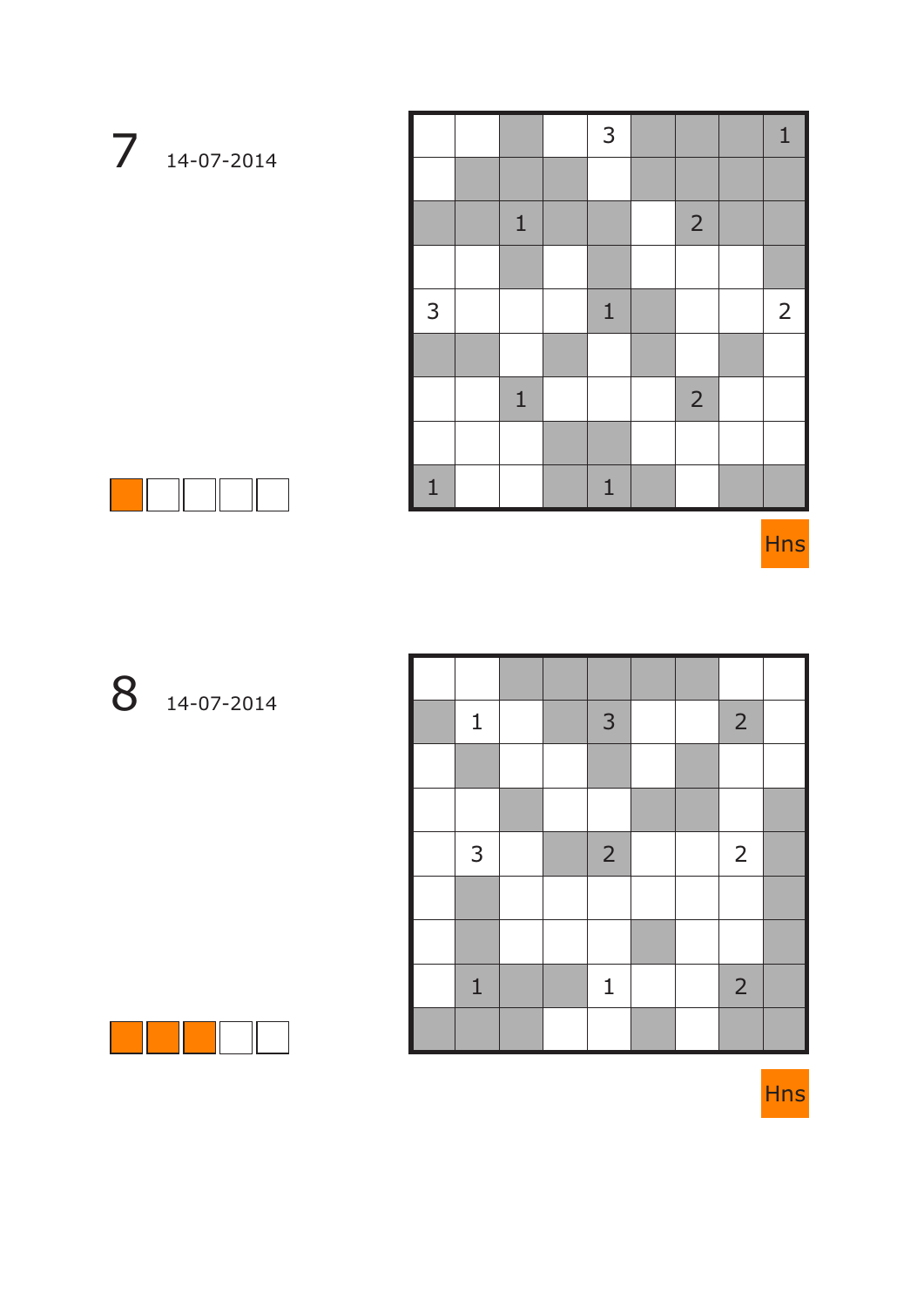## 7 14-07-2014

|   |   |   |   |   |   |   |   |   |
|---|---|---|---|---|---|---|---|---|
|   |   |   |   | 3 |   |   |   | 1 |
|   |   |   |   |   |   |   |   |   |
|   |   | 1 |   |   |   | 2 |   |   |
|   |   |   |   |   |   |   |   |   |
| 3 |   |   |   | 1 |   |   |   | 2 |
|   |   |   |   |   |   |   |   |   |
|   |   | 1 |   |   |   | 2 |   |   |
|   |   |   |   |   |   |   |   |   |
| 1 |   |   |   | 1 |   |   |   |   |

Hns

## 8 14-07-2014

|   |   |   |   |   |   |   |   |   |
|---|---|---|---|---|---|---|---|---|
|   |   |   |   |   |   |   |   |   |
|   | 1 |   |   | 3 |   |   | 2 |   |
|   |   |   |   |   |   |   |   |   |
|   |   |   |   |   |   |   |   |   |
|   | 3 |   |   | 2 |   |   | 2 |   |
|   |   |   |   |   |   |   |   |   |
|   |   |   |   |   |   |   |   |   |
|   | 1 |   |   | 1 |   |   | 2 |   |
|   |   |   |   |   |   |   |   |   |

Hns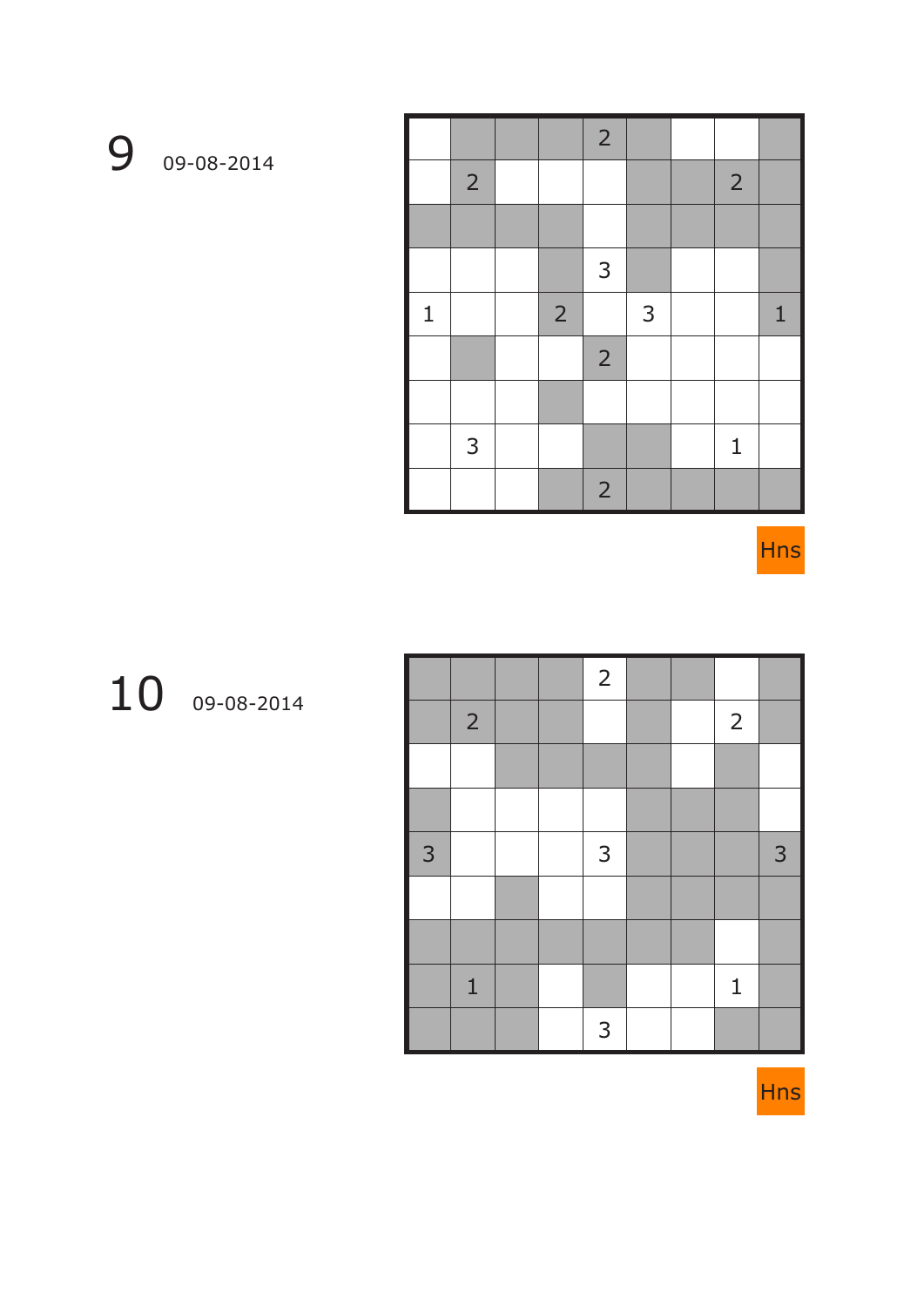# 9 09-08-2014

|   |   |   |   | 2 |   |   |   |   |
|---|---|---|---|---|---|---|---|---|
|   | 2 |   |   |   |   |   | 2 |   |
|   |   |   |   |   |   |   |   |   |
|   |   |   |   | 3 |   |   |   |   |
| 1 |   |   | 2 |   | 3 |   |   | 1 |
|   |   |   |   | 2 |   |   |   |   |
|   |   |   |   |   |   |   |   |   |
|   | 3 |   |   |   |   |   | 1 |   |
|   |   |   |   | 2 |   |   |   |   |

Hns

# 10 09-08-2014

|   |   |   |   | 2 |   |   |   |   |
|---|---|---|---|---|---|---|---|---|
|   | 2 |   |   |   |   |   | 2 |   |
|   |   |   |   |   |   |   |   |   |
|   |   |   |   |   |   |   |   |   |
| 3 |   |   |   | 3 |   |   |   | 3 |
|   |   |   |   |   |   |   |   |   |
|   |   |   |   |   |   |   |   |   |
|   | 1 |   |   |   |   |   | 1 |   |
|   |   |   |   | 3 |   |   |   |   |

Hns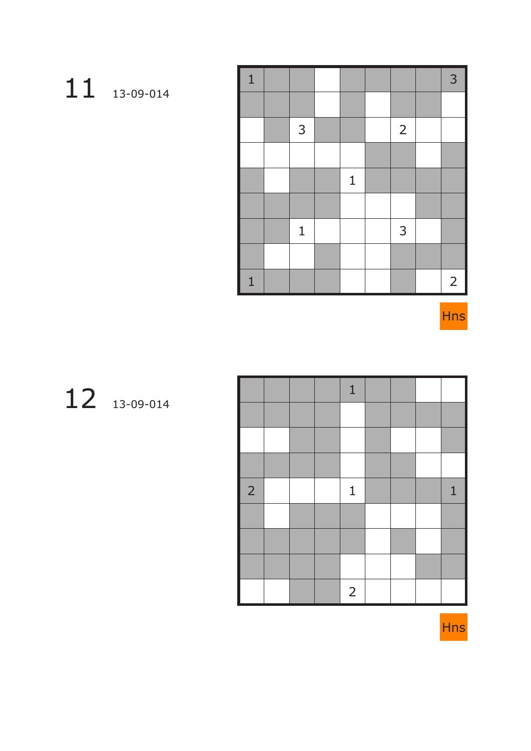# 11

13-09-014

| | | | | | | | | |
|---|---|---|---|---|---|---|---|---|
| 1 | | | | | | | | 3 |
| | | | | | | | | |
| | | 3 | | | | 2 | | |
| | | | | | | | | |
| | | | | 1 | | | | |
| | | | | | | | | |
| | | 1 | | | | 3 | | |
| | | | | | | | | |
| 1 | | | | | | | | 2 |

Hns

# 12

13-09-014

| | | | | | | | | |
|---|---|---|---|---|---|---|---|---|
| | | | | 1 | | | | |
| | | | | | | | | |
| | | | | | | | | |
| | | | | | | | | |
| 2 | | | | 1 | | | | 1 |
| | | | | | | | | |
| | | | | | | | | |
| | | | | | | | | |
| | | | | 2 | | | | |

Hns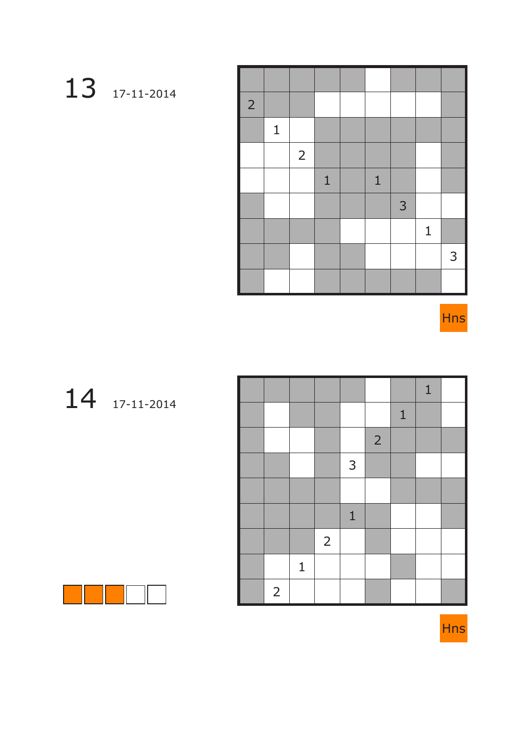# 13

17-11-2014

|   |   |   |   |   |   |   |   |   |
|---|---|---|---|---|---|---|---|---|
|   |   |   |   |   |   |   |   |   |
| 2 |   |   |   |   |   |   |   |   |
|   | 1 |   |   |   |   |   |   |   |
|   |   | 2 |   |   |   |   |   |   |
|   |   |   | 1 |   | 1 |   |   |   |
|   |   |   |   |   |   | 3 |   |   |
|   |   |   |   |   |   |   | 1 |   |
|   |   |   |   |   |   |   |   | 3 |
|   |   |   |   |   |   |   |   |   |

Hns

# 14

17-11-2014

|   |   |   |   |   |   |   |   |   |
|---|---|---|---|---|---|---|---|---|
|   |   |   |   |   |   |   | 1 |   |
|   |   |   |   |   |   | 1 |   |   |
|   |   |   |   |   | 2 |   |   |   |
|   |   |   |   | 3 |   |   |   |   |
|   |   |   |   |   |   |   |   |   |
|   |   |   |   | 1 |   |   |   |   |
|   |   |   | 2 |   |   |   |   |   |
|   |   | 1 |   |   |   |   |   |   |
|   | 2 |   |   |   |   |   |   |   |

Hns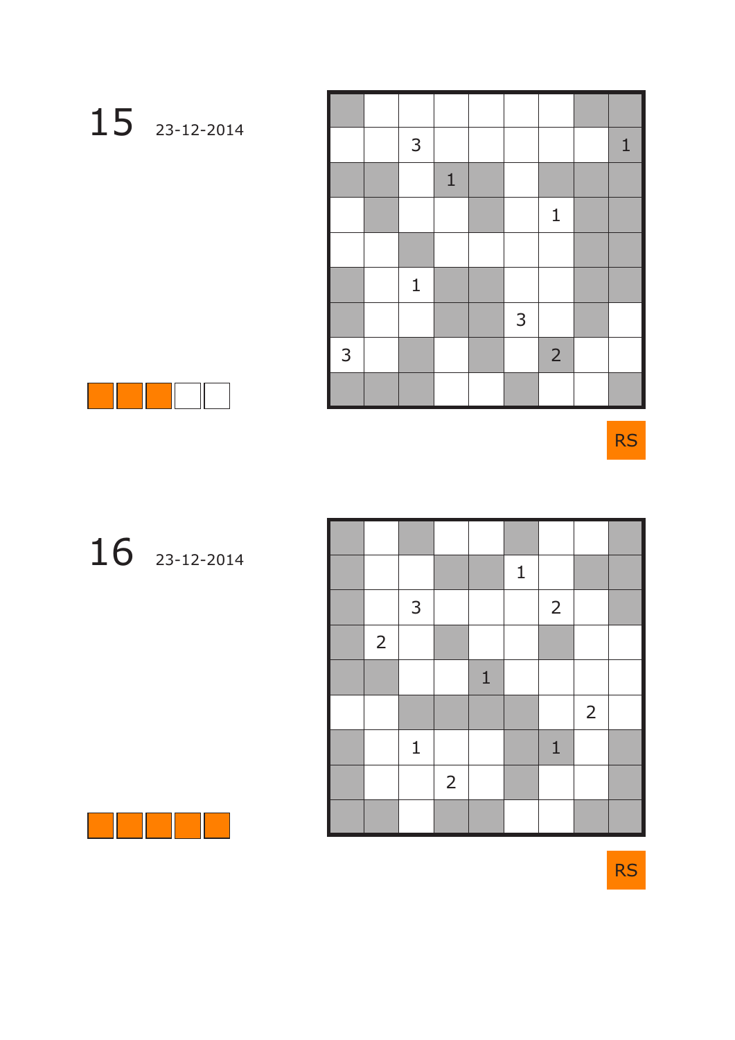# 15

23-12-2014

|   |   |   |   |   |   |   |   |   |
|---|---|---|---|---|---|---|---|---|
|   |   |   |   |   |   |   |   |   |
|   |   | 3 |   |   |   |   |   | 1 |
|   |   |   | 1 |   |   |   |   |   |
|   |   |   |   |   |   | 1 |   |   |
|   |   |   |   |   |   |   |   |   |
|   |   | 1 |   |   |   |   |   |   |
|   |   |   |   |   | 3 |   |   |   |
| 3 |   |   |   |   |   | 2 |   |   |
|   |   |   |   |   |   |   |   |   |

RS

# 16

23-12-2014

|   |   |   |   |   |   |   |   |   |
|---|---|---|---|---|---|---|---|---|
|   |   |   |   |   |   |   |   |   |
|   |   |   |   |   | 1 |   |   |   |
|   |   | 3 |   |   |   | 2 |   |   |
|   | 2 |   |   |   |   |   |   |   |
|   |   |   |   | 1 |   |   |   |   |
|   |   |   |   |   |   |   | 2 |   |
|   |   | 1 |   |   |   | 1 |   |   |
|   |   |   | 2 |   |   |   |   |   |
|   |   |   |   |   |   |   |   |   |

RS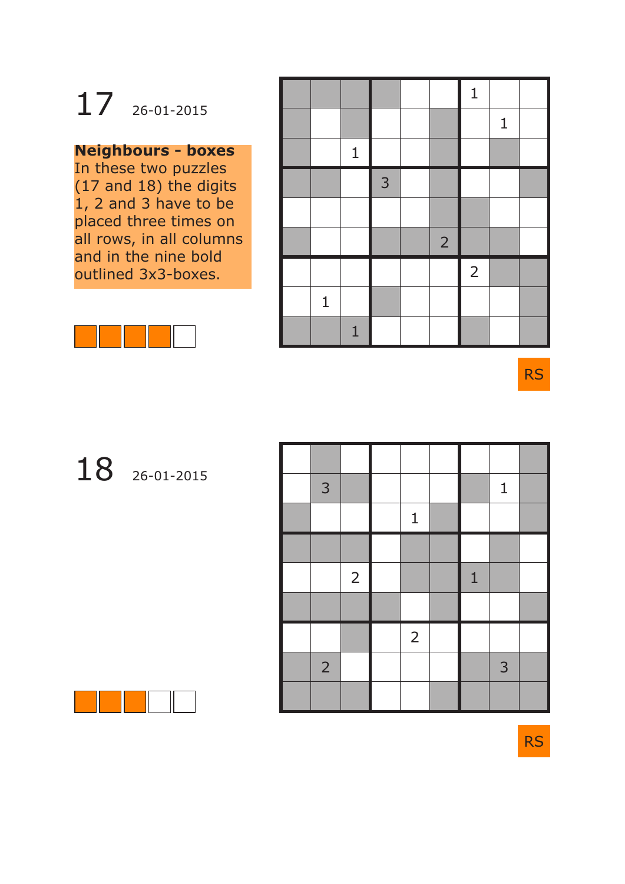# 17 26-01-2015

**Neighbours - boxes**
In these two puzzles (17 and 18) the digits 1, 2 and 3 have to be placed three times on all rows, in all columns and in the nine bold outlined 3x3-boxes.

|   |   |   |   |   |   |   |   |   |
|---|---|---|---|---|---|---|---|---|
|   |   |   |   |   |   | 1 |   |   |
|   |   |   |   |   |   |   | 1 |   |
|   |   | 1 |   |   |   |   |   |   |
|   |   |   | 3 |   |   |   |   |   |
|   |   |   |   |   |   |   |   |   |
|   |   |   |   |   | 2 |   |   |   |
|   |   |   |   |   |   | 2 |   |   |
|   | 1 |   |   |   |   |   |   |   |
|   |   | 1 |   |   |   |   |   |   |

RS

# 18 26-01-2015

|   |   |   |   |   |   |   |   |   |
|---|---|---|---|---|---|---|---|---|
|   |   |   |   |   |   |   |   |   |
|   | 3 |   |   |   |   |   | 1 |   |
|   |   |   |   | 1 |   |   |   |   |
|   |   |   |   |   |   |   |   |   |
|   |   | 2 |   |   |   | 1 |   |   |
|   |   |   |   |   |   |   |   |   |
|   |   |   |   | 2 |   |   |   |   |
|   | 2 |   |   |   |   |   | 3 |   |
|   |   |   |   |   |   |   |   |   |

RS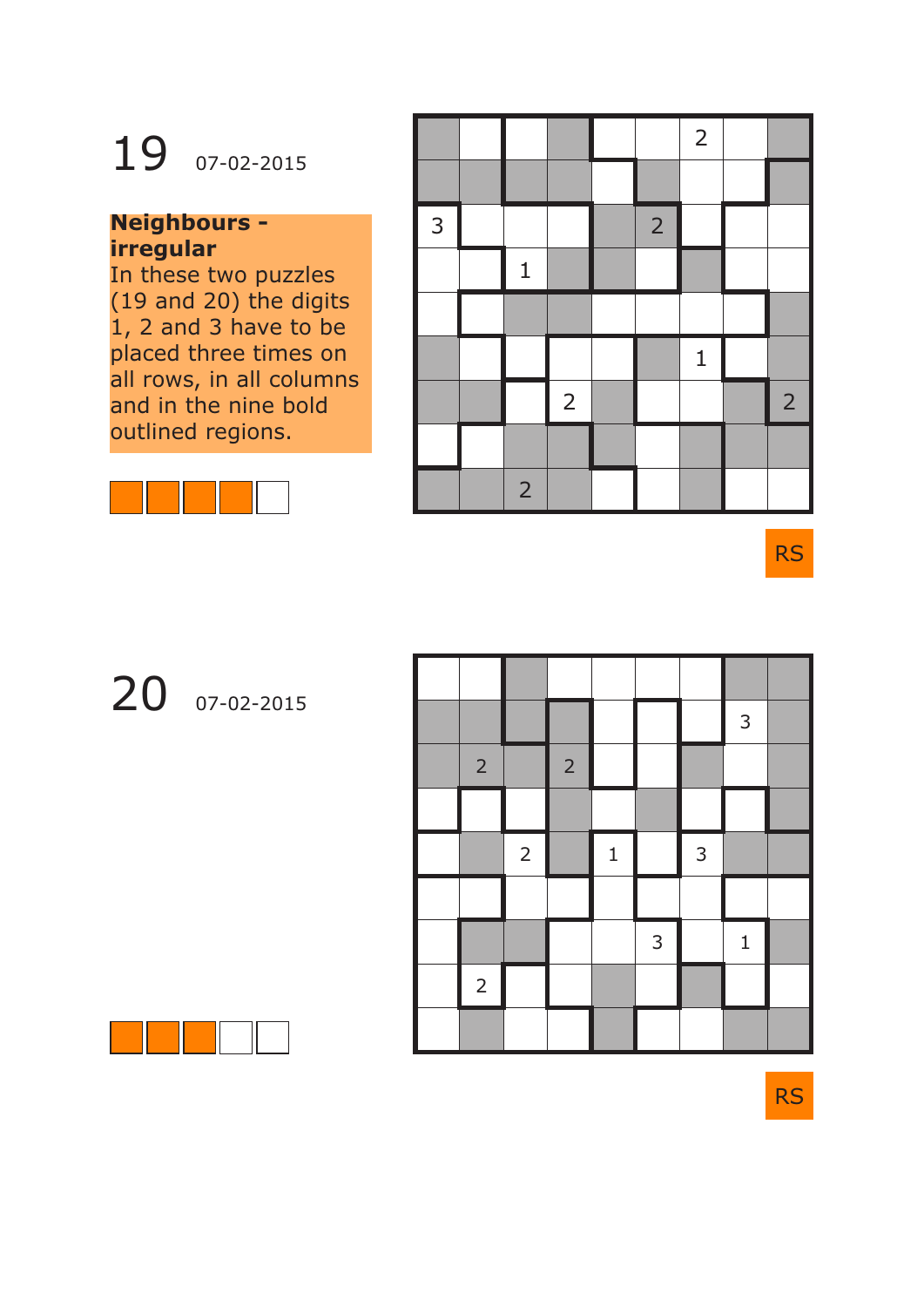# 19 07-02-2015

**Neighbours - irregular**

In these two puzzles (19 and 20) the digits 1, 2 and 3 have to be placed three times on all rows, in all columns and in the nine bold outlined regions.

|   |   |   |   |   |   |   |   |   |
|---|---|---|---|---|---|---|---|---|
|   |   |   |   |   |   | 2 |   |   |
|   |   |   |   |   |   |   |   |   |
| 3 |   |   |   |   | 2 |   |   |   |
|   |   | 1 |   |   |   |   |   |   |
|   |   |   |   |   |   |   |   |   |
|   |   |   |   |   |   | 1 |   |   |
|   |   |   | 2 |   |   |   |   | 2 |
|   |   |   |   |   |   |   |   |   |
|   |   | 2 |   |   |   |   |   |   |

RS

# 20 07-02-2015

|   |   |   |   |   |   |   |   |   |
|---|---|---|---|---|---|---|---|---|
|   |   |   |   |   |   |   |   |   |
|   |   |   |   |   |   |   | 3 |   |
|   | 2 |   | 2 |   |   |   |   |   |
|   |   |   |   |   |   |   |   |   |
|   |   | 2 |   | 1 |   | 3 |   |   |
|   |   |   |   |   |   |   |   |   |
|   |   |   |   |   | 3 |   | 1 |   |
|   | 2 |   |   |   |   |   |   |   |
|   |   |   |   |   |   |   |   |   |

RS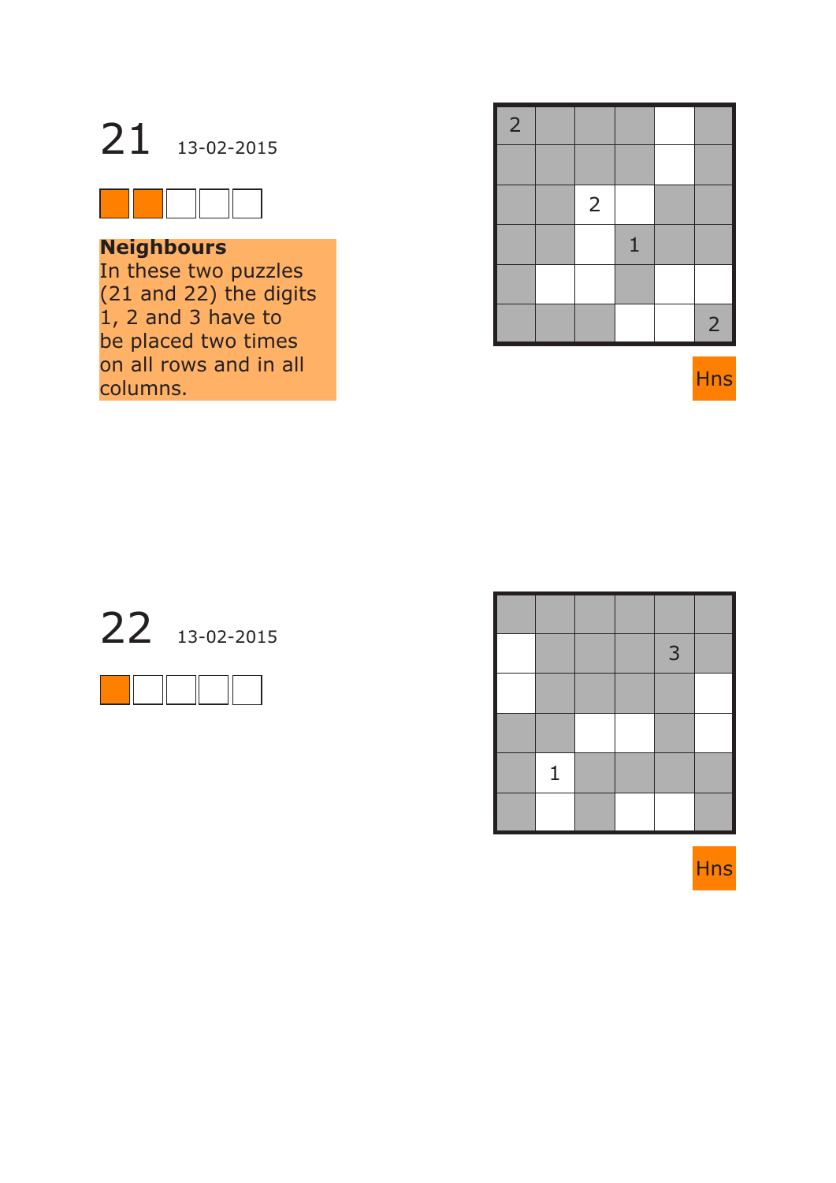# 21

13-02-2015

**Neighbours**
In these two puzzles (21 and 22) the digits 1, 2 and 3 have to be placed two times on all rows and in all columns.

| | | | | | |
|---|---|---|---|---|---|
| 2 | | | | | |
| | | | | | |
| | | 2 | | | |
| | | | 1 | | |
| | | | | | |
| | | | | | 2 |

Hns

# 22

13-02-2015

| | | | | | |
|---|---|---|---|---|---|
| | | | | | |
| | | | | 3 | |
| | | | | | |
| | | | | | |
| | 1 | | | | |
| | | | | | |

Hns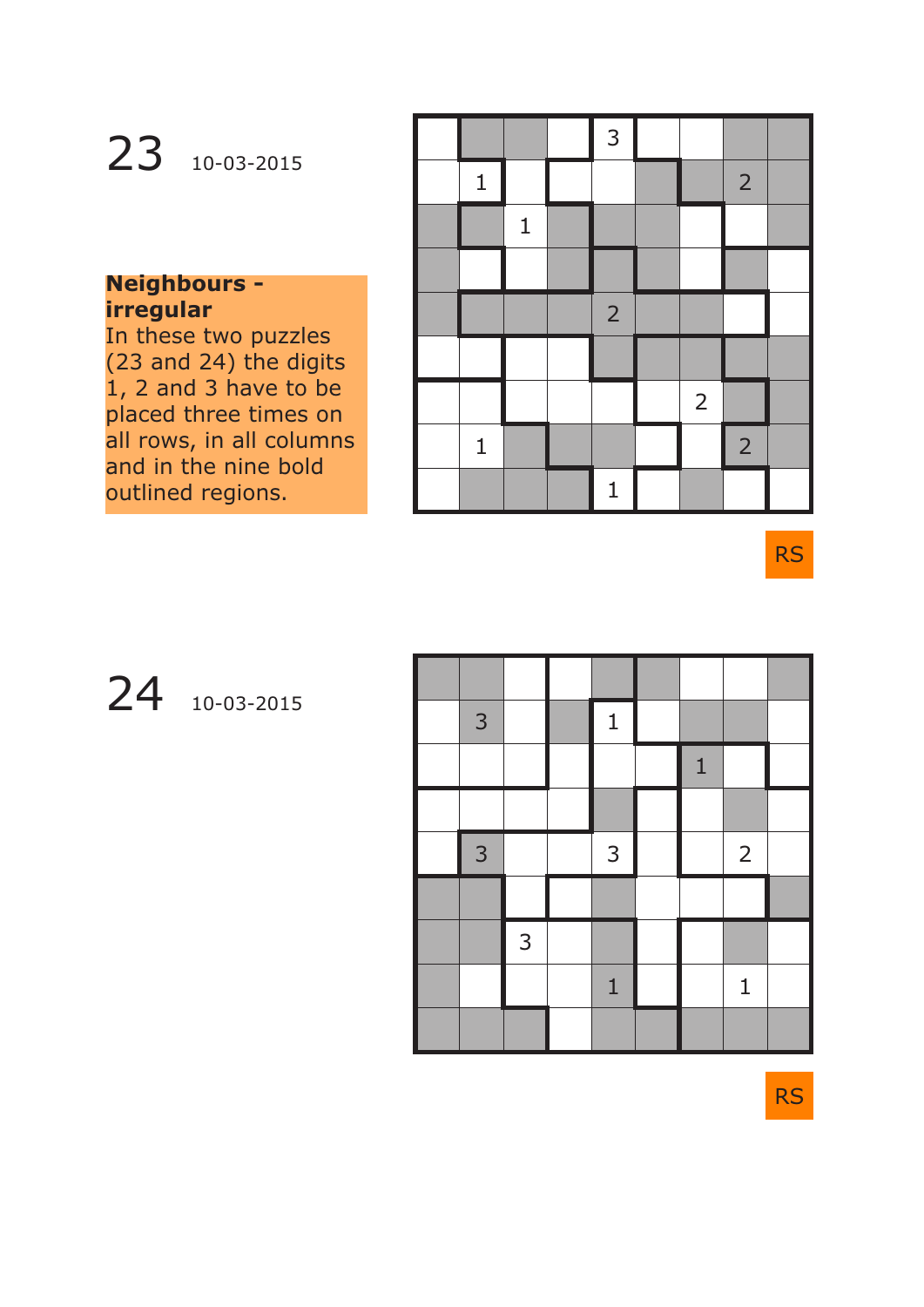# 23 10-03-2015

**Neighbours - irregular**

In these two puzzles (23 and 24) the digits 1, 2 and 3 have to be placed three times on all rows, in all columns and in the nine bold outlined regions.

|   |   |   |   |   |   |   |   |   |
|---|---|---|---|---|---|---|---|---|
|   |   |   |   | 3 |   |   |   |   |
|   | 1 |   |   |   |   |   | 2 |   |
|   |   | 1 |   |   |   |   |   |   |
|   |   |   |   |   |   |   |   |   |
|   |   |   |   | 2 |   |   |   |   |
|   |   |   |   |   |   |   |   |   |
|   |   |   |   |   |   | 2 |   |   |
|   | 1 |   |   |   |   |   | 2 |   |
|   |   |   |   | 1 |   |   |   |   |

RS

# 24 10-03-2015

|   |   |   |   |   |   |   |   |   |
|---|---|---|---|---|---|---|---|---|
|   |   |   |   |   |   |   |   |   |
|   | 3 |   |   | 1 |   |   |   |   |
|   |   |   |   |   |   | 1 |   |   |
|   |   |   |   |   |   |   |   |   |
|   | 3 |   |   | 3 |   |   | 2 |   |
|   |   |   |   |   |   |   |   |   |
|   |   | 3 |   |   |   |   |   |   |
|   |   |   |   | 1 |   |   | 1 |   |
|   |   |   |   |   |   |   |   |   |

RS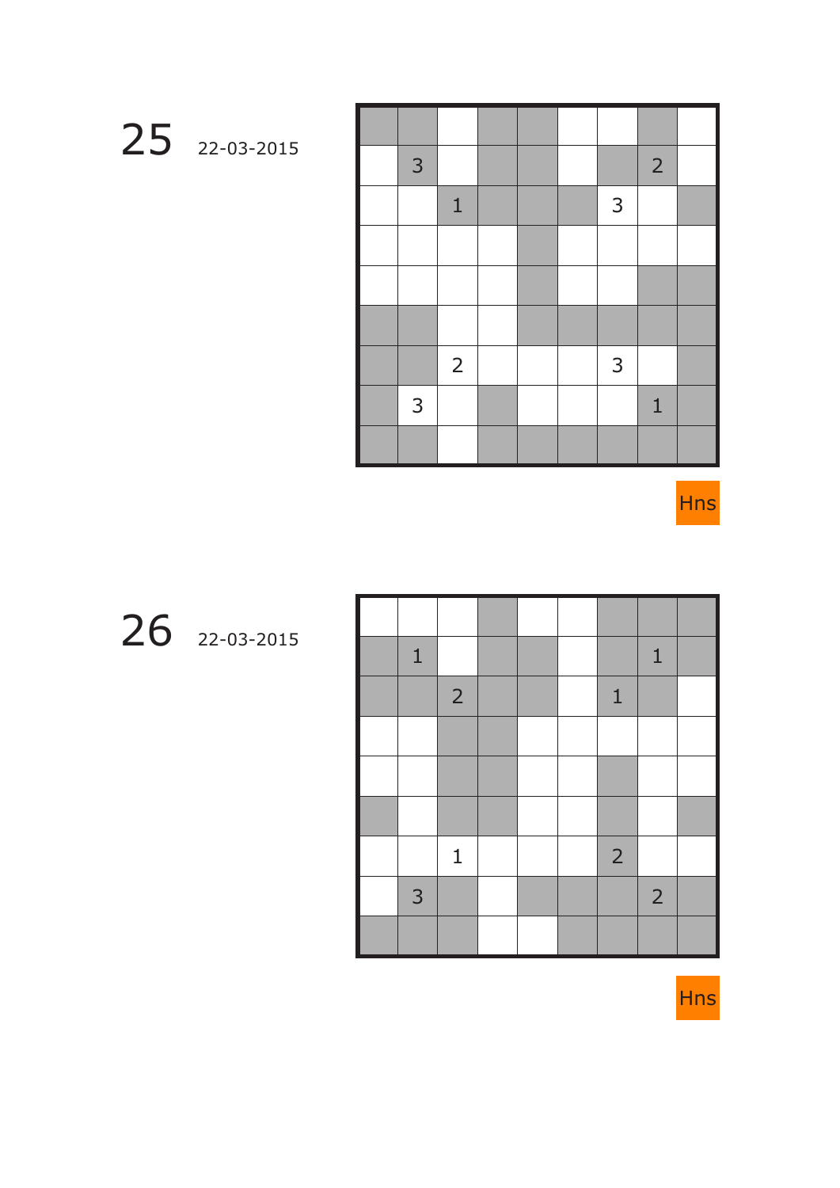# 25

22-03-2015

|   |   |   |   |   |   |   |   |   |
|---|---|---|---|---|---|---|---|---|
|   |   |   |   |   |   |   |   |   |
|   | 3 |   |   |   |   |   | 2 |   |
|   |   | 1 |   |   |   | 3 |   |   |
|   |   |   |   |   |   |   |   |   |
|   |   |   |   |   |   |   |   |   |
|   |   |   |   |   |   |   |   |   |
|   |   | 2 |   |   |   | 3 |   |   |
|   | 3 |   |   |   |   |   | 1 |   |
|   |   |   |   |   |   |   |   |   |

Hns

# 26

22-03-2015

|   |   |   |   |   |   |   |   |   |
|---|---|---|---|---|---|---|---|---|
|   |   |   |   |   |   |   |   |   |
|   | 1 |   |   |   |   |   | 1 |   |
|   |   | 2 |   |   |   | 1 |   |   |
|   |   |   |   |   |   |   |   |   |
|   |   |   |   |   |   |   |   |   |
|   |   |   |   |   |   |   |   |   |
|   |   | 1 |   |   |   | 2 |   |   |
|   | 3 |   |   |   |   |   | 2 |   |
|   |   |   |   |   |   |   |   |   |

Hns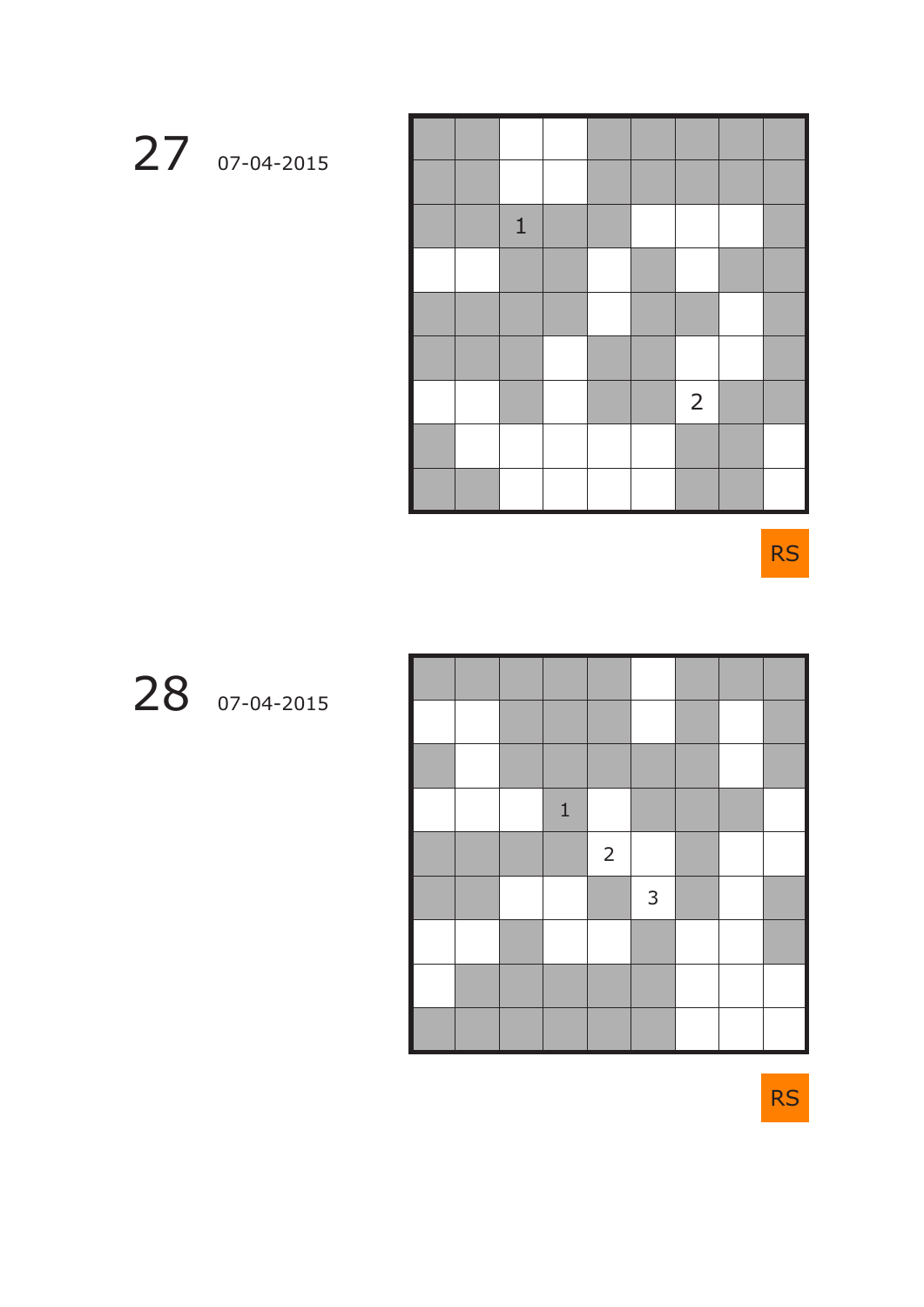# 27 07-04-2015

| | | | | | | | | |
|---|---|---|---|---|---|---|---|---|
| ■ | ■ | | | ■ | ■ | ■ | ■ | ■ |
| ■ | ■ | | | ■ | ■ | ■ | ■ | ■ |
| ■ | ■ | 1 | ■ | ■ | | | | ■ |
| | | ■ | ■ | | ■ | | ■ | ■ |
| ■ | ■ | ■ | ■ | | ■ | ■ | | ■ |
| ■ | ■ | ■ | | ■ | ■ | | | ■ |
| | | ■ | | ■ | ■ | 2 | ■ | ■ |
| ■ | | | | | | ■ | ■ | |
| ■ | ■ | | | | | ■ | ■ | |

RS

# 28 07-04-2015

| | | | | | | | | |
|---|---|---|---|---|---|---|---|---|
| ■ | ■ | ■ | ■ | ■ | | ■ | ■ | ■ |
| | | ■ | ■ | ■ | | ■ | | ■ |
| ■ | | ■ | ■ | ■ | ■ | ■ | | ■ |
| | | | 1 | | ■ | ■ | ■ | |
| ■ | ■ | ■ | ■ | 2 | | ■ | | |
| ■ | ■ | | | ■ | 3 | ■ | | ■ |
| | | ■ | | | ■ | | | ■ |
| | ■ | ■ | ■ | ■ | ■ | | | |
| ■ | ■ | ■ | ■ | ■ | ■ | | | |

RS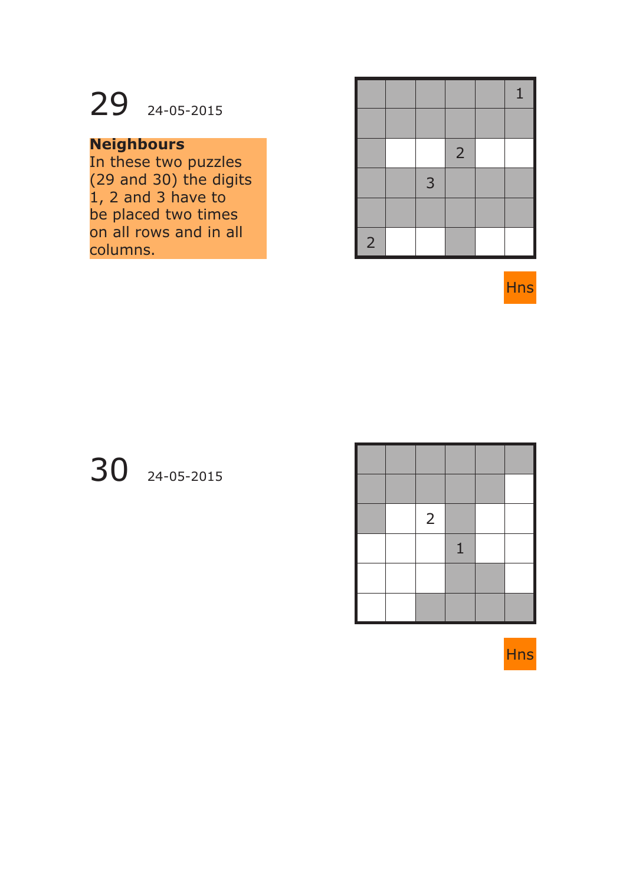## 29 24-05-2015

**Neighbours**
In these two puzzles (29 and 30) the digits 1, 2 and 3 have to be placed two times on all rows and in all columns.

|   |   |   |   |   |   |
|---|---|---|---|---|---|
|   |   |   |   |   | 1 |
|   |   |   |   |   |   |
|   |   |   | 2 |   |   |
|   |   | 3 |   |   |   |
|   |   |   |   |   |   |
| 2 |   |   |   |   |   |

Hns

## 30 24-05-2015

|   |   |   |   |   |   |
|---|---|---|---|---|---|
|   |   |   |   |   |   |
|   |   |   |   |   |   |
|   |   | 2 |   |   |   |
|   |   |   | 1 |   |   |
|   |   |   |   |   |   |
|   |   |   |   |   |   |

Hns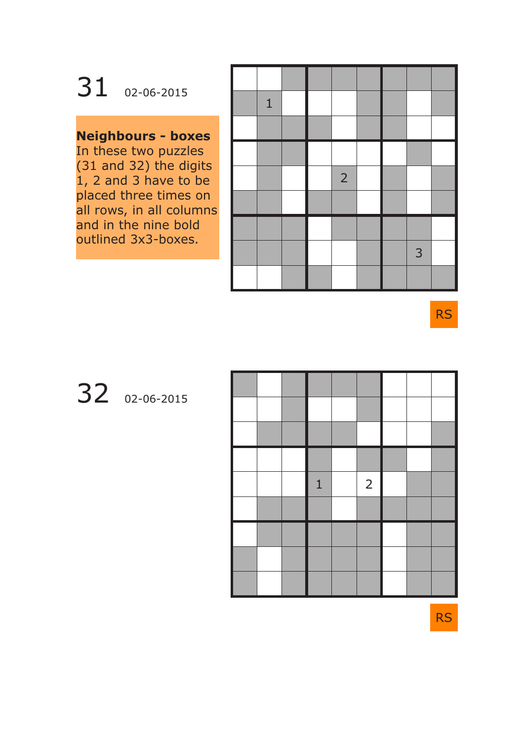# 31 02-06-2015

**Neighbours - boxes**
In these two puzzles (31 and 32) the digits 1, 2 and 3 have to be placed three times on all rows, in all columns and in the nine bold outlined 3x3-boxes.

|   |   |   |   |   |   |   |   |   |
|---|---|---|---|---|---|---|---|---|
|   |   |   |   |   |   |   |   |   |
|   | 1 |   |   |   |   |   |   |   |
|   |   |   |   |   |   |   |   |   |
|   |   |   |   |   |   |   |   |   |
|   |   |   |   | 2 |   |   |   |   |
|   |   |   |   |   |   |   |   |   |
|   |   |   |   |   |   |   |   |   |
|   |   |   |   |   |   |   | 3 |   |
|   |   |   |   |   |   |   |   |   |

RS

# 32 02-06-2015

|   |   |   |   |   |   |   |   |   |
|---|---|---|---|---|---|---|---|---|
|   |   |   |   |   |   |   |   |   |
|   |   |   |   |   |   |   |   |   |
|   |   |   |   |   |   |   |   |   |
|   |   |   |   |   |   |   |   |   |
|   |   |   | 1 |   | 2 |   |   |   |
|   |   |   |   |   |   |   |   |   |
|   |   |   |   |   |   |   |   |   |
|   |   |   |   |   |   |   |   |   |
|   |   |   |   |   |   |   |   |   |

RS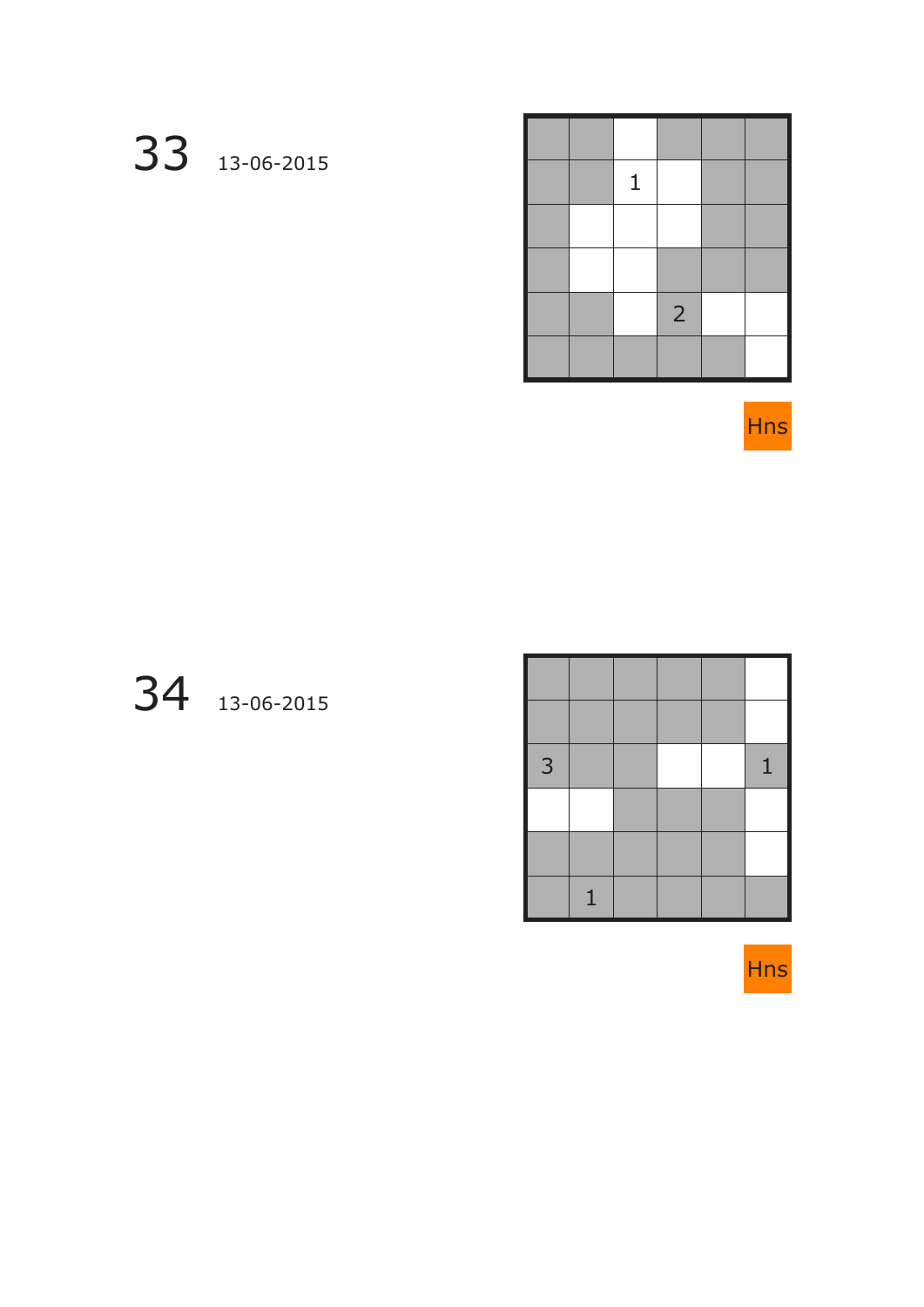# 33 13-06-2015

|  |  |  |  |  |  |
|---|---|---|---|---|---|
|  |  |  |  |  |  |
|  |  | 1 |  |  |  |
|  |  |  |  |  |  |
|  |  |  |  |  |  |
|  |  |  | 2 |  |  |
|  |  |  |  |  |  |

Hns

# 34 13-06-2015

|  |  |  |  |  |  |
|---|---|---|---|---|---|
|  |  |  |  |  |  |
|  |  |  |  |  |  |
| 3 |  |  |  |  | 1 |
|  |  |  |  |  |  |
|  |  |  |  |  |  |
|  | 1 |  |  |  |  |

Hns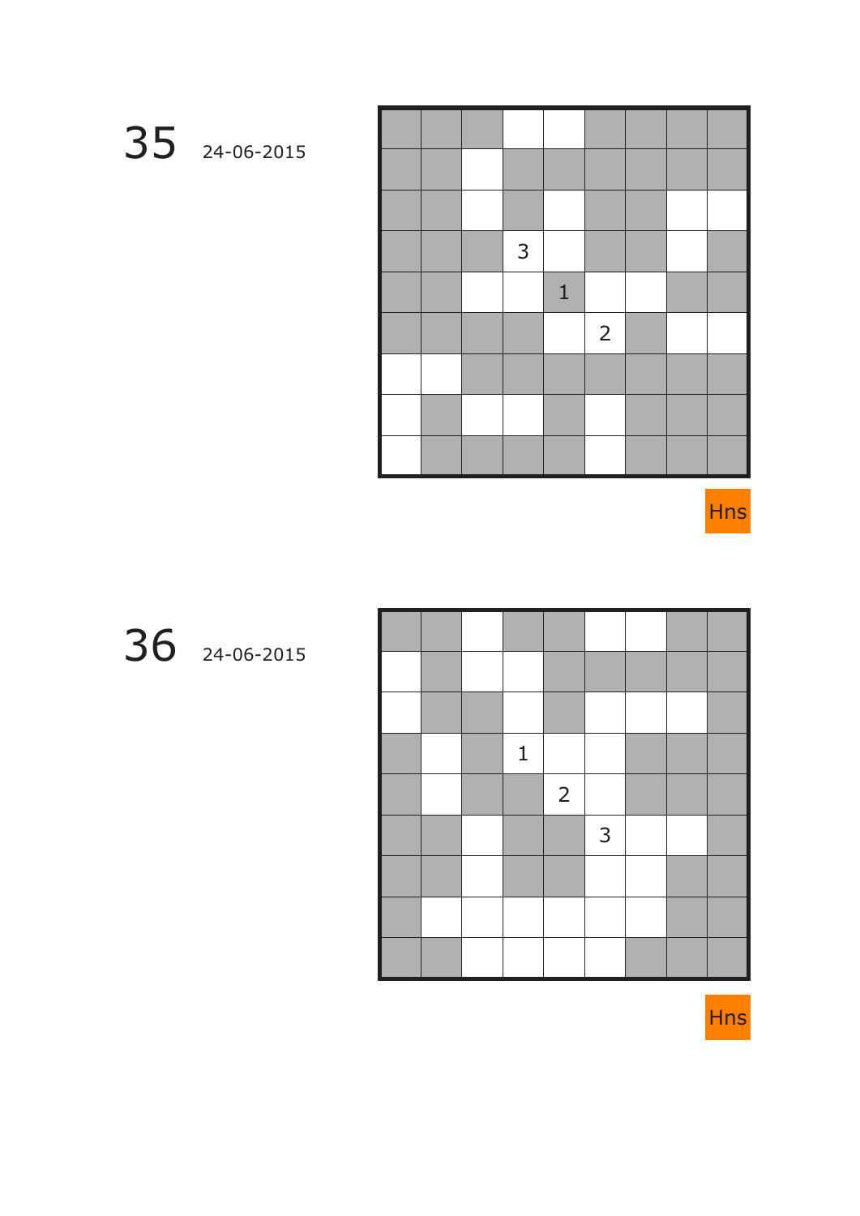## 35 24-06-2015

|   |   |   |   |   |   |   |   |   |
|---|---|---|---|---|---|---|---|---|
|   |   |   |   |   |   |   |   |   |
|   |   |   |   |   |   |   |   |   |
|   |   |   |   |   |   |   |   |   |
|   |   |   | 3 |   |   |   |   |   |
|   |   |   |   | 1 |   |   |   |   |
|   |   |   |   |   | 2 |   |   |   |
|   |   |   |   |   |   |   |   |   |
|   |   |   |   |   |   |   |   |   |
|   |   |   |   |   |   |   |   |   |

Hns

## 36 24-06-2015

|   |   |   |   |   |   |   |   |   |
|---|---|---|---|---|---|---|---|---|
|   |   |   |   |   |   |   |   |   |
|   |   |   |   |   |   |   |   |   |
|   |   |   |   |   |   |   |   |   |
|   |   |   | 1 |   |   |   |   |   |
|   |   |   |   | 2 |   |   |   |   |
|   |   |   |   |   | 3 |   |   |   |
|   |   |   |   |   |   |   |   |   |
|   |   |   |   |   |   |   |   |   |
|   |   |   |   |   |   |   |   |   |

Hns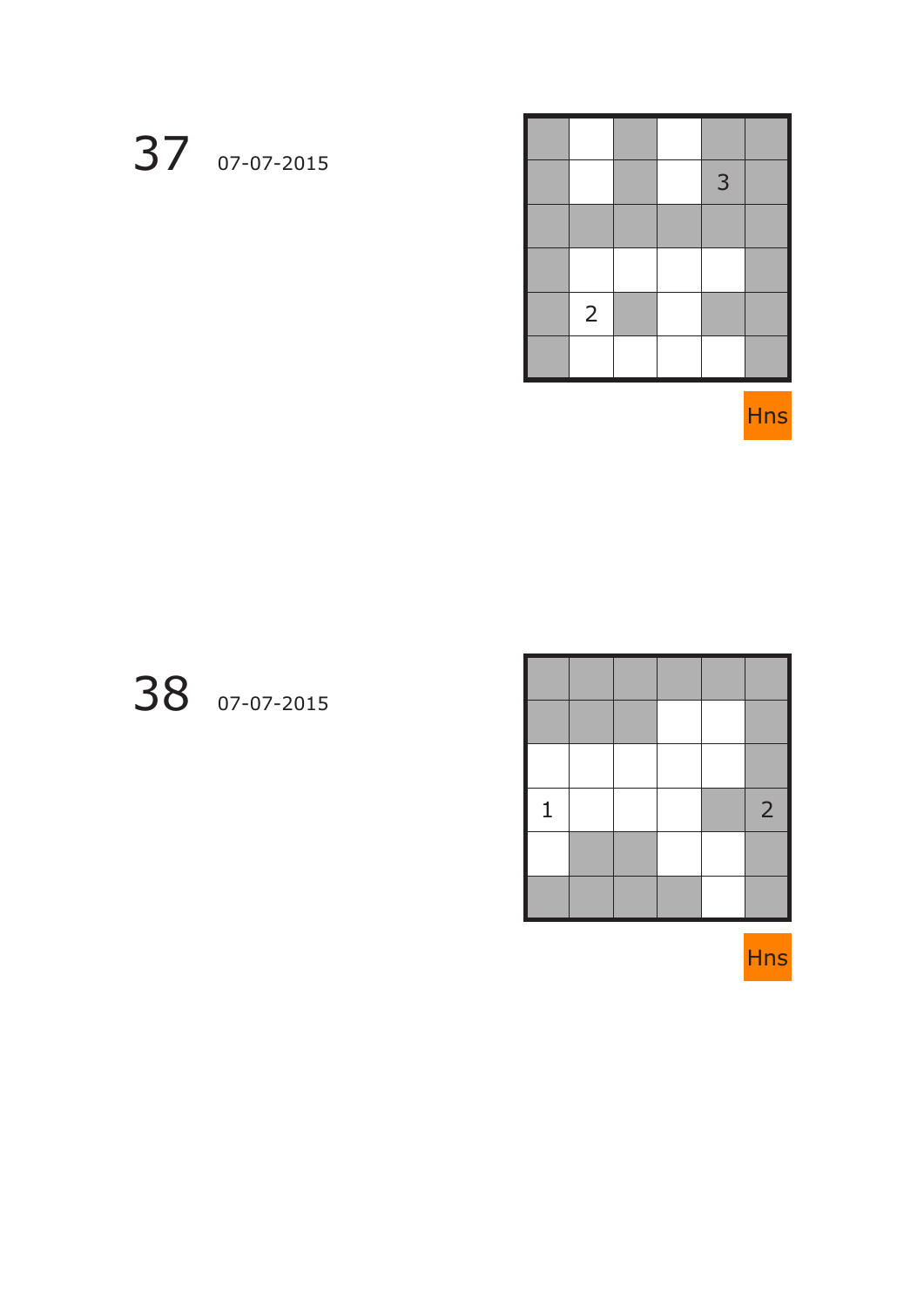37 07-07-2015

|  |  |  |  |  |  |
|---|---|---|---|---|---|
|  |  |  |  |  |  |
|  |  |  |  | 3 |  |
|  |  |  |  |  |  |
|  |  |  |  |  |  |
|  | 2 |  |  |  |  |
|  |  |  |  |  |  |

Hns

38 07-07-2015

|  |  |  |  |  |  |
|---|---|---|---|---|---|
|  |  |  |  |  |  |
|  |  |  |  |  |  |
|  |  |  |  |  |  |
| 1 |  |  |  |  | 2 |
|  |  |  |  |  |  |
|  |  |  |  |  |  |

Hns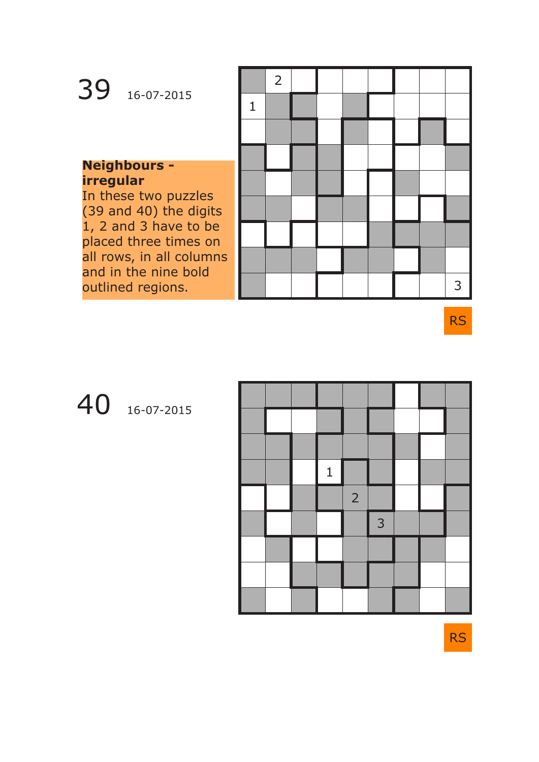# 39 16-07-2015

**Neighbours - irregular**

In these two puzzles (39 and 40) the digits 1, 2 and 3 have to be placed three times on all rows, in all columns and in the nine bold outlined regions.

|   |   |   |   |   |   |   |   |   |
|---|---|---|---|---|---|---|---|---|
|   | 2 |   |   |   |   |   |   |   |
| 1 |   |   |   |   |   |   |   |   |
|   |   |   |   |   |   |   |   |   |
|   |   |   |   |   |   |   |   |   |
|   |   |   |   |   |   |   |   |   |
|   |   |   |   |   |   |   |   |   |
|   |   |   |   |   |   |   |   |   |
|   |   |   |   |   |   |   |   |   |
|   |   |   |   |   |   |   |   | 3 |

RS

# 40 16-07-2015

|   |   |   |   |   |   |   |   |   |
|---|---|---|---|---|---|---|---|---|
|   |   |   |   |   |   |   |   |   |
|   |   |   |   |   |   |   |   |   |
|   |   |   |   |   |   |   |   |   |
|   |   |   | 1 |   |   |   |   |   |
|   |   |   |   | 2 |   |   |   |   |
|   |   |   |   |   | 3 |   |   |   |
|   |   |   |   |   |   |   |   |   |
|   |   |   |   |   |   |   |   |   |
|   |   |   |   |   |   |   |   |   |

RS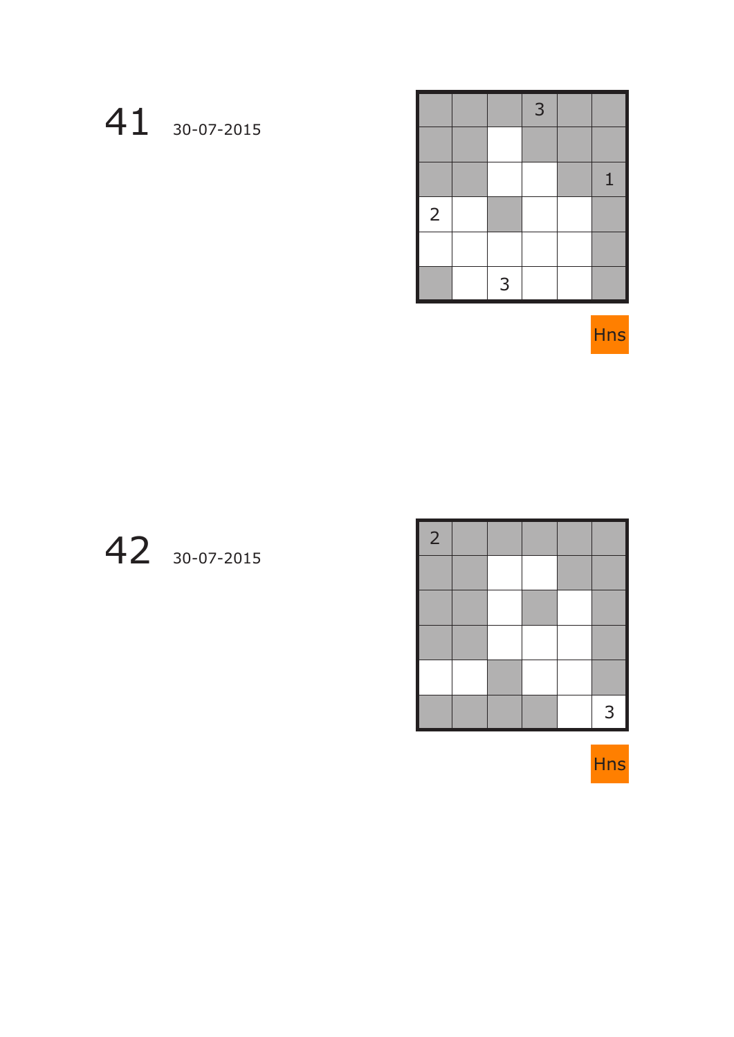# 41 30-07-2015

|   |   |   | 3 |   |   |
|---|---|---|---|---|---|
|   |   |   |   |   |   |
|   |   |   |   |   | 1 |
| 2 |   |   |   |   |   |
|   |   |   |   |   |   |
|   |   | 3 |   |   |   |

Hns

# 42 30-07-2015

| 2 |   |   |   |   |   |
|---|---|---|---|---|---|
|   |   |   |   |   |   |
|   |   |   |   |   |   |
|   |   |   |   |   |   |
|   |   |   |   |   |   |
|   |   |   |   |   | 3 |

Hns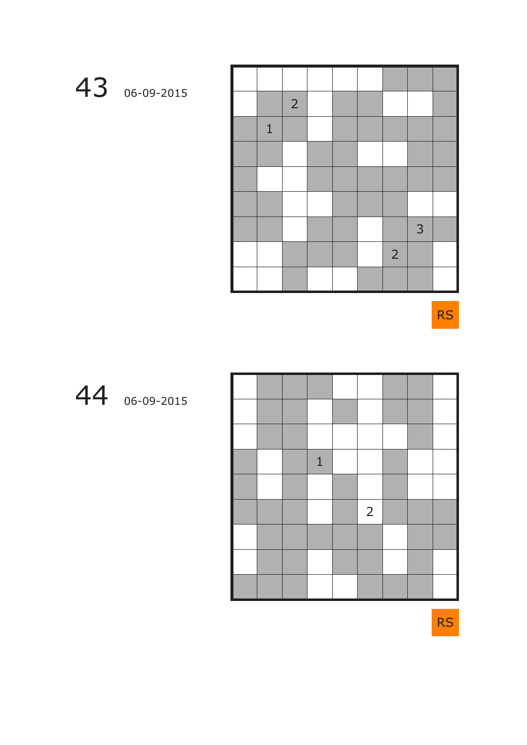## 43 06-09-2015

|   |   |   |   |   |   |   |   |   |
|---|---|---|---|---|---|---|---|---|
|   |   |   |   |   |   |   |   |   |
|   |   | 2 |   |   |   |   |   |   |
|   | 1 |   |   |   |   |   |   |   |
|   |   |   |   |   |   |   |   |   |
|   |   |   |   |   |   |   |   |   |
|   |   |   |   |   |   |   |   |   |
|   |   |   |   |   |   |   | 3 |   |
|   |   |   |   |   |   | 2 |   |   |
|   |   |   |   |   |   |   |   |   |

RS

## 44 06-09-2015

|   |   |   |   |   |   |   |   |   |
|---|---|---|---|---|---|---|---|---|
|   |   |   |   |   |   |   |   |   |
|   |   |   |   |   |   |   |   |   |
|   |   |   |   |   |   |   |   |   |
|   |   |   | 1 |   |   |   |   |   |
|   |   |   |   |   |   |   |   |   |
|   |   |   |   |   | 2 |   |   |   |
|   |   |   |   |   |   |   |   |   |
|   |   |   |   |   |   |   |   |   |
|   |   |   |   |   |   |   |   |   |

RS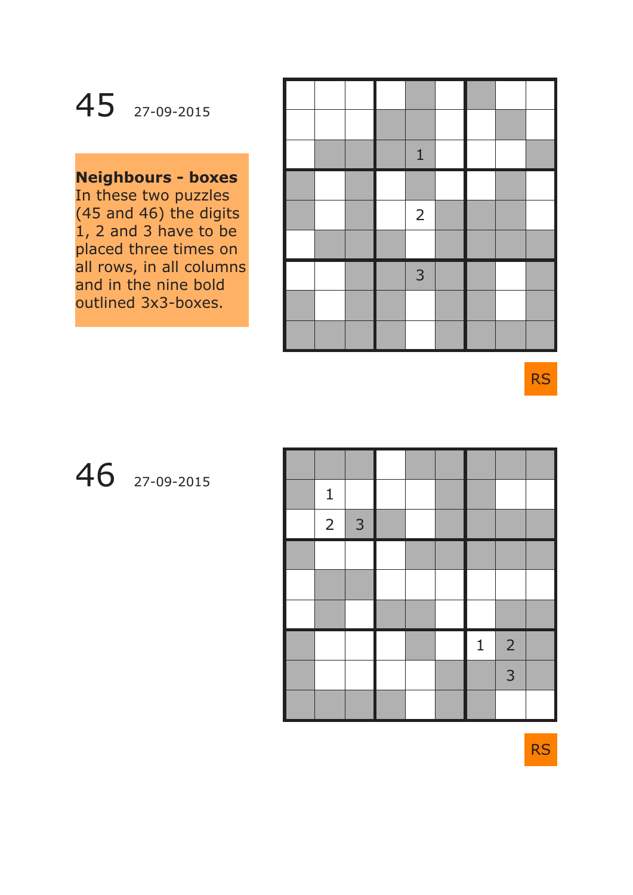# 45 27-09-2015

**Neighbours - boxes**
In these two puzzles (45 and 46) the digits 1, 2 and 3 have to be placed three times on all rows, in all columns and in the nine bold outlined 3x3-boxes.

| | | | | | | | | |
|---|---|---|---|---|---|---|---|---|
| | | | | | | | | |
| | | | | | | | | |
| | | | | 1 | | | | |
| | | | | | | | | |
| | | | | 2 | | | | |
| | | | | | | | | |
| | | | | 3 | | | | |
| | | | | | | | | |
| | | | | | | | | |

RS

# 46 27-09-2015

| | | | | | | | | |
|---|---|---|---|---|---|---|---|---|
| | | | | | | | | |
| | 1 | | | | | | | |
| | 2 | 3 | | | | | | |
| | | | | | | | | |
| | | | | | | | | |
| | | | | | | | | |
| | | | | | | 1 | 2 | |
| | | | | | | | 3 | |
| | | | | | | | | |

RS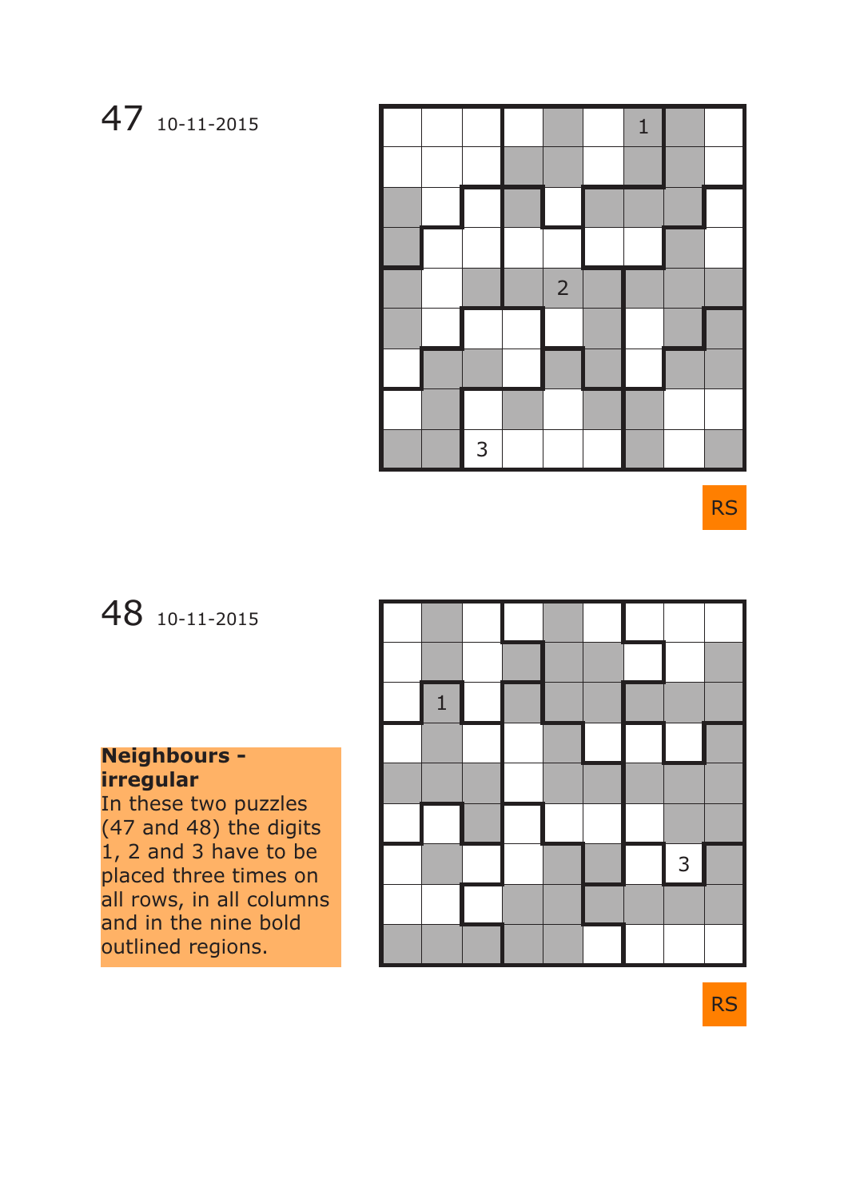47 10-11-2015

|   |   |   |   |   |   | 1 |   |   |
|---|---|---|---|---|---|---|---|---|
|   |   |   |   |   |   |   |   |   |
|   |   |   |   |   |   |   |   |   |
|   |   |   |   |   |   |   |   |   |
|   |   |   |   | 2 |   |   |   |   |
|   |   |   |   |   |   |   |   |   |
|   |   |   |   |   |   |   |   |   |
|   |   |   |   |   |   |   |   |   |
|   |   | 3 |   |   |   |   |   |   |

RS

48 10-11-2015

**Neighbours - irregular**
In these two puzzles (47 and 48) the digits 1, 2 and 3 have to be placed three times on all rows, in all columns and in the nine bold outlined regions.

|   |   |   |   |   |   |   |   |   |
|---|---|---|---|---|---|---|---|---|
|   |   |   |   |   |   |   |   |   |
|   | 1 |   |   |   |   |   |   |   |
|   |   |   |   |   |   |   |   |   |
|   |   |   |   |   |   |   |   |   |
|   |   |   |   |   |   |   |   |   |
|   |   |   |   |   |   |   | 3 |   |
|   |   |   |   |   |   |   |   |   |
|   |   |   |   |   |   |   |   |   |

RS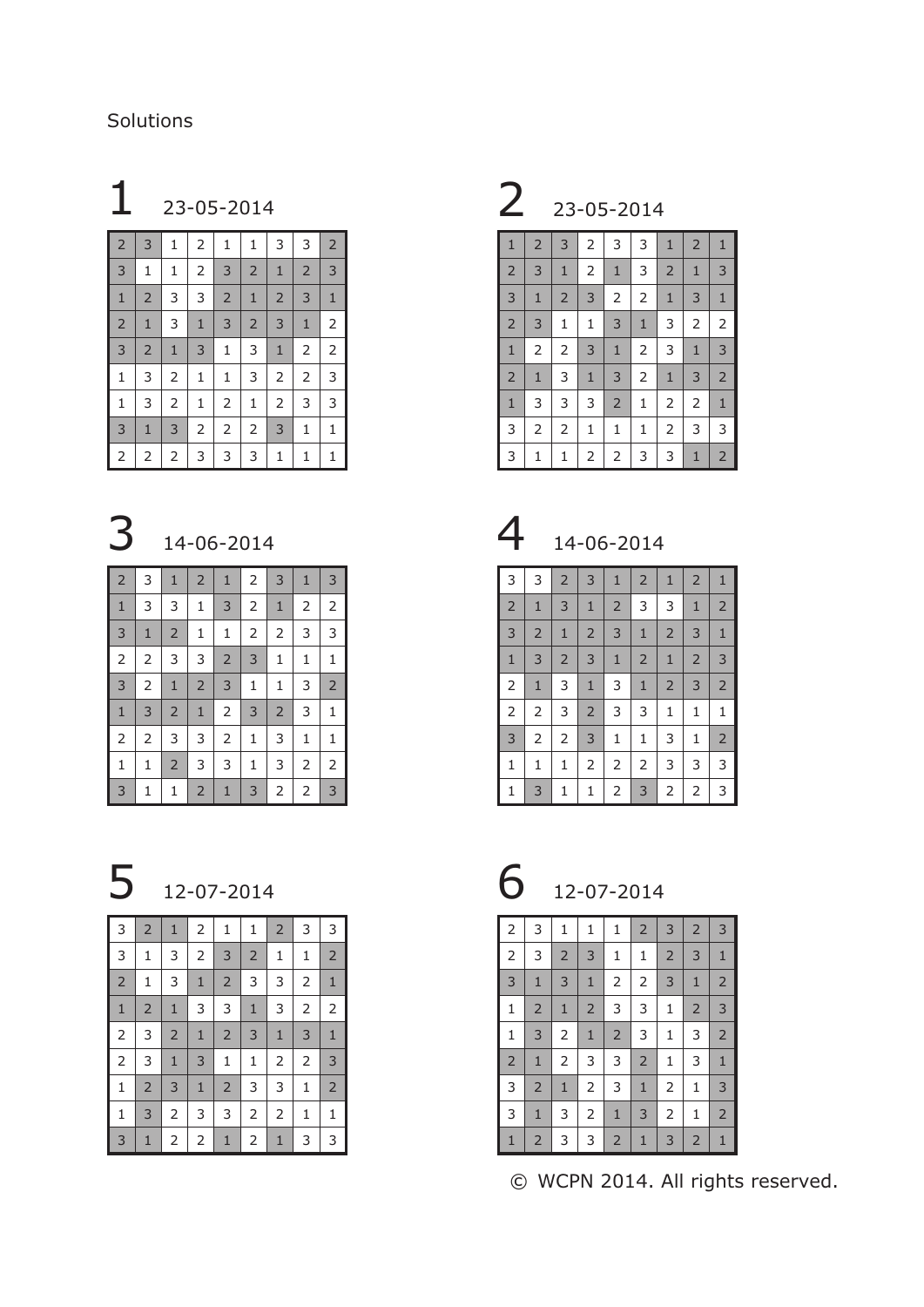Solutions

## 1 23-05-2014

| | | | | | | | | |
|---|---|---|---|---|---|---|---|---|
| 2 | 3 | 1 | 2 | 1 | 1 | 3 | 3 | 2 |
| 3 | 1 | 1 | 2 | 3 | 2 | 1 | 2 | 3 |
| 1 | 2 | 3 | 3 | 2 | 1 | 2 | 3 | 1 |
| 2 | 1 | 3 | 1 | 3 | 2 | 3 | 1 | 2 |
| 3 | 2 | 1 | 3 | 1 | 3 | 1 | 2 | 2 |
| 1 | 3 | 2 | 1 | 1 | 3 | 2 | 2 | 3 |
| 1 | 3 | 2 | 1 | 2 | 1 | 2 | 3 | 3 |
| 3 | 1 | 3 | 2 | 2 | 2 | 3 | 1 | 1 |
| 2 | 2 | 2 | 3 | 3 | 3 | 1 | 1 | 1 |

## 2 23-05-2014

| | | | | | | | | |
|---|---|---|---|---|---|---|---|---|
| 1 | 2 | 3 | 2 | 3 | 3 | 1 | 2 | 1 |
| 2 | 3 | 1 | 2 | 1 | 3 | 2 | 1 | 3 |
| 3 | 1 | 2 | 3 | 2 | 2 | 1 | 3 | 1 |
| 2 | 3 | 1 | 1 | 3 | 1 | 3 | 2 | 2 |
| 1 | 2 | 2 | 3 | 1 | 2 | 3 | 1 | 3 |
| 2 | 1 | 3 | 1 | 3 | 2 | 1 | 3 | 2 |
| 1 | 3 | 3 | 3 | 2 | 1 | 2 | 2 | 1 |
| 3 | 2 | 2 | 1 | 1 | 1 | 2 | 3 | 3 |
| 3 | 1 | 1 | 2 | 2 | 3 | 3 | 1 | 2 |

## 3 14-06-2014

| | | | | | | | | |
|---|---|---|---|---|---|---|---|---|
| 2 | 3 | 1 | 2 | 1 | 2 | 3 | 1 | 3 |
| 1 | 3 | 3 | 1 | 3 | 2 | 1 | 2 | 2 |
| 3 | 1 | 2 | 1 | 1 | 2 | 2 | 3 | 3 |
| 2 | 2 | 3 | 3 | 2 | 3 | 1 | 1 | 1 |
| 3 | 2 | 1 | 2 | 3 | 1 | 1 | 3 | 2 |
| 1 | 3 | 2 | 1 | 2 | 3 | 2 | 3 | 1 |
| 2 | 2 | 3 | 3 | 2 | 1 | 3 | 1 | 1 |
| 1 | 1 | 2 | 3 | 3 | 1 | 3 | 2 | 2 |
| 3 | 1 | 1 | 2 | 1 | 3 | 2 | 2 | 3 |

## 4 14-06-2014

| | | | | | | | | |
|---|---|---|---|---|---|---|---|---|
| 3 | 3 | 2 | 3 | 1 | 2 | 1 | 2 | 1 |
| 2 | 1 | 3 | 1 | 2 | 3 | 3 | 1 | 2 |
| 3 | 2 | 1 | 2 | 3 | 1 | 2 | 3 | 1 |
| 1 | 3 | 2 | 3 | 1 | 2 | 1 | 2 | 3 |
| 2 | 1 | 3 | 1 | 3 | 1 | 2 | 3 | 2 |
| 2 | 2 | 3 | 2 | 3 | 3 | 1 | 1 | 1 |
| 3 | 2 | 2 | 3 | 1 | 1 | 3 | 1 | 2 |
| 1 | 1 | 1 | 2 | 2 | 2 | 3 | 3 | 3 |
| 1 | 3 | 1 | 1 | 2 | 3 | 2 | 2 | 3 |

## 5 12-07-2014

| | | | | | | | | |
|---|---|---|---|---|---|---|---|---|
| 3 | 2 | 1 | 2 | 1 | 1 | 2 | 3 | 3 |
| 3 | 1 | 3 | 2 | 3 | 2 | 1 | 1 | 2 |
| 2 | 1 | 3 | 1 | 2 | 3 | 3 | 2 | 1 |
| 1 | 2 | 1 | 3 | 3 | 1 | 3 | 2 | 2 |
| 2 | 3 | 2 | 1 | 2 | 3 | 1 | 3 | 1 |
| 2 | 3 | 1 | 3 | 1 | 1 | 2 | 2 | 3 |
| 1 | 2 | 3 | 1 | 2 | 3 | 3 | 1 | 2 |
| 1 | 3 | 2 | 3 | 3 | 2 | 2 | 1 | 1 |
| 3 | 1 | 2 | 2 | 1 | 2 | 1 | 3 | 3 |

## 6 12-07-2014

| | | | | | | | | |
|---|---|---|---|---|---|---|---|---|
| 2 | 3 | 1 | 1 | 1 | 2 | 3 | 2 | 3 |
| 2 | 3 | 2 | 3 | 1 | 1 | 2 | 3 | 1 |
| 3 | 1 | 3 | 1 | 2 | 2 | 3 | 1 | 2 |
| 1 | 2 | 1 | 2 | 3 | 3 | 1 | 2 | 3 |
| 1 | 3 | 2 | 1 | 2 | 3 | 1 | 3 | 2 |
| 2 | 1 | 2 | 3 | 3 | 2 | 1 | 3 | 1 |
| 3 | 2 | 1 | 2 | 3 | 1 | 2 | 1 | 3 |
| 3 | 1 | 3 | 2 | 1 | 3 | 2 | 1 | 2 |
| 1 | 2 | 3 | 3 | 2 | 1 | 3 | 2 | 1 |

© WCPN 2014. All rights reserved.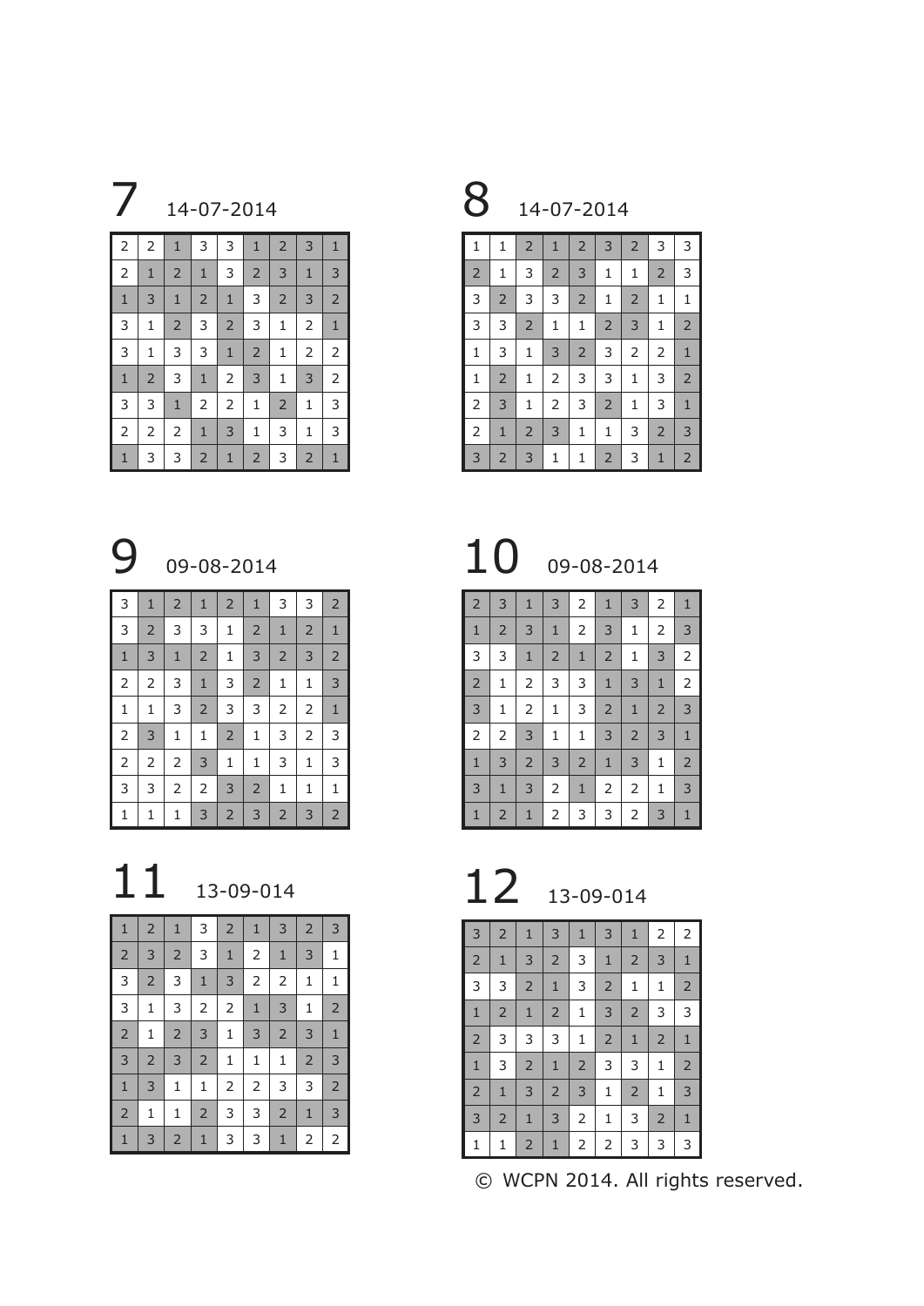# 7 14-07-2014

| | | | | | | | | |
|---|---|---|---|---|---|---|---|---|
| 2 | 2 | 1 | 3 | 3 | 1 | 2 | 3 | 1 |
| 2 | 1 | 2 | 1 | 3 | 2 | 3 | 1 | 3 |
| 1 | 3 | 1 | 2 | 1 | 3 | 2 | 3 | 2 |
| 3 | 1 | 2 | 3 | 2 | 3 | 1 | 2 | 1 |
| 3 | 1 | 3 | 3 | 1 | 2 | 1 | 2 | 2 |
| 1 | 2 | 3 | 1 | 2 | 3 | 1 | 3 | 2 |
| 3 | 3 | 1 | 2 | 2 | 1 | 2 | 1 | 3 |
| 2 | 2 | 2 | 1 | 3 | 1 | 3 | 1 | 3 |
| 1 | 3 | 3 | 2 | 1 | 2 | 3 | 2 | 1 |

# 8 14-07-2014

| | | | | | | | | |
|---|---|---|---|---|---|---|---|---|
| 1 | 1 | 2 | 1 | 2 | 3 | 2 | 3 | 3 |
| 2 | 1 | 3 | 2 | 3 | 1 | 1 | 2 | 3 |
| 3 | 2 | 3 | 3 | 2 | 1 | 2 | 1 | 1 |
| 3 | 3 | 2 | 1 | 1 | 2 | 3 | 1 | 2 |
| 1 | 3 | 1 | 3 | 2 | 3 | 2 | 2 | 1 |
| 1 | 2 | 1 | 2 | 3 | 3 | 1 | 3 | 2 |
| 2 | 3 | 1 | 2 | 3 | 2 | 1 | 3 | 1 |
| 2 | 1 | 2 | 3 | 1 | 1 | 3 | 2 | 3 |
| 3 | 2 | 3 | 1 | 1 | 2 | 3 | 1 | 2 |

# 9 09-08-2014

| | | | | | | | | |
|---|---|---|---|---|---|---|---|---|
| 3 | 1 | 2 | 1 | 2 | 1 | 3 | 3 | 2 |
| 3 | 2 | 3 | 3 | 1 | 2 | 1 | 2 | 1 |
| 1 | 3 | 1 | 2 | 1 | 3 | 2 | 3 | 2 |
| 2 | 2 | 3 | 1 | 3 | 2 | 1 | 1 | 3 |
| 1 | 1 | 3 | 2 | 3 | 3 | 2 | 2 | 1 |
| 2 | 3 | 1 | 1 | 2 | 1 | 3 | 2 | 3 |
| 2 | 2 | 2 | 3 | 1 | 1 | 3 | 1 | 3 |
| 3 | 3 | 2 | 2 | 3 | 2 | 1 | 1 | 1 |
| 1 | 1 | 1 | 3 | 2 | 3 | 2 | 3 | 2 |

# 10 09-08-2014

| | | | | | | | | |
|---|---|---|---|---|---|---|---|---|
| 2 | 3 | 1 | 3 | 2 | 1 | 3 | 2 | 1 |
| 1 | 2 | 3 | 1 | 2 | 3 | 1 | 2 | 3 |
| 3 | 3 | 1 | 2 | 1 | 2 | 1 | 3 | 2 |
| 2 | 1 | 2 | 3 | 3 | 1 | 3 | 1 | 2 |
| 3 | 1 | 2 | 1 | 3 | 2 | 1 | 2 | 3 |
| 2 | 2 | 3 | 1 | 1 | 3 | 2 | 3 | 1 |
| 1 | 3 | 2 | 3 | 2 | 1 | 3 | 1 | 2 |
| 3 | 1 | 3 | 2 | 1 | 2 | 2 | 1 | 3 |
| 1 | 2 | 1 | 2 | 3 | 3 | 2 | 3 | 1 |

# 11 13-09-014

| | | | | | | | | |
|---|---|---|---|---|---|---|---|---|
| 1 | 2 | 1 | 3 | 2 | 1 | 3 | 2 | 3 |
| 2 | 3 | 2 | 3 | 1 | 2 | 1 | 3 | 1 |
| 3 | 2 | 3 | 1 | 3 | 2 | 2 | 1 | 1 |
| 3 | 1 | 3 | 2 | 2 | 1 | 3 | 1 | 2 |
| 2 | 1 | 2 | 3 | 1 | 3 | 2 | 3 | 1 |
| 3 | 2 | 3 | 2 | 1 | 1 | 1 | 2 | 3 |
| 1 | 3 | 1 | 1 | 2 | 2 | 3 | 3 | 2 |
| 2 | 1 | 1 | 2 | 3 | 3 | 2 | 1 | 3 |
| 1 | 3 | 2 | 1 | 3 | 3 | 1 | 2 | 2 |

# 12 13-09-014

| | | | | | | | | |
|---|---|---|---|---|---|---|---|---|
| 3 | 2 | 1 | 3 | 1 | 3 | 1 | 2 | 2 |
| 2 | 1 | 3 | 2 | 3 | 1 | 2 | 3 | 1 |
| 3 | 3 | 2 | 1 | 3 | 2 | 1 | 1 | 2 |
| 1 | 2 | 1 | 2 | 1 | 3 | 2 | 3 | 3 |
| 2 | 3 | 3 | 3 | 1 | 2 | 1 | 2 | 1 |
| 1 | 3 | 2 | 1 | 2 | 3 | 3 | 1 | 2 |
| 2 | 1 | 3 | 2 | 3 | 1 | 2 | 1 | 3 |
| 3 | 2 | 1 | 3 | 2 | 1 | 3 | 2 | 1 |
| 1 | 1 | 2 | 1 | 2 | 2 | 3 | 3 | 3 |

© WCPN 2014. All rights reserved.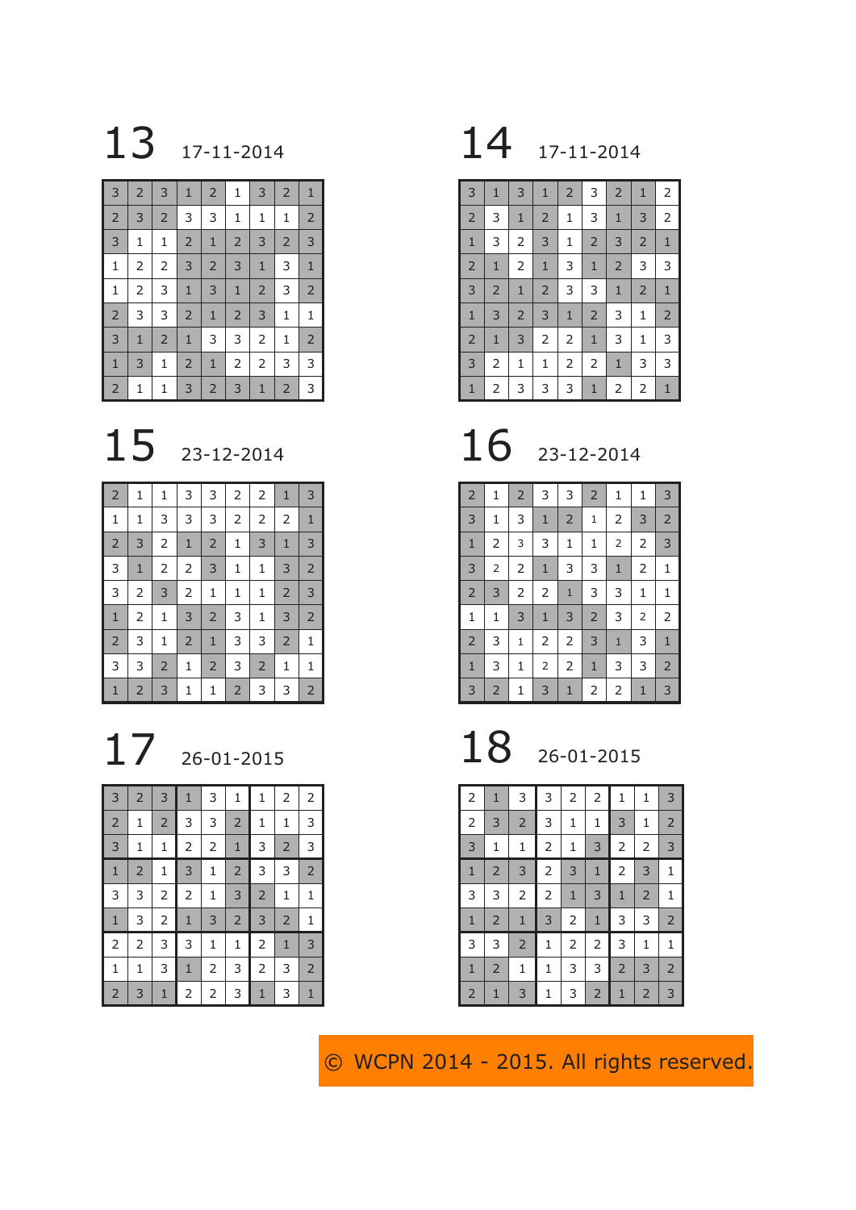## 13 17-11-2014

| | | | | | | | | |
|---|---|---|---|---|---|---|---|---|
| 3 | 2 | 3 | 1 | 2 | 1 | 3 | 2 | 1 |
| 2 | 3 | 2 | 3 | 3 | 1 | 1 | 1 | 2 |
| 3 | 1 | 1 | 2 | 1 | 2 | 3 | 2 | 3 |
| 1 | 2 | 2 | 3 | 2 | 3 | 1 | 3 | 1 |
| 1 | 2 | 3 | 1 | 3 | 1 | 2 | 3 | 2 |
| 2 | 3 | 3 | 2 | 1 | 2 | 3 | 1 | 1 |
| 3 | 1 | 2 | 1 | 3 | 3 | 2 | 1 | 2 |
| 1 | 3 | 1 | 2 | 1 | 2 | 2 | 3 | 3 |
| 2 | 1 | 1 | 3 | 2 | 3 | 1 | 2 | 3 |

## 14 17-11-2014

| | | | | | | | | |
|---|---|---|---|---|---|---|---|---|
| 3 | 1 | 3 | 1 | 2 | 3 | 2 | 1 | 2 |
| 2 | 3 | 1 | 2 | 1 | 3 | 1 | 3 | 2 |
| 1 | 3 | 2 | 3 | 1 | 2 | 3 | 2 | 1 |
| 2 | 1 | 2 | 1 | 3 | 1 | 2 | 3 | 3 |
| 3 | 2 | 1 | 2 | 3 | 3 | 1 | 2 | 1 |
| 1 | 3 | 2 | 3 | 1 | 2 | 3 | 1 | 2 |
| 2 | 1 | 3 | 2 | 2 | 1 | 3 | 1 | 3 |
| 3 | 2 | 1 | 1 | 2 | 2 | 1 | 3 | 3 |
| 1 | 2 | 3 | 3 | 3 | 1 | 2 | 2 | 1 |

## 15 23-12-2014

| | | | | | | | | |
|---|---|---|---|---|---|---|---|---|
| 2 | 1 | 1 | 3 | 3 | 2 | 2 | 1 | 3 |
| 1 | 1 | 3 | 3 | 3 | 2 | 2 | 2 | 1 |
| 2 | 3 | 2 | 1 | 2 | 1 | 3 | 1 | 3 |
| 3 | 1 | 2 | 2 | 3 | 1 | 1 | 3 | 2 |
| 3 | 2 | 3 | 2 | 1 | 1 | 1 | 2 | 3 |
| 1 | 2 | 1 | 3 | 2 | 3 | 1 | 3 | 2 |
| 2 | 3 | 1 | 2 | 1 | 3 | 3 | 2 | 1 |
| 3 | 3 | 2 | 1 | 2 | 3 | 2 | 1 | 1 |
| 1 | 2 | 3 | 1 | 1 | 2 | 3 | 3 | 2 |

## 16 23-12-2014

| | | | | | | | | |
|---|---|---|---|---|---|---|---|---|
| 2 | 1 | 2 | 3 | 3 | 2 | 1 | 1 | 3 |
| 3 | 1 | 3 | 1 | 2 | 1 | 2 | 3 | 2 |
| 1 | 2 | 3 | 3 | 1 | 1 | 2 | 2 | 3 |
| 3 | 2 | 2 | 1 | 3 | 3 | 1 | 2 | 1 |
| 2 | 3 | 2 | 2 | 1 | 3 | 3 | 1 | 1 |
| 1 | 1 | 3 | 1 | 3 | 2 | 3 | 2 | 2 |
| 2 | 3 | 1 | 2 | 2 | 3 | 1 | 3 | 1 |
| 1 | 3 | 1 | 2 | 2 | 1 | 3 | 3 | 2 |
| 3 | 2 | 1 | 3 | 1 | 2 | 2 | 1 | 3 |

## 17 26-01-2015

| | | | | | | | | |
|---|---|---|---|---|---|---|---|---|
| 3 | 2 | 3 | 1 | 3 | 1 | 1 | 2 | 2 |
| 2 | 1 | 2 | 3 | 3 | 2 | 1 | 1 | 3 |
| 3 | 1 | 1 | 2 | 2 | 1 | 3 | 2 | 3 |
| 1 | 2 | 1 | 3 | 1 | 2 | 3 | 3 | 2 |
| 3 | 3 | 2 | 2 | 1 | 3 | 2 | 1 | 1 |
| 1 | 3 | 2 | 1 | 3 | 2 | 3 | 2 | 1 |
| 2 | 2 | 3 | 3 | 1 | 1 | 2 | 1 | 3 |
| 1 | 1 | 3 | 1 | 2 | 3 | 2 | 3 | 2 |
| 2 | 3 | 1 | 2 | 2 | 3 | 1 | 3 | 1 |

## 18 26-01-2015

| | | | | | | | | |
|---|---|---|---|---|---|---|---|---|
| 2 | 1 | 3 | 3 | 2 | 2 | 1 | 1 | 3 |
| 2 | 3 | 2 | 3 | 1 | 1 | 3 | 1 | 2 |
| 3 | 1 | 1 | 2 | 1 | 3 | 2 | 2 | 3 |
| 1 | 2 | 3 | 2 | 3 | 1 | 2 | 3 | 1 |
| 3 | 3 | 2 | 2 | 1 | 3 | 1 | 2 | 1 |
| 1 | 2 | 1 | 3 | 2 | 1 | 3 | 3 | 2 |
| 3 | 3 | 2 | 1 | 2 | 2 | 3 | 1 | 1 |
| 1 | 2 | 1 | 1 | 3 | 3 | 2 | 3 | 2 |
| 2 | 1 | 3 | 1 | 3 | 2 | 1 | 2 | 3 |

© WCPN 2014 - 2015. All rights reserved.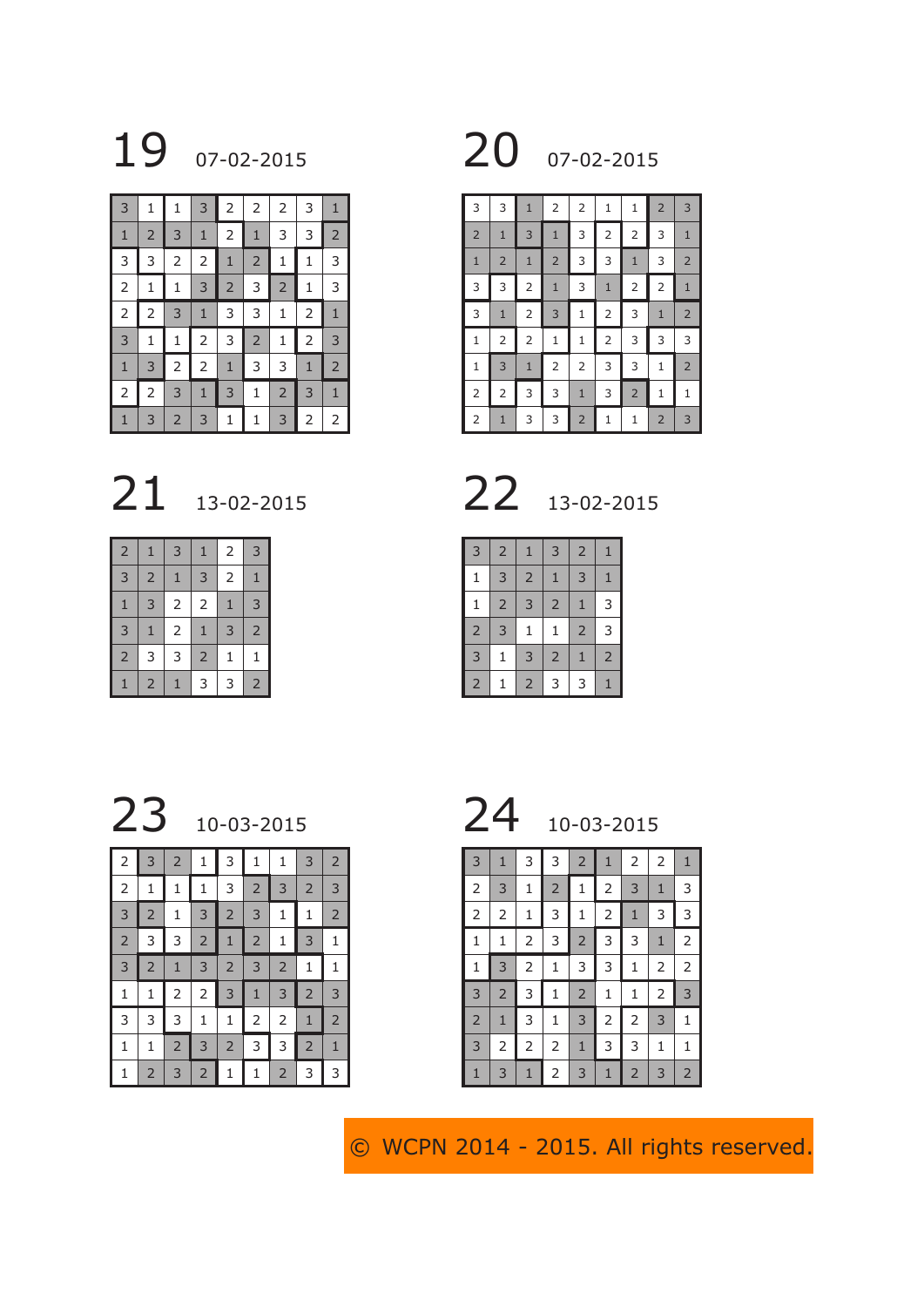## 19 07-02-2015

| | | | | | | | | |
|---|---|---|---|---|---|---|---|---|
| 3 | 1 | 1 | 3 | 2 | 2 | 2 | 3 | 1 |
| 1 | 2 | 3 | 1 | 2 | 1 | 3 | 3 | 2 |
| 3 | 3 | 2 | 2 | 1 | 2 | 1 | 1 | 3 |
| 2 | 1 | 1 | 3 | 2 | 3 | 2 | 1 | 3 |
| 2 | 2 | 3 | 1 | 3 | 3 | 1 | 2 | 1 |
| 3 | 1 | 1 | 2 | 3 | 2 | 1 | 2 | 3 |
| 1 | 3 | 2 | 2 | 1 | 3 | 3 | 1 | 2 |
| 2 | 2 | 3 | 1 | 3 | 1 | 2 | 3 | 1 |
| 1 | 3 | 2 | 3 | 1 | 1 | 3 | 2 | 2 |

## 20 07-02-2015

| | | | | | | | | |
|---|---|---|---|---|---|---|---|---|
| 3 | 3 | 1 | 2 | 2 | 1 | 1 | 2 | 3 |
| 2 | 1 | 3 | 1 | 3 | 2 | 2 | 3 | 1 |
| 1 | 2 | 1 | 2 | 3 | 3 | 1 | 3 | 2 |
| 3 | 3 | 2 | 1 | 3 | 1 | 2 | 2 | 1 |
| 3 | 1 | 2 | 3 | 1 | 2 | 3 | 1 | 2 |
| 1 | 2 | 2 | 1 | 1 | 2 | 3 | 3 | 3 |
| 1 | 3 | 1 | 2 | 2 | 3 | 3 | 1 | 2 |
| 2 | 2 | 3 | 3 | 1 | 3 | 2 | 1 | 1 |
| 2 | 1 | 3 | 3 | 2 | 1 | 1 | 2 | 3 |

## 21 13-02-2015

| | | | | | |
|---|---|---|---|---|---|
| 2 | 1 | 3 | 1 | 2 | 3 |
| 3 | 2 | 1 | 3 | 2 | 1 |
| 1 | 3 | 2 | 2 | 1 | 3 |
| 3 | 1 | 2 | 1 | 3 | 2 |
| 2 | 3 | 3 | 2 | 1 | 1 |
| 1 | 2 | 1 | 3 | 3 | 2 |

## 22 13-02-2015

| | | | | | |
|---|---|---|---|---|---|
| 3 | 2 | 1 | 3 | 2 | 1 |
| 1 | 3 | 2 | 1 | 3 | 1 |
| 1 | 2 | 3 | 2 | 1 | 3 |
| 2 | 3 | 1 | 1 | 2 | 3 |
| 3 | 1 | 3 | 2 | 1 | 2 |
| 2 | 1 | 2 | 3 | 3 | 1 |

## 23 10-03-2015

| | | | | | | | | |
|---|---|---|---|---|---|---|---|---|
| 2 | 3 | 2 | 1 | 3 | 1 | 1 | 3 | 2 |
| 2 | 1 | 1 | 1 | 3 | 2 | 3 | 2 | 3 |
| 3 | 2 | 1 | 3 | 2 | 3 | 1 | 1 | 2 |
| 2 | 3 | 3 | 2 | 1 | 2 | 1 | 3 | 1 |
| 3 | 2 | 1 | 3 | 2 | 3 | 2 | 1 | 1 |
| 1 | 1 | 2 | 2 | 3 | 1 | 3 | 2 | 3 |
| 3 | 3 | 3 | 1 | 1 | 2 | 2 | 1 | 2 |
| 1 | 1 | 2 | 3 | 2 | 3 | 3 | 2 | 1 |
| 1 | 2 | 3 | 2 | 1 | 1 | 2 | 3 | 3 |

## 24 10-03-2015

| | | | | | | | | |
|---|---|---|---|---|---|---|---|---|
| 3 | 1 | 3 | 3 | 2 | 1 | 2 | 2 | 1 |
| 2 | 3 | 1 | 2 | 1 | 2 | 3 | 1 | 3 |
| 2 | 2 | 1 | 3 | 1 | 2 | 1 | 3 | 3 |
| 1 | 1 | 2 | 3 | 2 | 3 | 3 | 1 | 2 |
| 1 | 3 | 2 | 1 | 3 | 3 | 1 | 2 | 2 |
| 3 | 2 | 3 | 1 | 2 | 1 | 1 | 2 | 3 |
| 2 | 1 | 3 | 1 | 3 | 2 | 2 | 3 | 1 |
| 3 | 2 | 2 | 2 | 1 | 3 | 3 | 1 | 1 |
| 1 | 3 | 1 | 2 | 3 | 1 | 2 | 3 | 2 |

© WCPN 2014 - 2015. All rights reserved.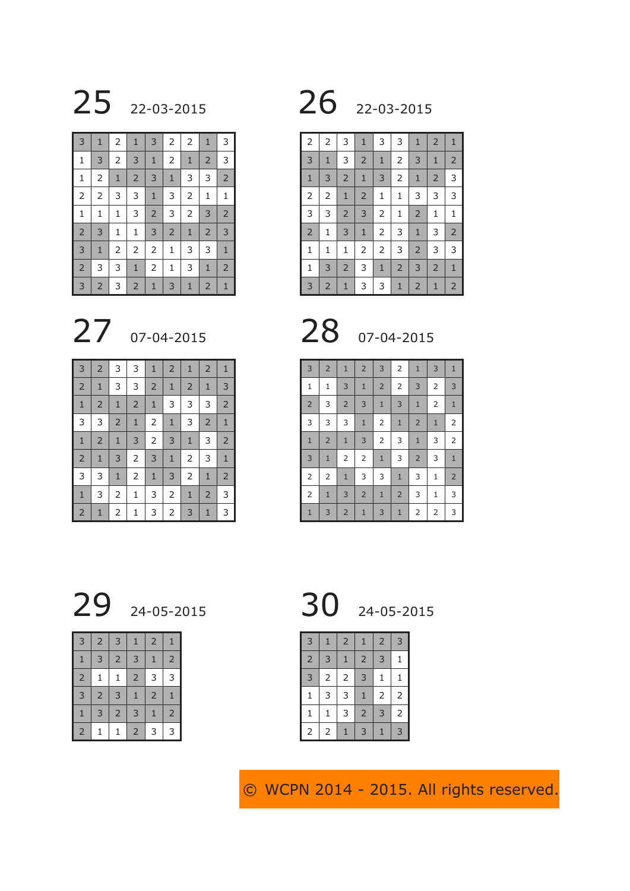## 25 22-03-2015

| | | | | | | | | |
|---|---|---|---|---|---|---|---|---|
| 3 | 1 | 2 | 1 | 3 | 2 | 2 | 1 | 3 |
| 1 | 3 | 2 | 3 | 1 | 2 | 1 | 2 | 3 |
| 1 | 2 | 1 | 2 | 3 | 1 | 3 | 3 | 2 |
| 2 | 2 | 3 | 3 | 1 | 3 | 2 | 1 | 1 |
| 1 | 1 | 1 | 3 | 2 | 3 | 2 | 3 | 2 |
| 2 | 3 | 1 | 1 | 3 | 2 | 1 | 2 | 3 |
| 3 | 1 | 2 | 2 | 2 | 1 | 3 | 3 | 1 |
| 2 | 3 | 3 | 1 | 2 | 1 | 3 | 1 | 2 |
| 3 | 2 | 3 | 2 | 1 | 3 | 1 | 2 | 1 |

## 26 22-03-2015

| | | | | | | | | |
|---|---|---|---|---|---|---|---|---|
| 2 | 2 | 3 | 1 | 3 | 3 | 1 | 2 | 1 |
| 3 | 1 | 3 | 2 | 1 | 2 | 3 | 1 | 2 |
| 1 | 3 | 2 | 1 | 3 | 2 | 1 | 2 | 3 |
| 2 | 2 | 1 | 2 | 1 | 1 | 3 | 3 | 3 |
| 3 | 3 | 2 | 3 | 2 | 1 | 2 | 1 | 1 |
| 2 | 1 | 3 | 1 | 2 | 3 | 1 | 3 | 2 |
| 1 | 1 | 1 | 2 | 2 | 3 | 2 | 3 | 3 |
| 1 | 3 | 2 | 3 | 1 | 2 | 3 | 2 | 1 |
| 3 | 2 | 1 | 3 | 3 | 1 | 2 | 1 | 2 |

## 27 07-04-2015

| | | | | | | | | |
|---|---|---|---|---|---|---|---|---|
| 3 | 2 | 3 | 3 | 1 | 2 | 1 | 2 | 1 |
| 2 | 1 | 3 | 3 | 2 | 1 | 2 | 1 | 3 |
| 1 | 2 | 1 | 2 | 1 | 3 | 3 | 3 | 2 |
| 3 | 3 | 2 | 1 | 2 | 1 | 3 | 2 | 1 |
| 1 | 2 | 1 | 3 | 2 | 3 | 1 | 3 | 2 |
| 2 | 1 | 3 | 2 | 3 | 1 | 2 | 3 | 1 |
| 3 | 3 | 1 | 2 | 1 | 3 | 2 | 1 | 2 |
| 1 | 3 | 2 | 1 | 3 | 2 | 1 | 2 | 3 |
| 2 | 1 | 2 | 1 | 3 | 2 | 3 | 1 | 3 |

## 28 07-04-2015

| | | | | | | | | |
|---|---|---|---|---|---|---|---|---|
| 3 | 2 | 1 | 2 | 3 | 2 | 1 | 3 | 1 |
| 1 | 1 | 3 | 1 | 2 | 2 | 3 | 2 | 3 |
| 2 | 3 | 2 | 3 | 1 | 3 | 1 | 2 | 1 |
| 3 | 3 | 3 | 1 | 2 | 1 | 2 | 1 | 2 |
| 1 | 2 | 1 | 3 | 2 | 3 | 1 | 3 | 2 |
| 3 | 1 | 2 | 2 | 1 | 3 | 2 | 3 | 1 |
| 2 | 2 | 1 | 3 | 3 | 1 | 3 | 1 | 2 |
| 2 | 1 | 3 | 2 | 1 | 2 | 3 | 1 | 3 |
| 1 | 3 | 2 | 1 | 3 | 1 | 2 | 2 | 3 |

## 29 24-05-2015

| | | | | | |
|---|---|---|---|---|---|
| 3 | 2 | 3 | 1 | 2 | 1 |
| 1 | 3 | 2 | 3 | 1 | 2 |
| 2 | 1 | 1 | 2 | 3 | 3 |
| 3 | 2 | 3 | 1 | 2 | 1 |
| 1 | 3 | 2 | 3 | 1 | 2 |
| 2 | 1 | 1 | 2 | 3 | 3 |

## 30 24-05-2015

| | | | | | |
|---|---|---|---|---|---|
| 3 | 1 | 2 | 1 | 2 | 3 |
| 2 | 3 | 1 | 2 | 3 | 1 |
| 3 | 2 | 2 | 3 | 1 | 1 |
| 1 | 3 | 3 | 1 | 2 | 2 |
| 1 | 1 | 3 | 2 | 3 | 2 |
| 2 | 2 | 1 | 3 | 1 | 3 |

© WCPN 2014 - 2015. All rights reserved.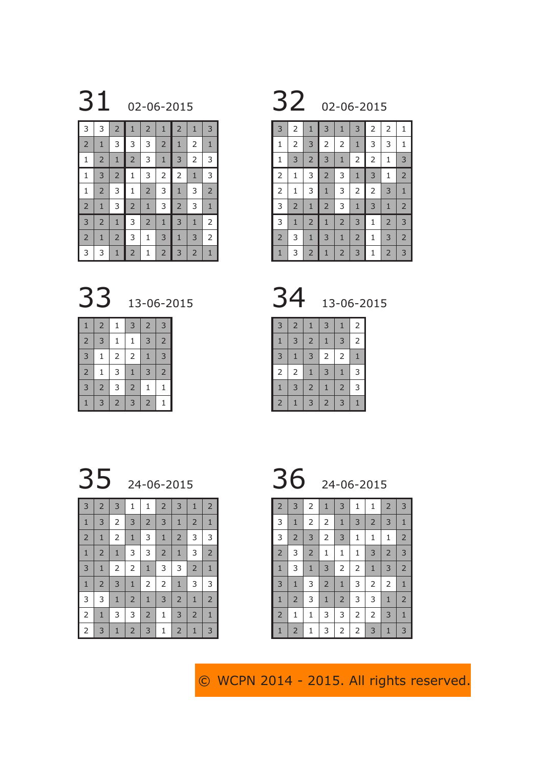## 31 02-06-2015

| | | | | | | | | |
|---|---|---|---|---|---|---|---|---|
| 3 | 3 | 2 | 1 | 2 | 1 | 2 | 1 | 3 |
| 2 | 1 | 3 | 3 | 3 | 2 | 1 | 2 | 1 |
| 1 | 2 | 1 | 2 | 3 | 1 | 3 | 2 | 3 |
| 1 | 3 | 2 | 1 | 3 | 2 | 2 | 1 | 3 |
| 1 | 2 | 3 | 1 | 2 | 3 | 1 | 3 | 2 |
| 2 | 1 | 3 | 2 | 1 | 3 | 2 | 3 | 1 |
| 3 | 2 | 1 | 3 | 2 | 1 | 3 | 1 | 2 |
| 2 | 1 | 2 | 3 | 1 | 3 | 1 | 3 | 2 |
| 3 | 3 | 1 | 2 | 1 | 2 | 3 | 2 | 1 |

## 32 02-06-2015

| | | | | | | | | |
|---|---|---|---|---|---|---|---|---|
| 3 | 2 | 1 | 3 | 1 | 3 | 2 | 2 | 1 |
| 1 | 2 | 3 | 2 | 2 | 1 | 3 | 3 | 1 |
| 1 | 3 | 2 | 3 | 1 | 2 | 2 | 1 | 3 |
| 2 | 1 | 3 | 2 | 3 | 1 | 3 | 1 | 2 |
| 2 | 1 | 3 | 1 | 3 | 2 | 2 | 3 | 1 |
| 3 | 2 | 1 | 2 | 3 | 1 | 3 | 1 | 2 |
| 3 | 1 | 2 | 1 | 2 | 3 | 1 | 2 | 3 |
| 2 | 3 | 1 | 3 | 1 | 2 | 1 | 3 | 2 |
| 1 | 3 | 2 | 1 | 2 | 3 | 1 | 2 | 3 |

## 33 13-06-2015

| | | | | | |
|---|---|---|---|---|---|
| 1 | 2 | 1 | 3 | 2 | 3 |
| 2 | 3 | 1 | 1 | 3 | 2 |
| 3 | 1 | 2 | 2 | 1 | 3 |
| 2 | 1 | 3 | 1 | 3 | 2 |
| 3 | 2 | 3 | 2 | 1 | 1 |
| 1 | 3 | 2 | 3 | 2 | 1 |

## 34 13-06-2015

| | | | | | |
|---|---|---|---|---|---|
| 3 | 2 | 1 | 3 | 1 | 2 |
| 1 | 3 | 2 | 1 | 3 | 2 |
| 3 | 1 | 3 | 2 | 2 | 1 |
| 2 | 2 | 1 | 3 | 1 | 3 |
| 1 | 3 | 2 | 1 | 2 | 3 |
| 2 | 1 | 3 | 2 | 3 | 1 |

## 35 24-06-2015

| | | | | | | | | |
|---|---|---|---|---|---|---|---|---|
| 3 | 2 | 3 | 1 | 1 | 2 | 3 | 1 | 2 |
| 1 | 3 | 2 | 3 | 2 | 3 | 1 | 2 | 1 |
| 2 | 1 | 2 | 1 | 3 | 1 | 2 | 3 | 3 |
| 1 | 2 | 1 | 3 | 3 | 2 | 1 | 3 | 2 |
| 3 | 1 | 2 | 2 | 1 | 3 | 3 | 2 | 1 |
| 1 | 2 | 3 | 1 | 2 | 2 | 1 | 3 | 3 |
| 3 | 3 | 1 | 2 | 1 | 3 | 2 | 1 | 2 |
| 2 | 1 | 3 | 3 | 2 | 1 | 3 | 2 | 1 |
| 2 | 3 | 1 | 2 | 3 | 1 | 2 | 1 | 3 |

## 36 24-06-2015

| | | | | | | | | |
|---|---|---|---|---|---|---|---|---|
| 2 | 3 | 2 | 1 | 3 | 1 | 1 | 2 | 3 |
| 3 | 1 | 2 | 2 | 1 | 3 | 2 | 3 | 1 |
| 3 | 2 | 3 | 2 | 3 | 1 | 1 | 1 | 2 |
| 2 | 3 | 2 | 1 | 1 | 1 | 3 | 2 | 3 |
| 1 | 3 | 1 | 3 | 2 | 2 | 1 | 3 | 2 |
| 3 | 1 | 3 | 2 | 1 | 3 | 2 | 2 | 1 |
| 1 | 2 | 3 | 1 | 2 | 3 | 3 | 1 | 2 |
| 2 | 1 | 1 | 3 | 3 | 2 | 2 | 3 | 1 |
| 1 | 2 | 1 | 3 | 2 | 2 | 3 | 1 | 3 |

© WCPN 2014 - 2015. All rights reserved.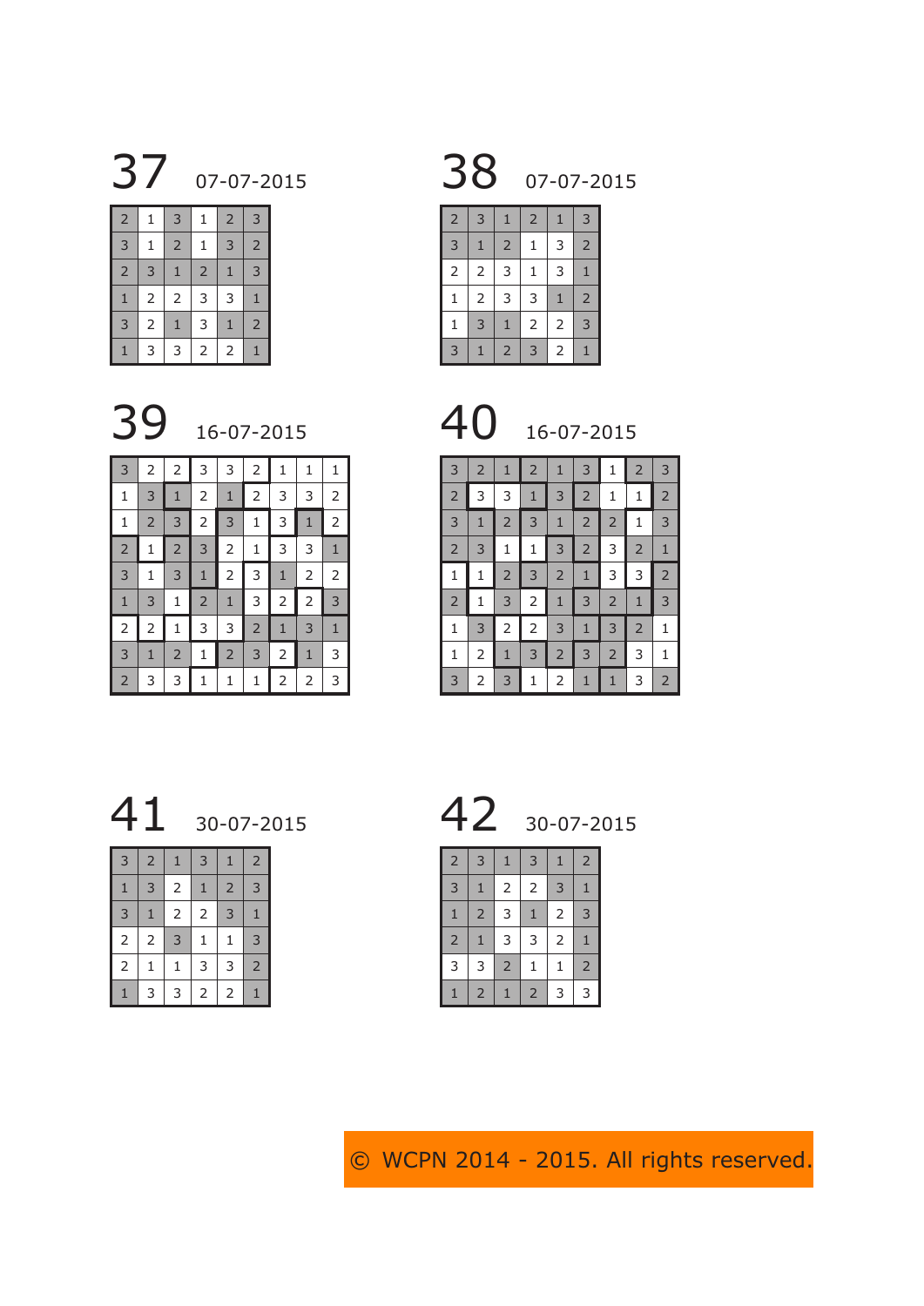## 37 07-07-2015

| | | | | | |
|---|---|---|---|---|---|
| 2 | 1 | 3 | 1 | 2 | 3 |
| 3 | 1 | 2 | 1 | 3 | 2 |
| 2 | 3 | 1 | 2 | 1 | 3 |
| 1 | 2 | 2 | 3 | 3 | 1 |
| 3 | 2 | 1 | 3 | 1 | 2 |
| 1 | 3 | 3 | 2 | 2 | 1 |

## 38 07-07-2015

| | | | | | |
|---|---|---|---|---|---|
| 2 | 3 | 1 | 2 | 1 | 3 |
| 3 | 1 | 2 | 1 | 3 | 2 |
| 2 | 2 | 3 | 1 | 3 | 1 |
| 1 | 2 | 3 | 3 | 1 | 2 |
| 1 | 3 | 1 | 2 | 2 | 3 |
| 3 | 1 | 2 | 3 | 2 | 1 |

## 39 16-07-2015

| | | | | | | | | |
|---|---|---|---|---|---|---|---|---|
| 3 | 2 | 2 | 3 | 3 | 2 | 1 | 1 | 1 |
| 1 | 3 | 1 | 2 | 1 | 2 | 3 | 3 | 2 |
| 1 | 2 | 3 | 2 | 3 | 1 | 3 | 1 | 2 |
| 2 | 1 | 2 | 3 | 2 | 1 | 3 | 3 | 1 |
| 3 | 1 | 3 | 1 | 2 | 3 | 1 | 2 | 2 |
| 1 | 3 | 1 | 2 | 1 | 3 | 2 | 2 | 3 |
| 2 | 2 | 1 | 3 | 3 | 2 | 1 | 3 | 1 |
| 3 | 1 | 2 | 1 | 2 | 3 | 2 | 1 | 3 |
| 2 | 3 | 3 | 1 | 1 | 1 | 2 | 2 | 3 |

## 40 16-07-2015

| | | | | | | | | |
|---|---|---|---|---|---|---|---|---|
| 3 | 2 | 1 | 2 | 1 | 3 | 1 | 2 | 3 |
| 2 | 3 | 3 | 1 | 3 | 2 | 1 | 1 | 2 |
| 3 | 1 | 2 | 3 | 1 | 2 | 2 | 1 | 3 |
| 2 | 3 | 1 | 1 | 3 | 2 | 3 | 2 | 1 |
| 1 | 1 | 2 | 3 | 2 | 1 | 3 | 3 | 2 |
| 2 | 1 | 3 | 2 | 1 | 3 | 2 | 1 | 3 |
| 1 | 3 | 2 | 2 | 3 | 1 | 3 | 2 | 1 |
| 1 | 2 | 1 | 3 | 2 | 3 | 2 | 3 | 1 |
| 3 | 2 | 3 | 1 | 2 | 1 | 1 | 3 | 2 |

## 41 30-07-2015

| | | | | | |
|---|---|---|---|---|---|
| 3 | 2 | 1 | 3 | 1 | 2 |
| 1 | 3 | 2 | 1 | 2 | 3 |
| 3 | 1 | 2 | 2 | 3 | 1 |
| 2 | 2 | 3 | 1 | 1 | 3 |
| 2 | 1 | 1 | 3 | 3 | 2 |
| 1 | 3 | 3 | 2 | 2 | 1 |

## 42 30-07-2015

| | | | | | |
|---|---|---|---|---|---|
| 2 | 3 | 1 | 3 | 1 | 2 |
| 3 | 1 | 2 | 2 | 3 | 1 |
| 1 | 2 | 3 | 1 | 2 | 3 |
| 2 | 1 | 3 | 3 | 2 | 1 |
| 3 | 3 | 2 | 1 | 1 | 2 |
| 1 | 2 | 1 | 2 | 3 | 3 |

© WCPN 2014 - 2015. All rights reserved.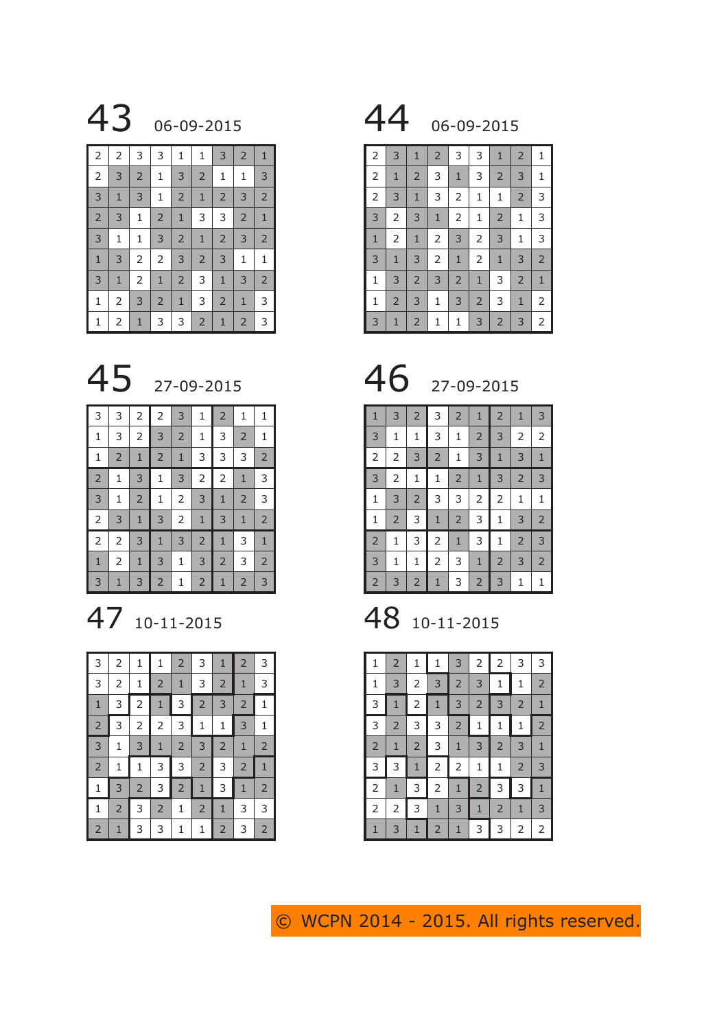## 43 06-09-2015

| | | | | | | | | |
|---|---|---|---|---|---|---|---|---|
| 2 | 2 | 3 | 3 | 1 | 1 | 3 | 2 | 1 |
| 2 | 3 | 2 | 1 | 3 | 2 | 1 | 1 | 3 |
| 3 | 1 | 3 | 1 | 2 | 1 | 2 | 3 | 2 |
| 2 | 3 | 1 | 2 | 1 | 3 | 3 | 2 | 1 |
| 3 | 1 | 1 | 3 | 2 | 1 | 2 | 3 | 2 |
| 1 | 3 | 2 | 2 | 3 | 2 | 3 | 1 | 1 |
| 3 | 1 | 2 | 1 | 2 | 3 | 1 | 3 | 2 |
| 1 | 2 | 3 | 2 | 1 | 3 | 2 | 1 | 3 |
| 1 | 2 | 1 | 3 | 3 | 2 | 1 | 2 | 3 |

## 44 06-09-2015

| | | | | | | | | |
|---|---|---|---|---|---|---|---|---|
| 2 | 3 | 1 | 2 | 3 | 3 | 1 | 2 | 1 |
| 2 | 1 | 2 | 3 | 1 | 3 | 2 | 3 | 1 |
| 2 | 3 | 1 | 3 | 2 | 1 | 1 | 2 | 3 |
| 3 | 2 | 3 | 1 | 2 | 1 | 2 | 1 | 3 |
| 1 | 2 | 1 | 2 | 3 | 2 | 3 | 1 | 3 |
| 3 | 1 | 3 | 2 | 1 | 2 | 1 | 3 | 2 |
| 1 | 3 | 2 | 3 | 2 | 1 | 3 | 2 | 1 |
| 1 | 2 | 3 | 1 | 3 | 2 | 3 | 1 | 2 |
| 3 | 1 | 2 | 1 | 1 | 3 | 2 | 3 | 2 |

## 45 27-09-2015

| | | | | | | | | |
|---|---|---|---|---|---|---|---|---|
| 3 | 3 | 2 | 2 | 3 | 1 | 2 | 1 | 1 |
| 1 | 3 | 2 | 3 | 2 | 1 | 3 | 2 | 1 |
| 1 | 2 | 1 | 2 | 1 | 3 | 3 | 3 | 2 |
| 2 | 1 | 3 | 1 | 3 | 2 | 2 | 1 | 3 |
| 3 | 1 | 2 | 1 | 2 | 3 | 1 | 2 | 3 |
| 2 | 3 | 1 | 3 | 2 | 1 | 3 | 1 | 2 |
| 2 | 2 | 3 | 1 | 3 | 2 | 1 | 3 | 1 |
| 1 | 2 | 1 | 3 | 1 | 3 | 2 | 3 | 2 |
| 3 | 1 | 3 | 2 | 1 | 2 | 1 | 2 | 3 |

## 46 27-09-2015

| | | | | | | | | |
|---|---|---|---|---|---|---|---|---|
| 1 | 3 | 2 | 3 | 2 | 1 | 2 | 1 | 3 |
| 3 | 1 | 1 | 3 | 1 | 2 | 3 | 2 | 2 |
| 2 | 2 | 3 | 2 | 1 | 3 | 1 | 3 | 1 |
| 3 | 2 | 1 | 1 | 2 | 1 | 3 | 2 | 3 |
| 1 | 3 | 2 | 3 | 3 | 2 | 2 | 1 | 1 |
| 1 | 2 | 3 | 1 | 2 | 3 | 1 | 3 | 2 |
| 2 | 1 | 3 | 2 | 1 | 3 | 1 | 2 | 3 |
| 3 | 1 | 1 | 2 | 3 | 1 | 2 | 3 | 2 |
| 2 | 3 | 2 | 1 | 3 | 2 | 3 | 1 | 1 |

## 47 10-11-2015

| | | | | | | | | |
|---|---|---|---|---|---|---|---|---|
| 3 | 2 | 1 | 1 | 2 | 3 | 1 | 2 | 3 |
| 3 | 2 | 1 | 2 | 1 | 3 | 2 | 1 | 3 |
| 1 | 3 | 2 | 1 | 3 | 2 | 3 | 2 | 1 |
| 2 | 3 | 2 | 2 | 3 | 1 | 1 | 3 | 1 |
| 3 | 1 | 3 | 1 | 2 | 3 | 2 | 1 | 2 |
| 2 | 1 | 1 | 3 | 3 | 2 | 3 | 2 | 1 |
| 1 | 3 | 2 | 3 | 2 | 1 | 3 | 1 | 2 |
| 1 | 2 | 3 | 2 | 1 | 2 | 1 | 3 | 3 |
| 2 | 1 | 3 | 3 | 1 | 1 | 2 | 3 | 2 |

## 48 10-11-2015

| | | | | | | | | |
|---|---|---|---|---|---|---|---|---|
| 1 | 2 | 1 | 1 | 3 | 2 | 2 | 3 | 3 |
| 1 | 3 | 2 | 3 | 2 | 3 | 1 | 1 | 2 |
| 3 | 1 | 2 | 1 | 3 | 2 | 3 | 2 | 1 |
| 3 | 2 | 3 | 3 | 2 | 1 | 1 | 1 | 2 |
| 2 | 1 | 2 | 3 | 1 | 3 | 2 | 3 | 1 |
| 3 | 3 | 1 | 2 | 2 | 1 | 1 | 2 | 3 |
| 2 | 1 | 3 | 2 | 1 | 2 | 3 | 3 | 1 |
| 2 | 2 | 3 | 1 | 3 | 1 | 2 | 1 | 3 |
| 1 | 3 | 1 | 2 | 1 | 3 | 3 | 2 | 2 |

© WCPN 2014 - 2015. All rights reserved.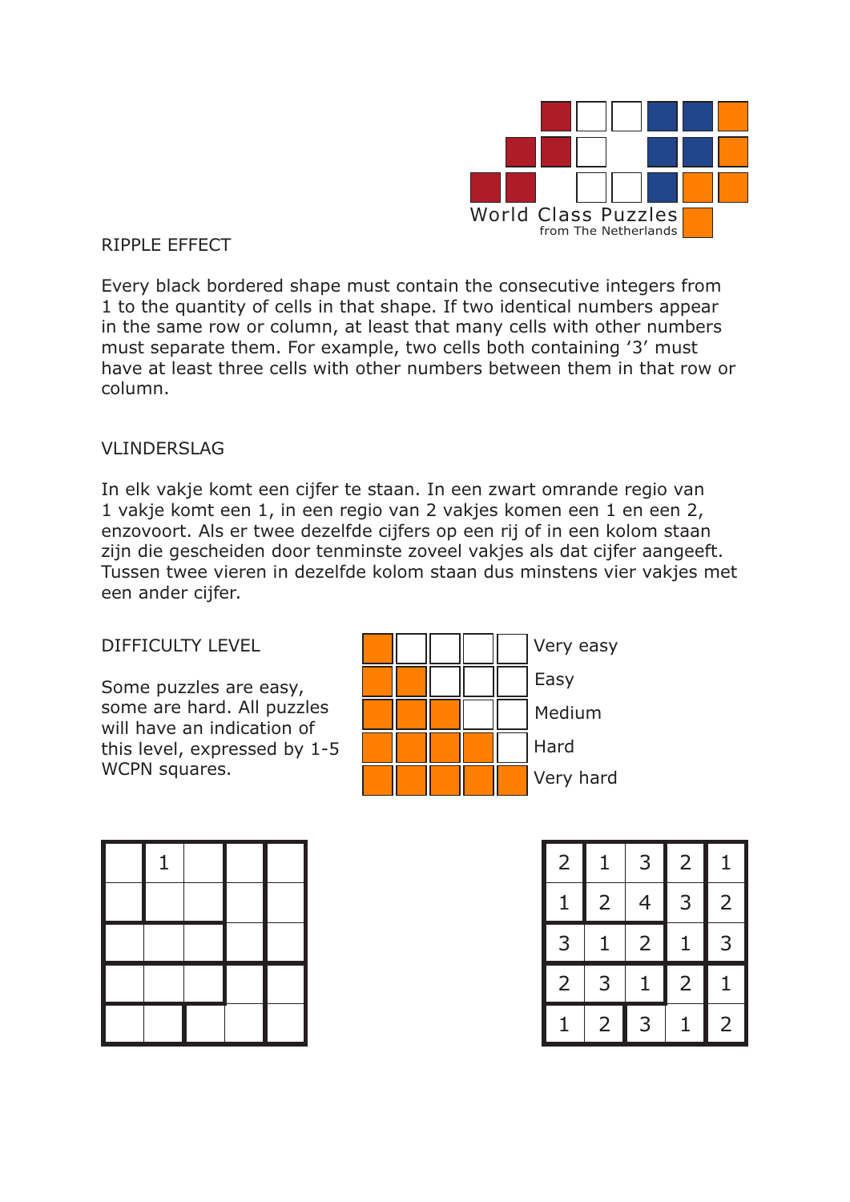World Class Puzzles
from The Netherlands

RIPPLE EFFECT

Every black bordered shape must contain the consecutive integers from 1 to the quantity of cells in that shape. If two identical numbers appear in the same row or column, at least that many cells with other numbers must separate them. For example, two cells both containing '3' must have at least three cells with other numbers between them in that row or column.

VLINDERSLAG

In elk vakje komt een cijfer te staan. In een zwart omrande regio van 1 vakje komt een 1, in een regio van 2 vakjes komen een 1 en een 2, enzovoort. Als er twee dezelfde cijfers op een rij of in een kolom staan zijn die gescheiden door tenminste zoveel vakjes als dat cijfer aangeeft. Tussen twee vieren in dezelfde kolom staan dus minstens vier vakjes met een ander cijfer.

DIFFICULTY LEVEL

Some puzzles are easy, some are hard. All puzzles will have an indication of this level, expressed by 1-5 WCPN squares.

- Very easy
- Easy
- Medium
- Hard
- Very hard

|   | 1 |   |   |   |
|---|---|---|---|---|
|   |   |   |   |   |
|   |   |   |   |   |
|   |   |   |   |   |
|   |   |   |   |   |

| 2 | 1 | 3 | 2 | 1 |
|---|---|---|---|---|
| 1 | 2 | 4 | 3 | 2 |
| 3 | 1 | 2 | 1 | 3 |
| 2 | 3 | 1 | 2 | 1 |
| 1 | 2 | 3 | 1 | 2 |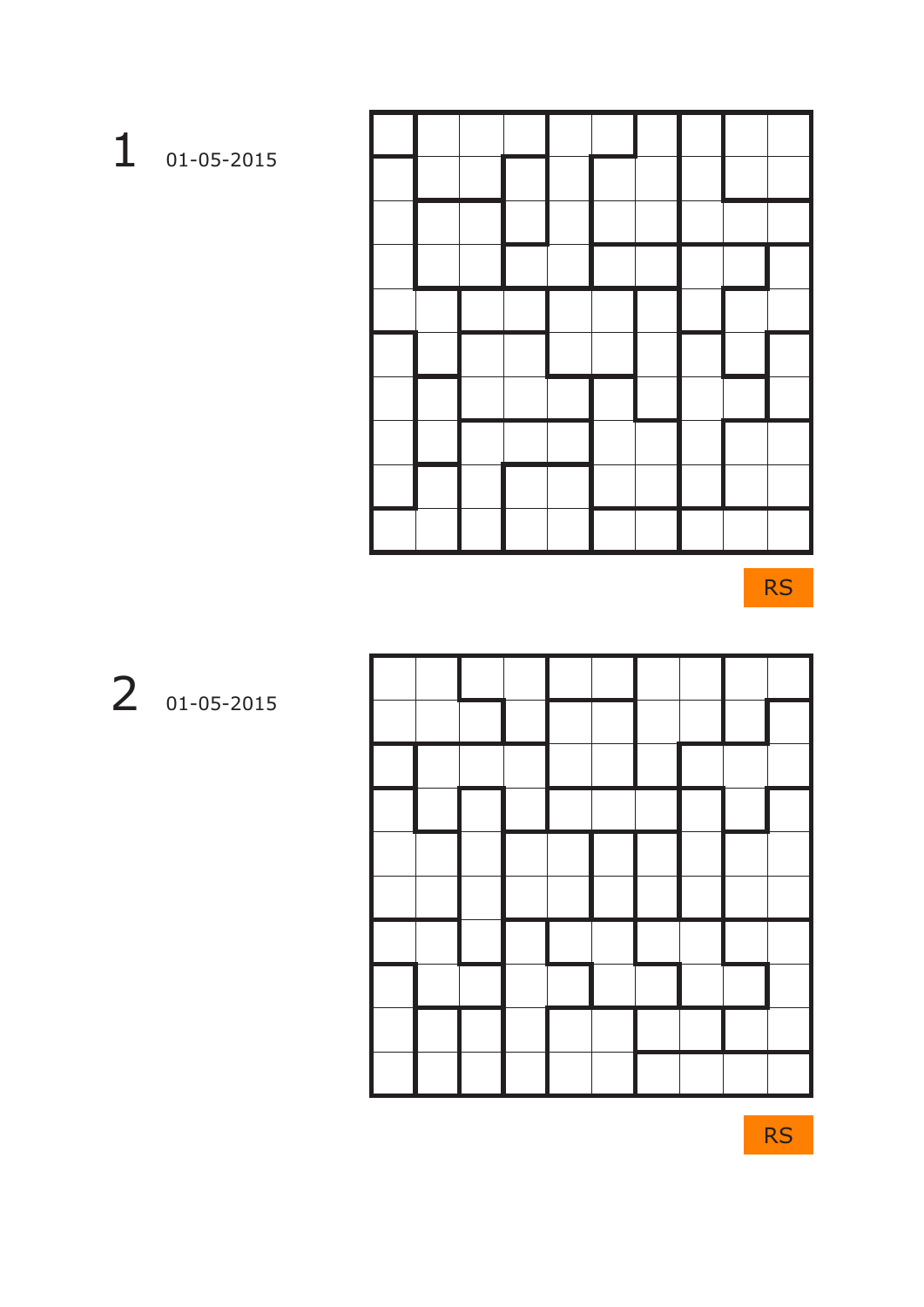1 01-05-2015

RS

2 01-05-2015

RS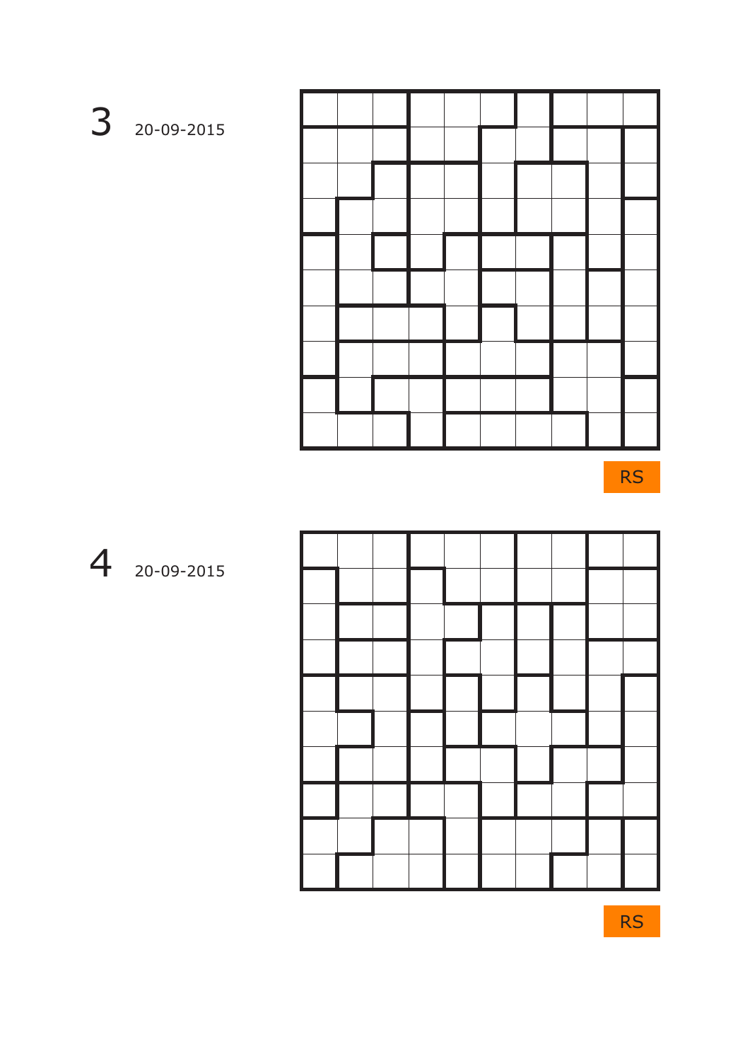3 20-09-2015

RS

4 20-09-2015

RS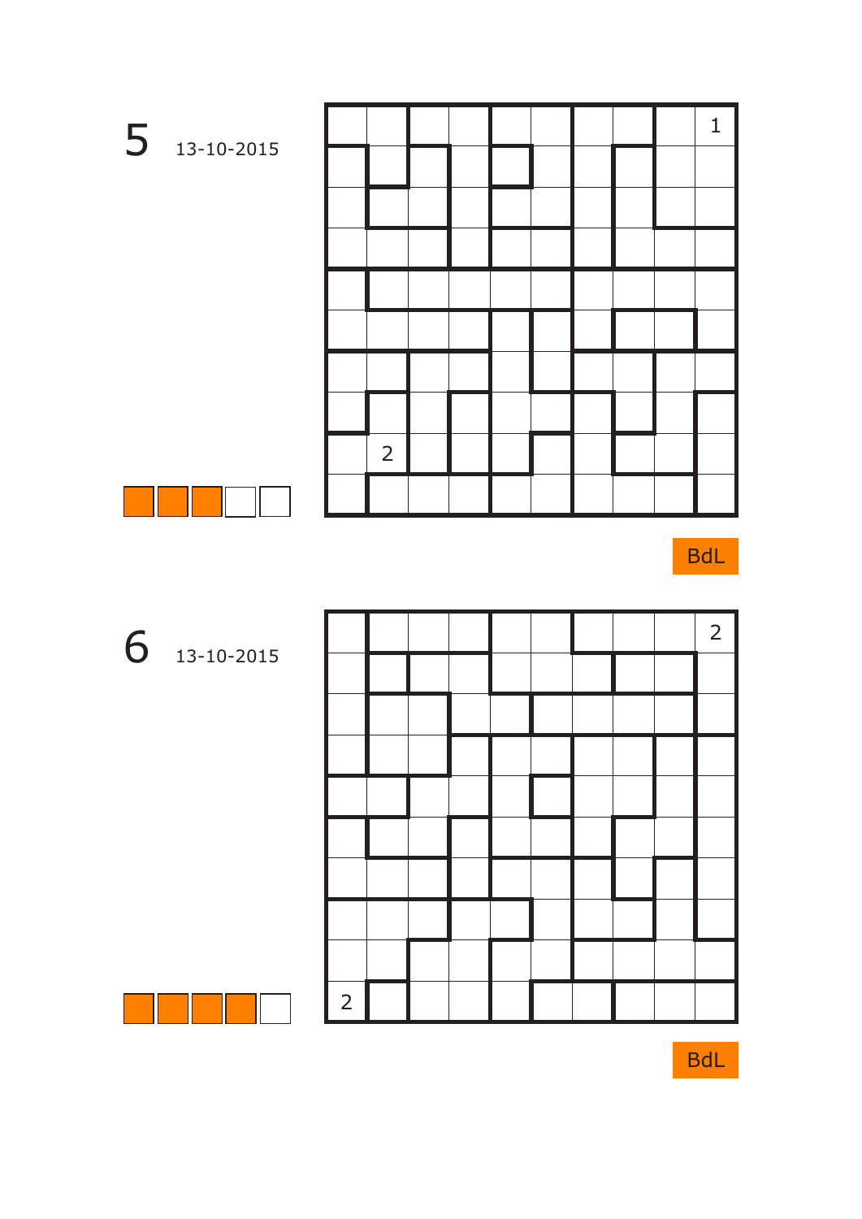5 13-10-2015

| | | | | | | | | | |
|---|---|---|---|---|---|---|---|---|---|
| | | | | | | | | | 1 |
| | | | | | | | | | |
| | | | | | | | | | |
| | | | | | | | | | |
| | | | | | | | | | |
| | | | | | | | | | |
| | | | | | | | | | |
| | | | | | | | | | |
| | 2 | | | | | | | | |
| | | | | | | | | | |

BdL

6 13-10-2015

| | | | | | | | | | |
|---|---|---|---|---|---|---|---|---|---|
| | | | | | | | | | 2 |
| | | | | | | | | | |
| | | | | | | | | | |
| | | | | | | | | | |
| | | | | | | | | | |
| | | | | | | | | | |
| | | | | | | | | | |
| | | | | | | | | | |
| | | | | | | | | | |
| 2 | | | | | | | | | |

BdL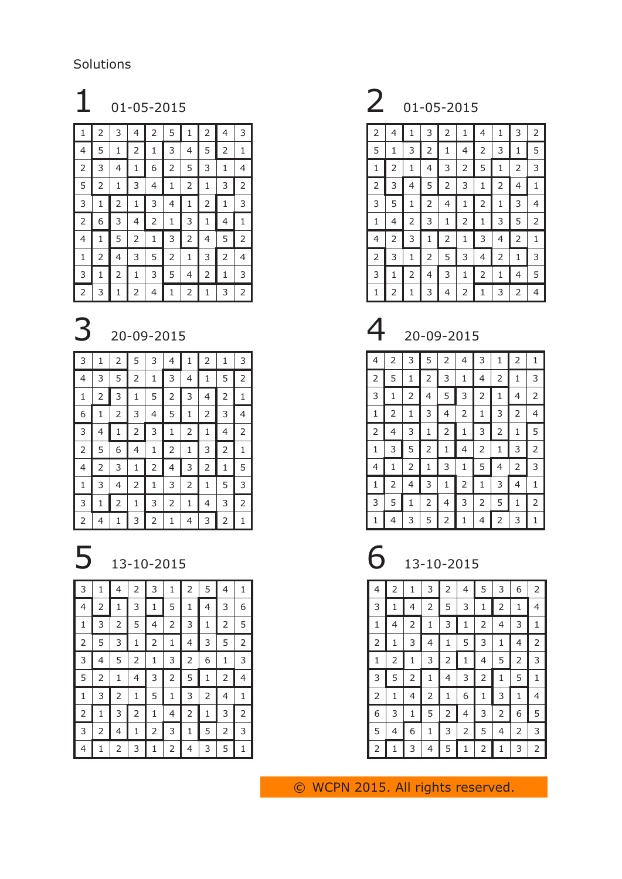Solutions

## 1 01-05-2015

| | | | | | | | | | |
|---|---|---|---|---|---|---|---|---|---|
| 1 | 2 | 3 | 4 | 2 | 5 | 1 | 2 | 4 | 3 |
| 4 | 5 | 1 | 2 | 1 | 3 | 4 | 5 | 2 | 1 |
| 2 | 3 | 4 | 1 | 6 | 2 | 5 | 3 | 1 | 4 |
| 5 | 2 | 1 | 3 | 4 | 1 | 2 | 1 | 3 | 2 |
| 3 | 1 | 2 | 1 | 3 | 4 | 1 | 2 | 1 | 3 |
| 2 | 6 | 3 | 4 | 2 | 1 | 3 | 1 | 4 | 1 |
| 4 | 1 | 5 | 2 | 1 | 3 | 2 | 4 | 5 | 2 |
| 1 | 2 | 4 | 3 | 5 | 2 | 1 | 3 | 2 | 4 |
| 3 | 1 | 2 | 1 | 3 | 5 | 4 | 2 | 1 | 3 |
| 2 | 3 | 1 | 2 | 4 | 1 | 2 | 1 | 3 | 2 |

## 2 01-05-2015

| | | | | | | | | | |
|---|---|---|---|---|---|---|---|---|---|
| 2 | 4 | 1 | 3 | 2 | 1 | 4 | 1 | 3 | 2 |
| 5 | 1 | 3 | 2 | 1 | 4 | 2 | 3 | 1 | 5 |
| 1 | 2 | 1 | 4 | 3 | 2 | 5 | 1 | 2 | 3 |
| 2 | 3 | 4 | 5 | 2 | 3 | 1 | 2 | 4 | 1 |
| 3 | 5 | 1 | 2 | 4 | 1 | 2 | 1 | 3 | 4 |
| 1 | 4 | 2 | 3 | 1 | 2 | 1 | 3 | 5 | 2 |
| 4 | 2 | 3 | 1 | 2 | 1 | 3 | 4 | 2 | 1 |
| 2 | 3 | 1 | 2 | 5 | 3 | 4 | 2 | 1 | 3 |
| 3 | 1 | 2 | 4 | 3 | 1 | 2 | 1 | 4 | 5 |
| 1 | 2 | 1 | 3 | 4 | 2 | 1 | 3 | 2 | 4 |

## 3 20-09-2015

| | | | | | | | | | |
|---|---|---|---|---|---|---|---|---|---|
| 3 | 1 | 2 | 5 | 3 | 4 | 1 | 2 | 1 | 3 |
| 4 | 3 | 5 | 2 | 1 | 3 | 4 | 1 | 5 | 2 |
| 1 | 2 | 3 | 1 | 5 | 2 | 3 | 4 | 2 | 1 |
| 6 | 1 | 2 | 3 | 4 | 5 | 1 | 2 | 3 | 4 |
| 3 | 4 | 1 | 2 | 3 | 1 | 2 | 1 | 4 | 2 |
| 2 | 5 | 6 | 4 | 1 | 2 | 1 | 3 | 2 | 1 |
| 4 | 2 | 3 | 1 | 2 | 4 | 3 | 2 | 1 | 5 |
| 1 | 3 | 4 | 2 | 1 | 3 | 2 | 1 | 5 | 3 |
| 3 | 1 | 2 | 1 | 3 | 2 | 1 | 4 | 3 | 2 |
| 2 | 4 | 1 | 3 | 2 | 1 | 4 | 3 | 2 | 1 |

## 4 20-09-2015

| | | | | | | | | | |
|---|---|---|---|---|---|---|---|---|---|
| 4 | 2 | 3 | 5 | 2 | 4 | 3 | 1 | 2 | 1 |
| 2 | 5 | 1 | 2 | 3 | 1 | 4 | 2 | 1 | 3 |
| 3 | 1 | 2 | 4 | 5 | 3 | 2 | 1 | 4 | 2 |
| 1 | 2 | 1 | 3 | 4 | 2 | 1 | 3 | 2 | 4 |
| 2 | 4 | 3 | 1 | 2 | 1 | 3 | 2 | 1 | 5 |
| 1 | 3 | 5 | 2 | 1 | 4 | 2 | 1 | 3 | 2 |
| 4 | 1 | 2 | 1 | 3 | 1 | 5 | 4 | 2 | 3 |
| 1 | 2 | 4 | 3 | 1 | 2 | 1 | 3 | 4 | 1 |
| 3 | 5 | 1 | 2 | 4 | 3 | 2 | 5 | 1 | 2 |
| 1 | 4 | 3 | 5 | 2 | 1 | 4 | 2 | 3 | 1 |

## 5 13-10-2015

| | | | | | | | | | |
|---|---|---|---|---|---|---|---|---|---|
| 3 | 1 | 4 | 2 | 3 | 1 | 2 | 5 | 4 | 1 |
| 4 | 2 | 1 | 3 | 1 | 5 | 1 | 4 | 3 | 6 |
| 1 | 3 | 2 | 5 | 4 | 2 | 3 | 1 | 2 | 5 |
| 2 | 5 | 3 | 1 | 2 | 1 | 4 | 3 | 5 | 2 |
| 3 | 4 | 5 | 2 | 1 | 3 | 2 | 6 | 1 | 3 |
| 5 | 2 | 1 | 4 | 3 | 2 | 5 | 1 | 2 | 4 |
| 1 | 3 | 2 | 1 | 5 | 1 | 3 | 2 | 4 | 1 |
| 2 | 1 | 3 | 2 | 1 | 4 | 2 | 1 | 3 | 2 |
| 3 | 2 | 4 | 1 | 2 | 3 | 1 | 5 | 2 | 3 |
| 4 | 1 | 2 | 3 | 1 | 2 | 4 | 3 | 5 | 1 |

## 6 13-10-2015

| | | | | | | | | | |
|---|---|---|---|---|---|---|---|---|---|
| 4 | 2 | 1 | 3 | 2 | 4 | 5 | 3 | 6 | 2 |
| 3 | 1 | 4 | 2 | 5 | 3 | 1 | 2 | 1 | 4 |
| 1 | 4 | 2 | 1 | 3 | 1 | 2 | 4 | 3 | 1 |
| 2 | 1 | 3 | 4 | 1 | 5 | 3 | 1 | 4 | 2 |
| 1 | 2 | 1 | 3 | 2 | 1 | 4 | 5 | 2 | 3 |
| 3 | 5 | 2 | 1 | 4 | 3 | 2 | 1 | 5 | 1 |
| 2 | 1 | 4 | 2 | 1 | 6 | 1 | 3 | 1 | 4 |
| 6 | 3 | 1 | 5 | 2 | 4 | 3 | 2 | 6 | 5 |
| 5 | 4 | 6 | 1 | 3 | 2 | 5 | 4 | 2 | 3 |
| 2 | 1 | 3 | 4 | 5 | 1 | 2 | 1 | 3 | 2 |

© WCPN 2015. All rights reserved.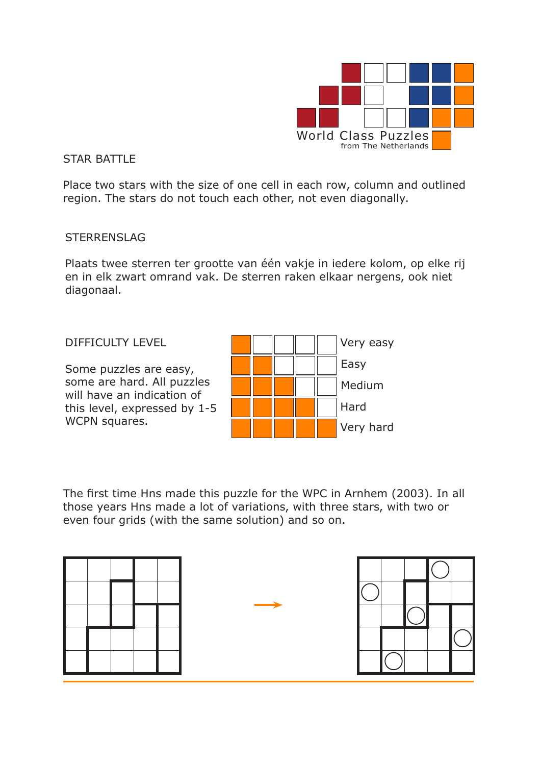World Class Puzzles
from The Netherlands

## STAR BATTLE

Place two stars with the size of one cell in each row, column and outlined region. The stars do not touch each other, not even diagonally.

## STERRENSLAG

Plaats twee sterren ter grootte van één vakje in iedere kolom, op elke rij en in elk zwart omrand vak. De sterren raken elkaar nergens, ook niet diagonaal.

## DIFFICULTY LEVEL

Some puzzles are easy, some are hard. All puzzles will have an indication of this level, expressed by 1-5 WCPN squares.

- Very easy
- Easy
- Medium
- Hard
- Very hard

The first time Hns made this puzzle for the WPC in Arnhem (2003). In all those years Hns made a lot of variations, with three stars, with two or even four grids (with the same solution) and so on.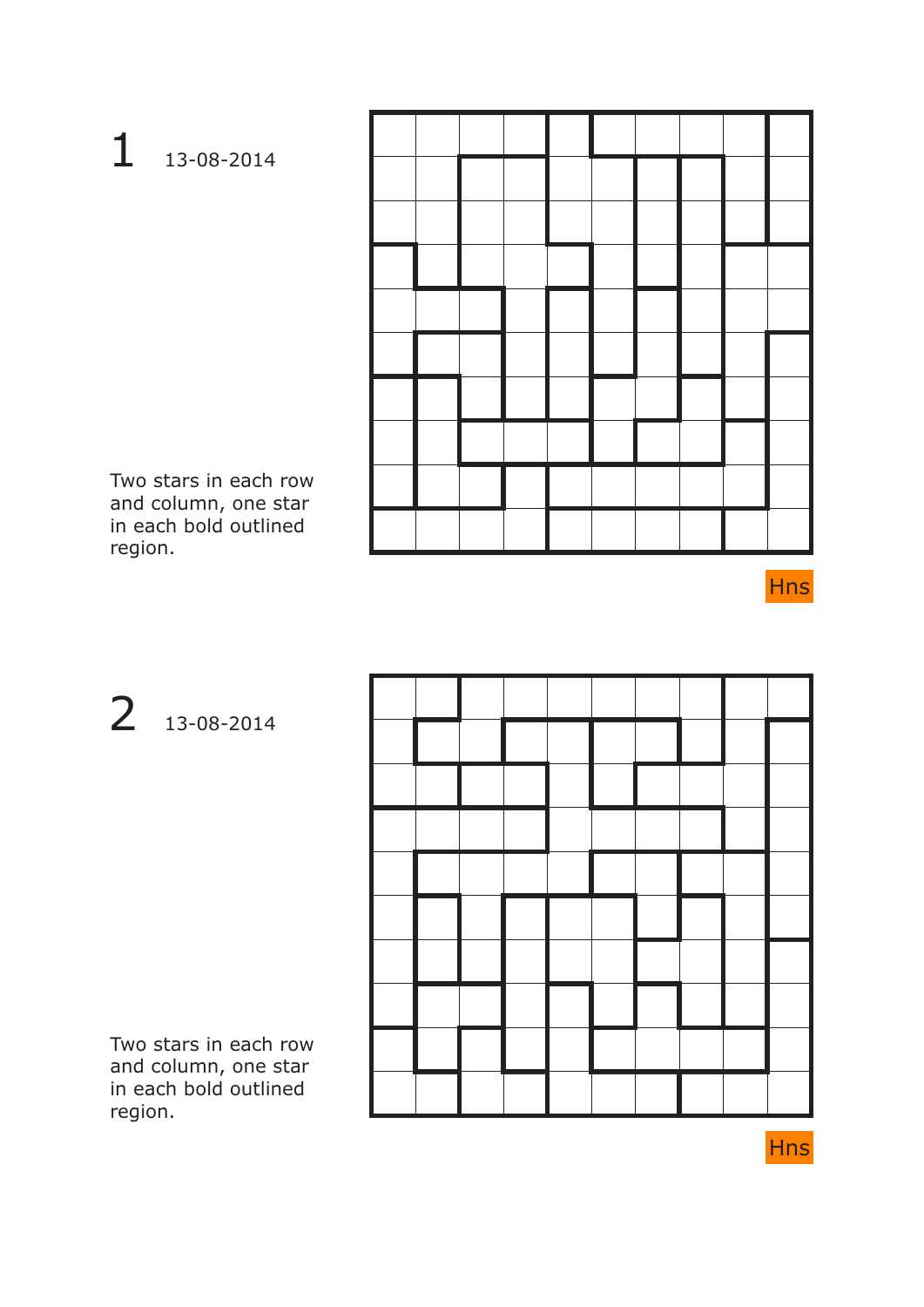# 1 13-08-2014

Two stars in each row and column, one star in each bold outlined region.

Hns

# 2 13-08-2014

Two stars in each row and column, one star in each bold outlined region.

Hns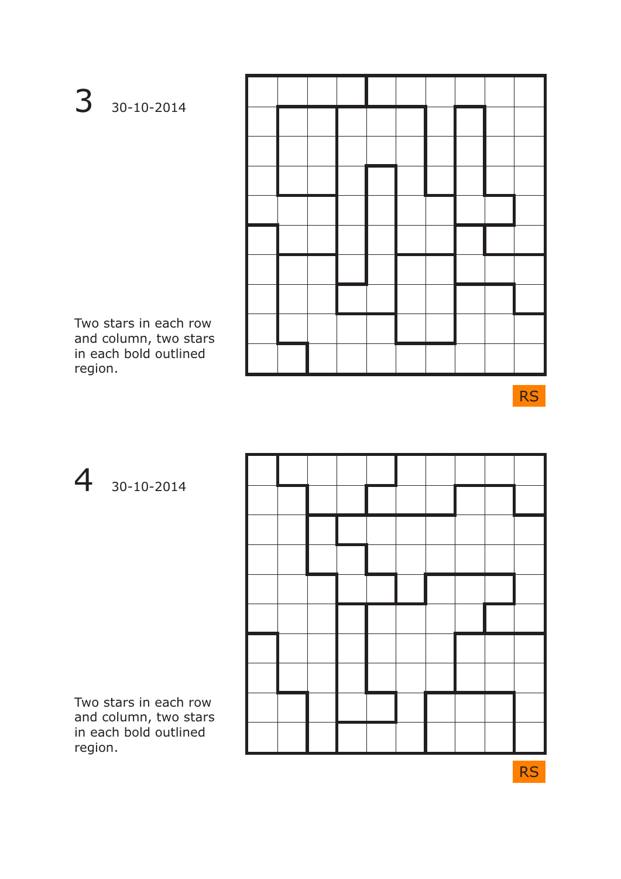3 30-10-2014

Two stars in each row and column, two stars in each bold outlined region.

RS

4 30-10-2014

Two stars in each row and column, two stars in each bold outlined region.

RS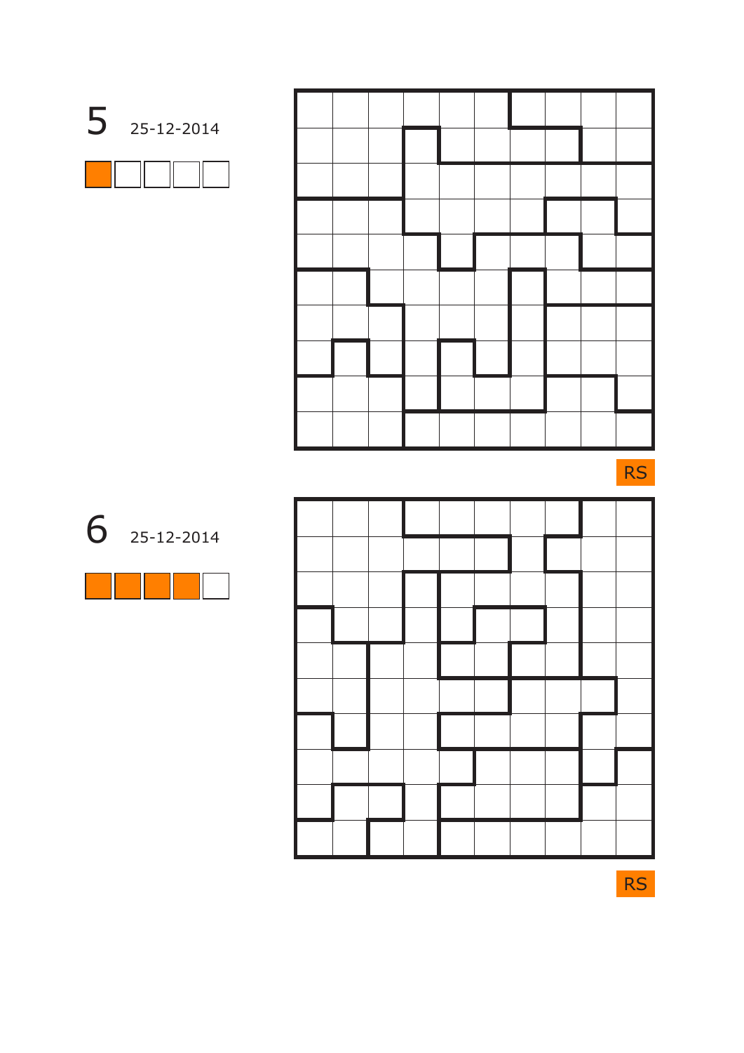5 25-12-2014

RS

6 25-12-2014

RS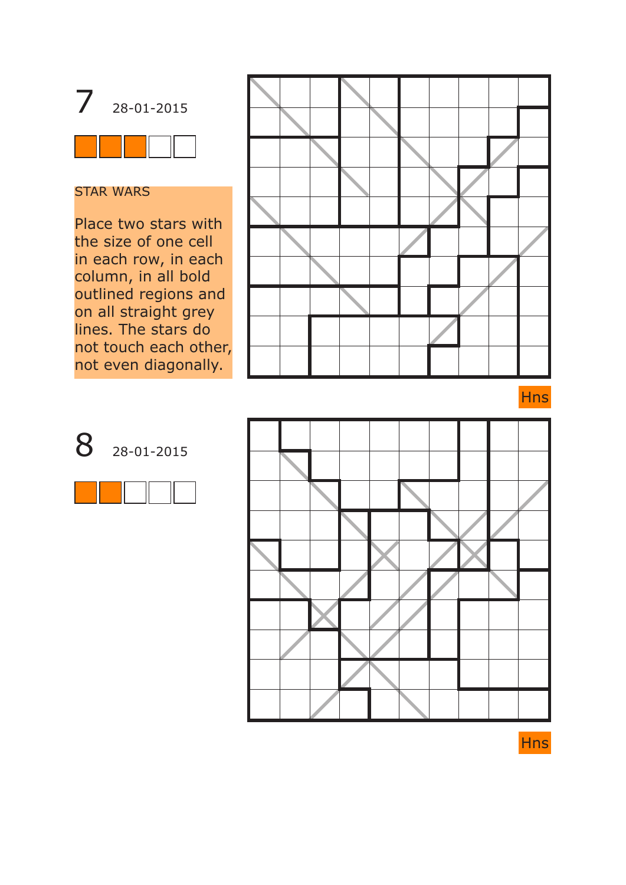# 7

28-01-2015

## STAR WARS

Place two stars with the size of one cell in each row, in each column, in all bold outlined regions and on all straight grey lines. The stars do not touch each other, not even diagonally.

Hns

# 8

28-01-2015

Hns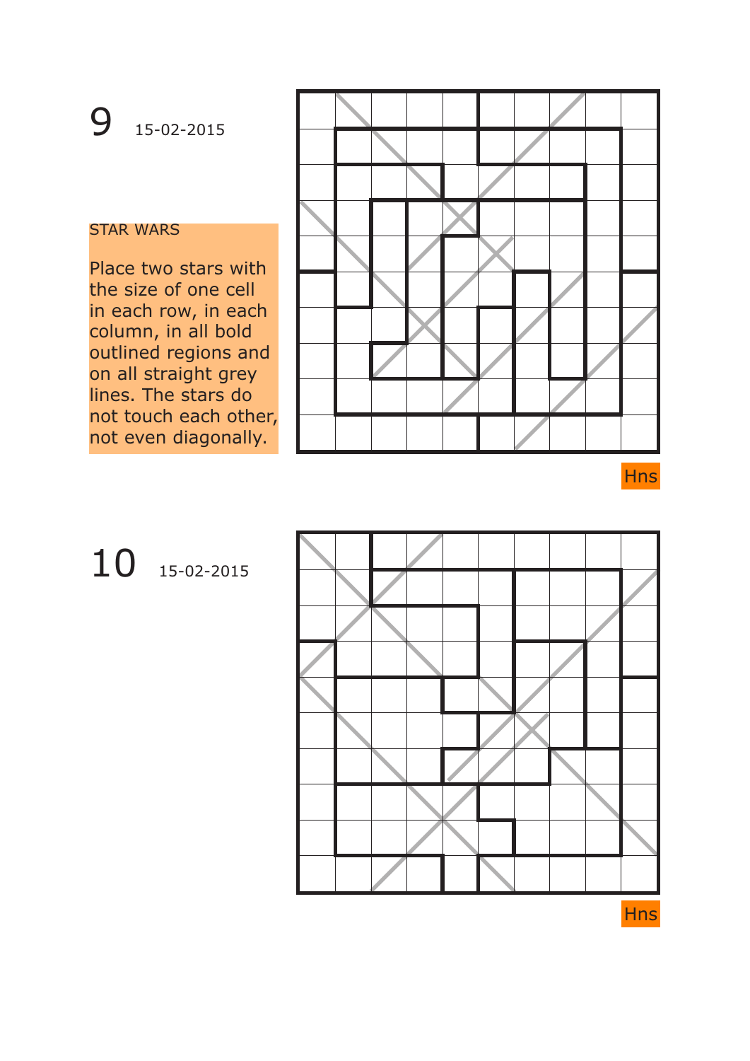# 9 15-02-2015

**STAR WARS**

Place two stars with the size of one cell in each row, in each column, in all bold outlined regions and on all straight grey lines. The stars do not touch each other, not even diagonally.

Hns

# 10 15-02-2015

Hns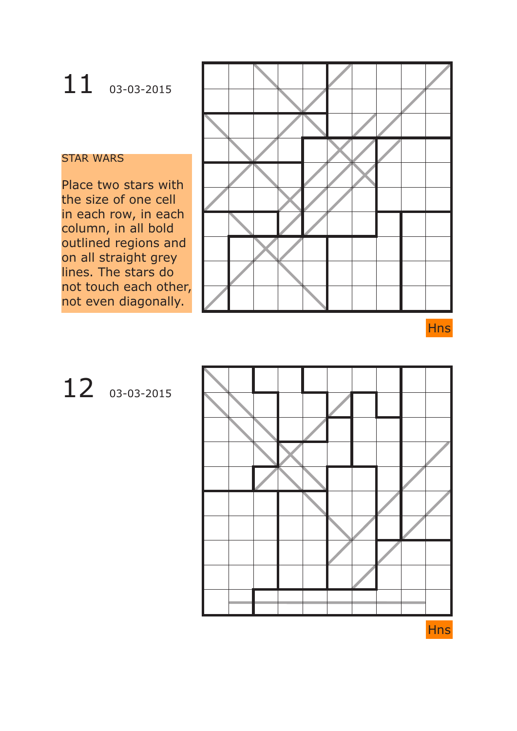# 11 03-03-2015

## STAR WARS

Place two stars with the size of one cell in each row, in each column, in all bold outlined regions and on all straight grey lines. The stars do not touch each other, not even diagonally.

Hns

# 12 03-03-2015

Hns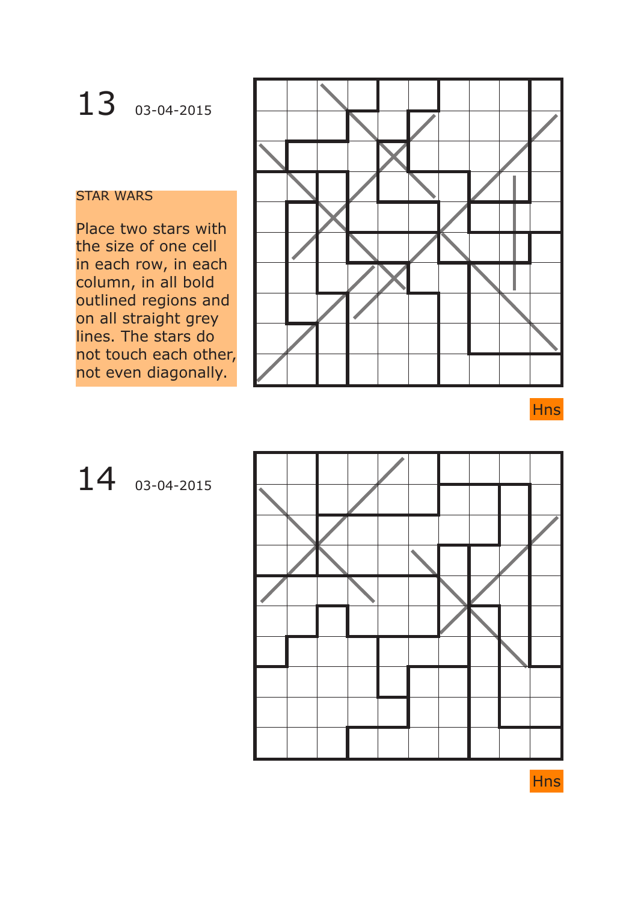13 03-04-2015

STAR WARS

Place two stars with the size of one cell in each row, in each column, in all bold outlined regions and on all straight grey lines. The stars do not touch each other, not even diagonally.

Hns

14 03-04-2015

Hns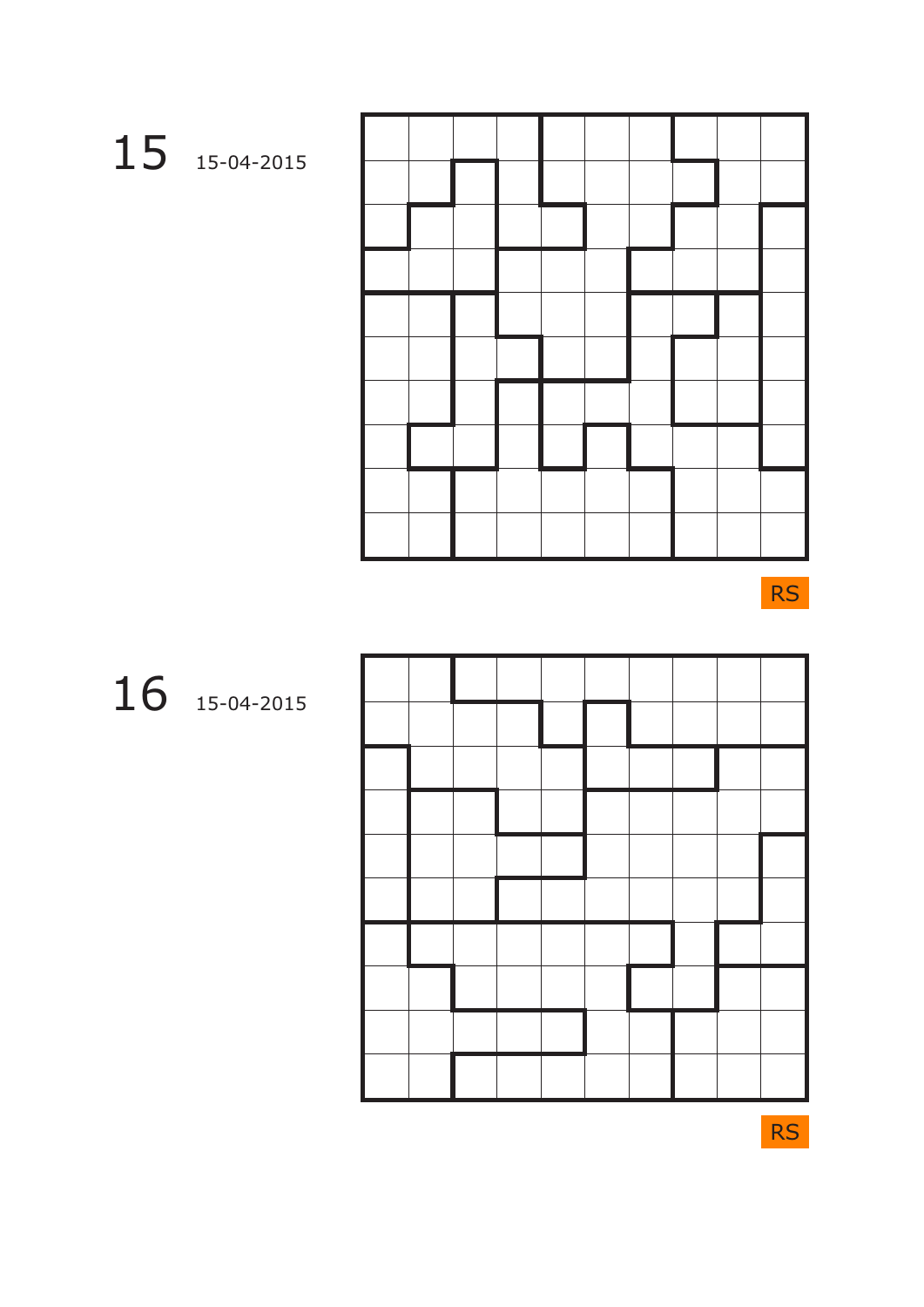# 15

15-04-2015

RS

# 16

15-04-2015

RS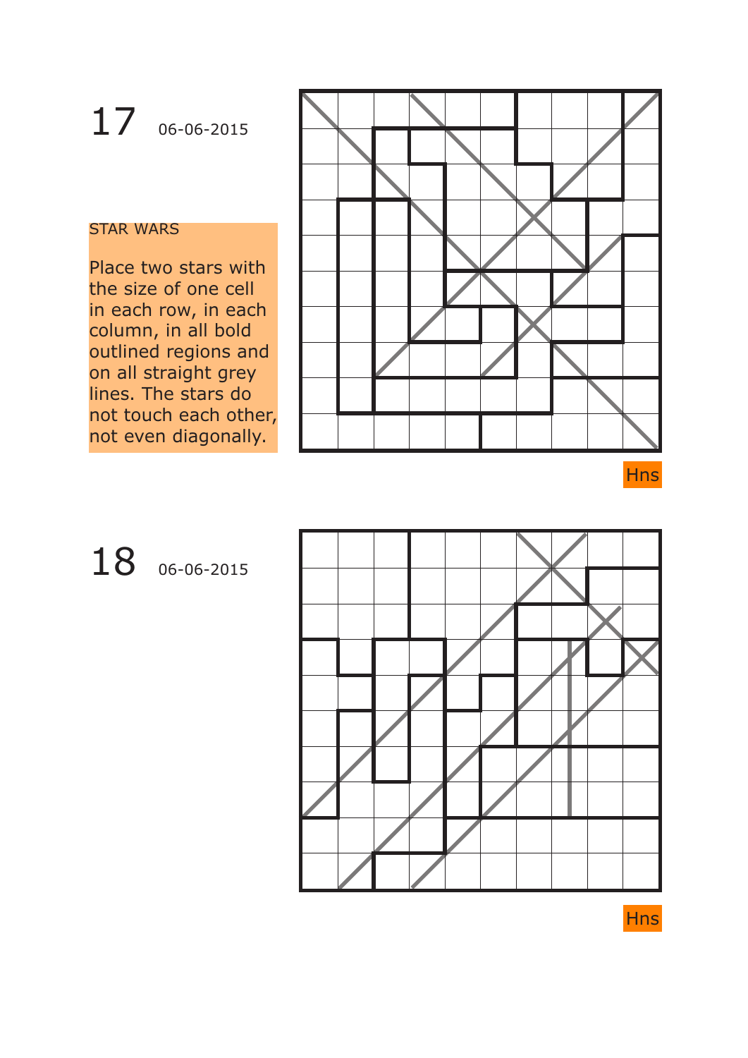17 06-06-2015

STAR WARS

Place two stars with the size of one cell in each row, in each column, in all bold outlined regions and on all straight grey lines. The stars do not touch each other, not even diagonally.

Hns

18 06-06-2015

Hns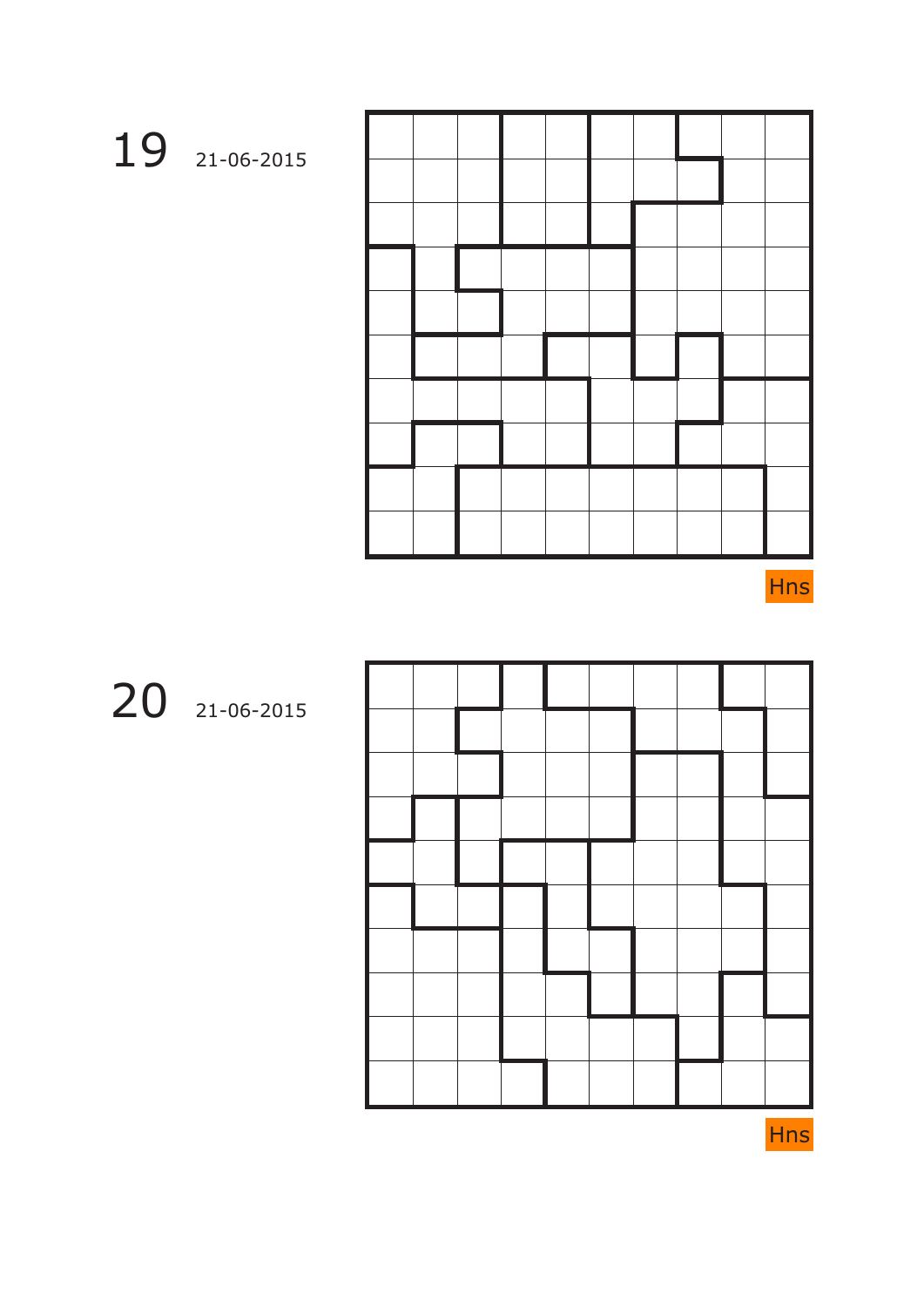19 21-06-2015

Hns

20 21-06-2015

Hns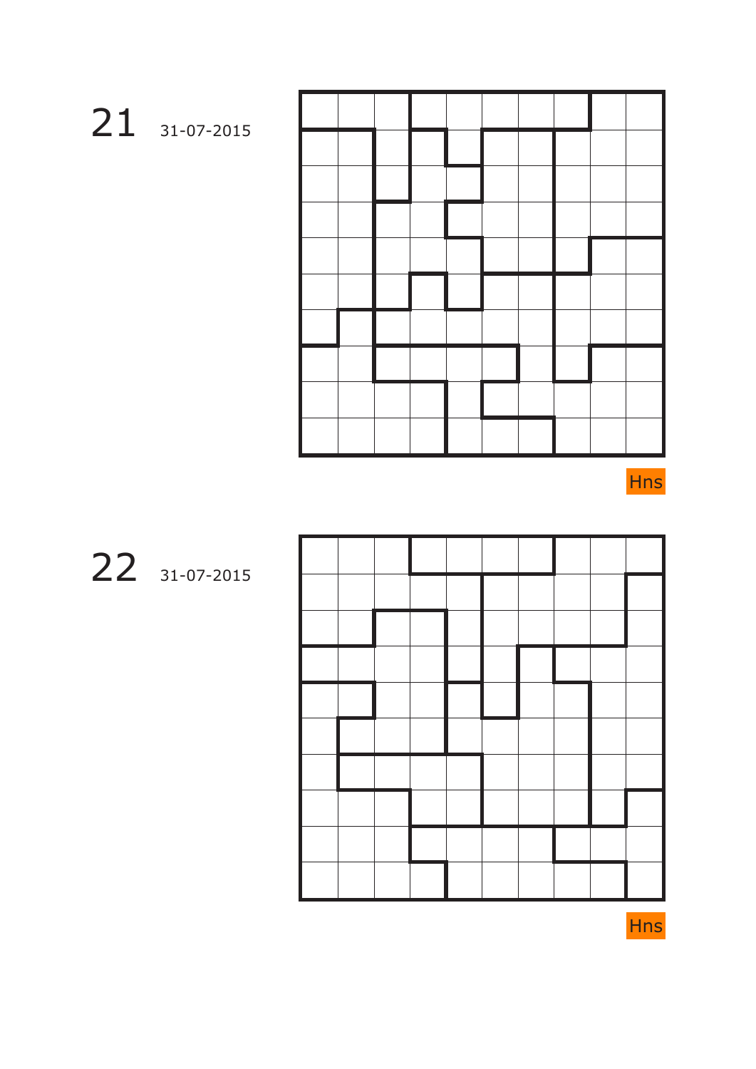21 31-07-2015

Hns

22 31-07-2015

Hns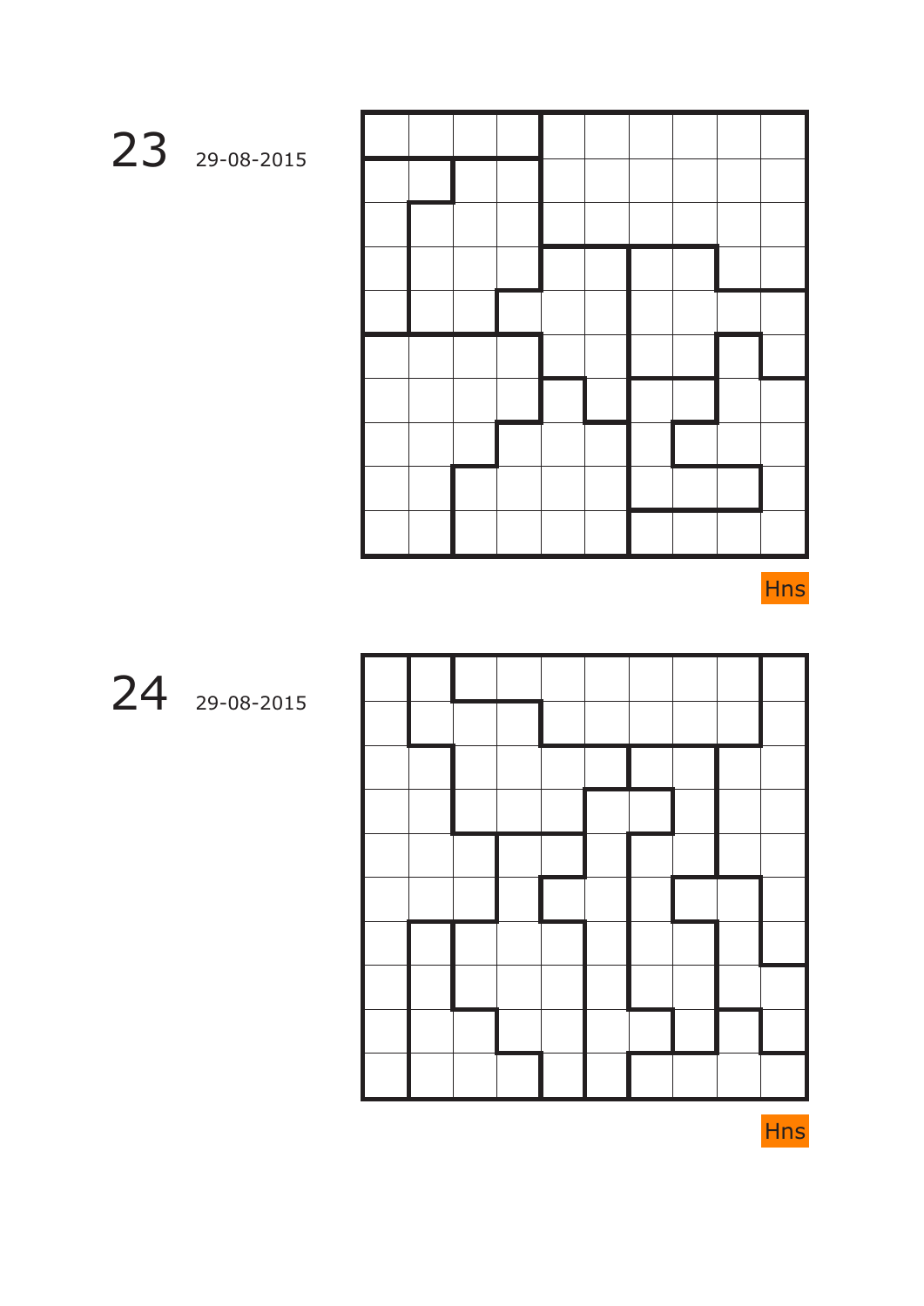# 23

29-08-2015

|  |  |  |  |  |  |  |  |  |  |
|---|---|---|---|---|---|---|---|---|---|
|  |  |  |  |  |  |  |  |  |  |
|  |  |  |  |  |  |  |  |  |  |
|  |  |  |  |  |  |  |  |  |  |
|  |  |  |  |  |  |  |  |  |  |
|  |  |  |  |  |  |  |  |  |  |
|  |  |  |  |  |  |  |  |  |  |
|  |  |  |  |  |  |  |  |  |  |
|  |  |  |  |  |  |  |  |  |  |
|  |  |  |  |  |  |  |  |  |  |
|  |  |  |  |  |  |  |  |  |  |

Hns

# 24

29-08-2015

|  |  |  |  |  |  |  |  |  |  |
|---|---|---|---|---|---|---|---|---|---|
|  |  |  |  |  |  |  |  |  |  |
|  |  |  |  |  |  |  |  |  |  |
|  |  |  |  |  |  |  |  |  |  |
|  |  |  |  |  |  |  |  |  |  |
|  |  |  |  |  |  |  |  |  |  |
|  |  |  |  |  |  |  |  |  |  |
|  |  |  |  |  |  |  |  |  |  |
|  |  |  |  |  |  |  |  |  |  |
|  |  |  |  |  |  |  |  |  |  |
|  |  |  |  |  |  |  |  |  |  |

Hns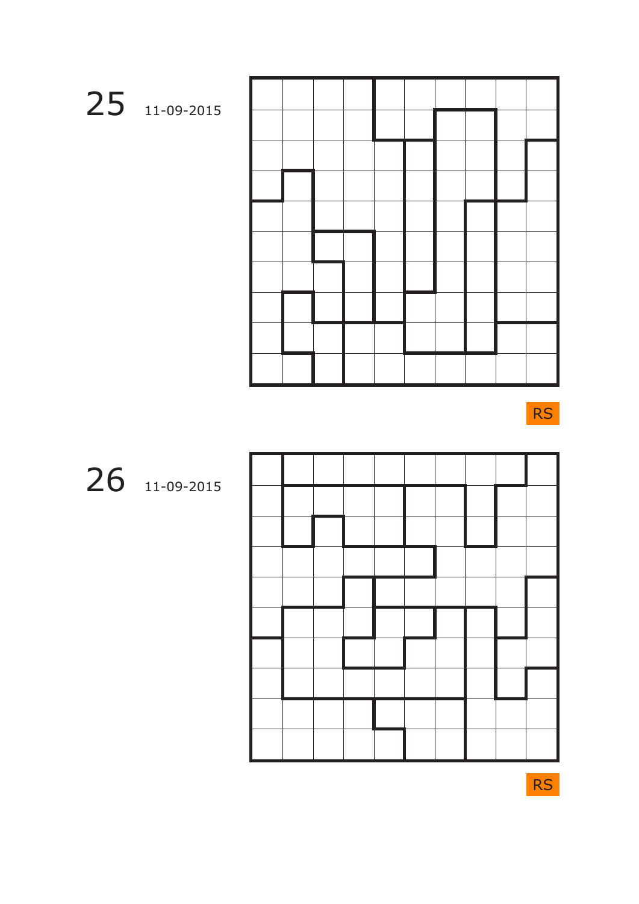25 11-09-2015

RS

26 11-09-2015

RS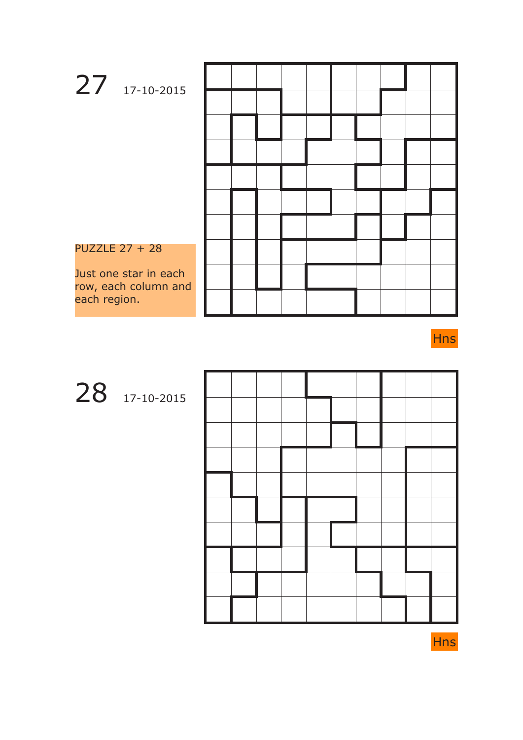# 27 17-10-2015

PUZZLE 27 + 28

Just one star in each row, each column and each region.

Hns

# 28 17-10-2015

Hns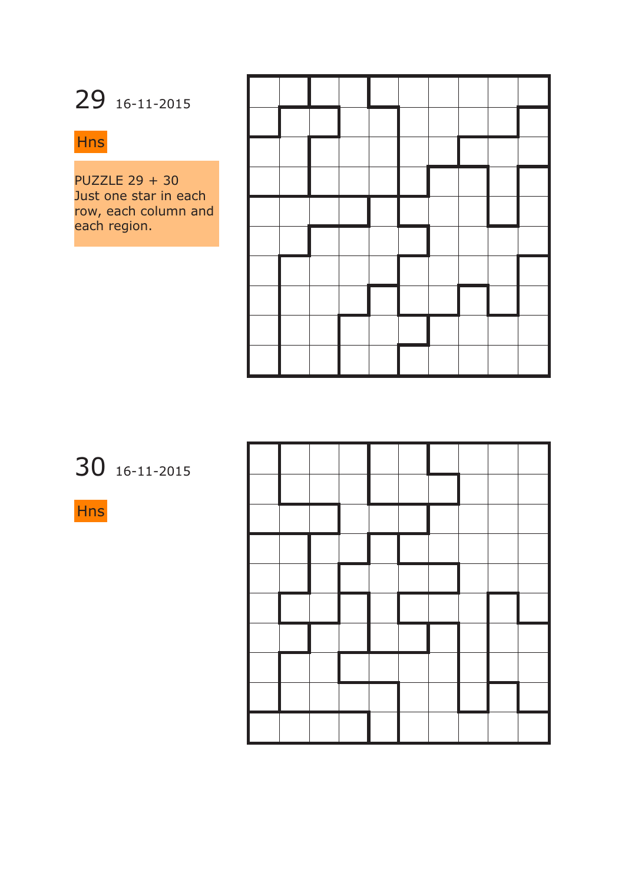# 29 16-11-2015

Hns

PUZZLE 29 + 30
Just one star in each row, each column and each region.

# 30 16-11-2015

Hns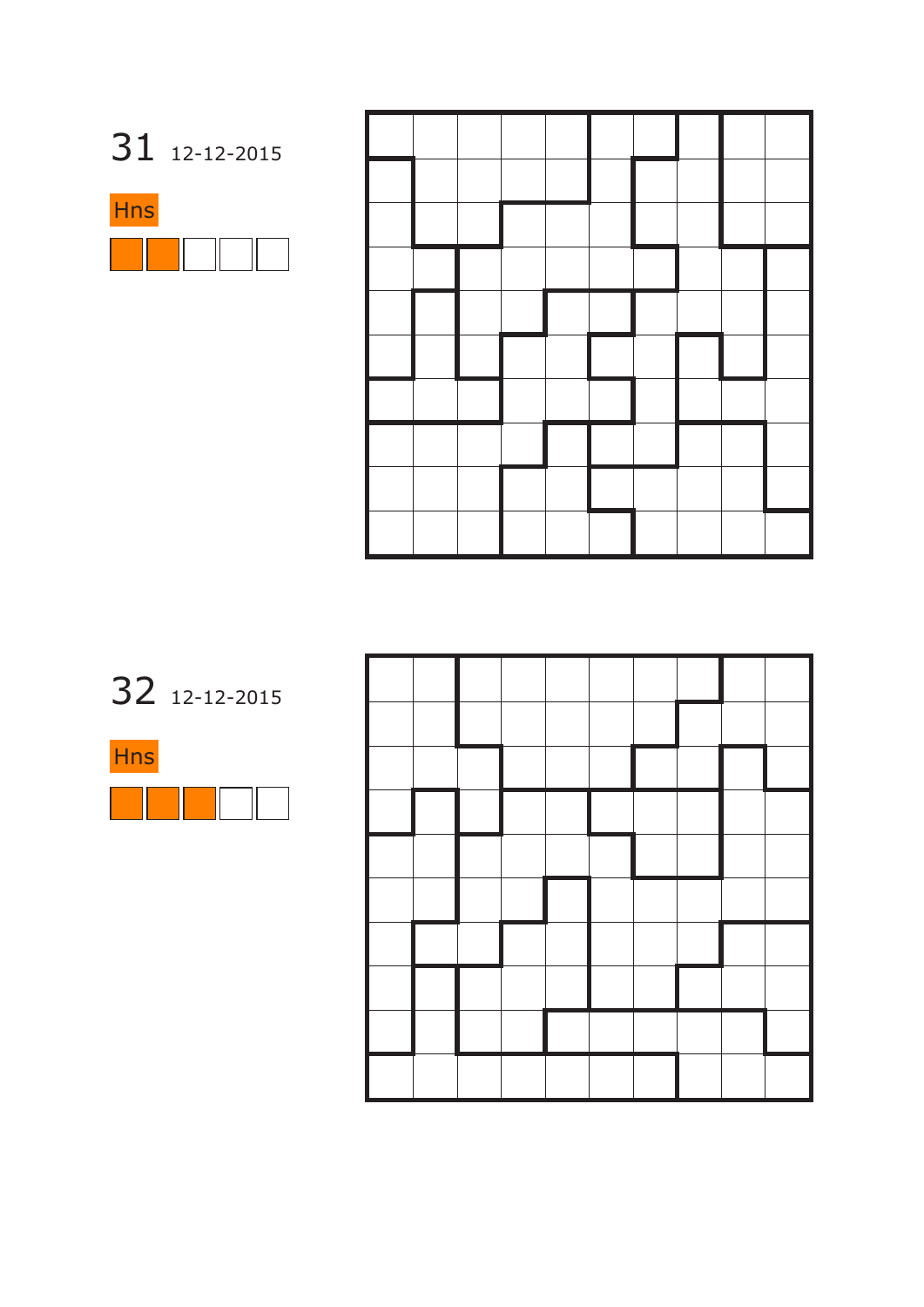31 12-12-2015

Hns

32 12-12-2015

Hns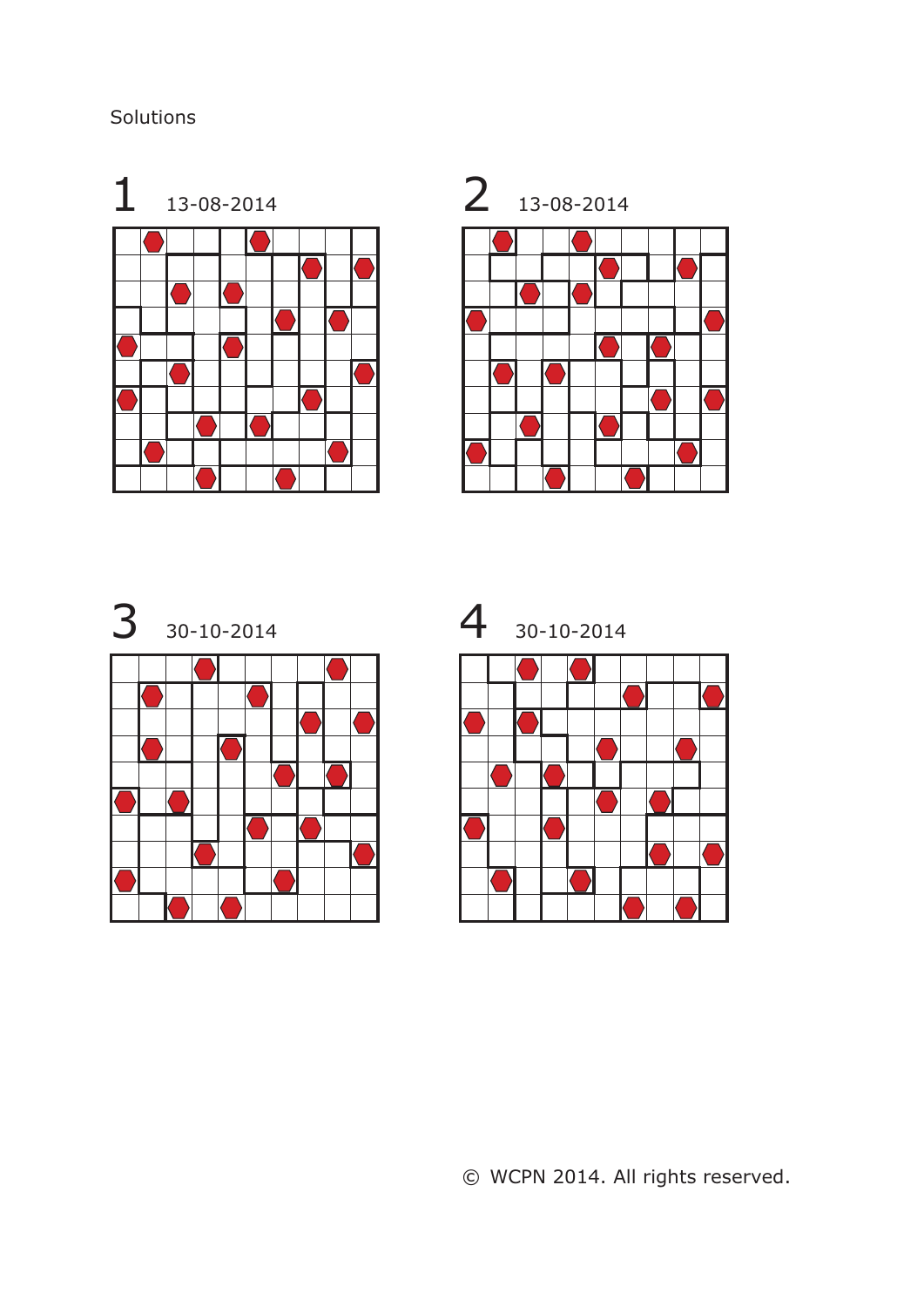Solutions

1 13-08-2014

2 13-08-2014

3 30-10-2014

4 30-10-2014

© WCPN 2014. All rights reserved.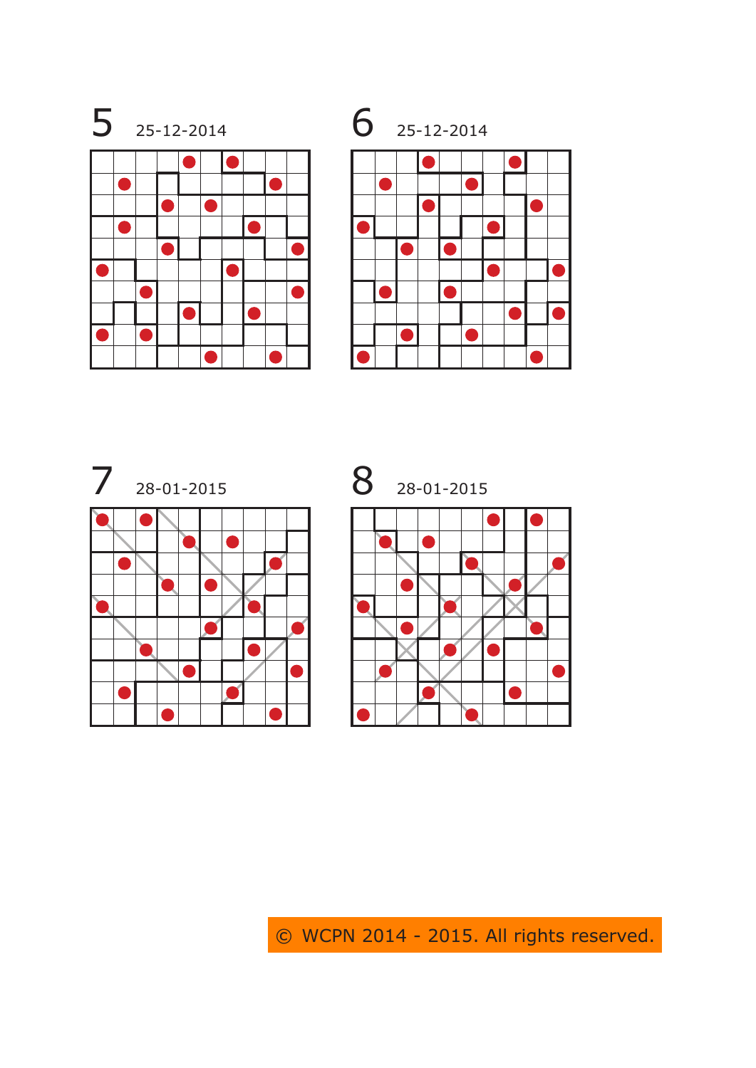## 5 25-12-2014

## 6 25-12-2014

## 7 28-01-2015

## 8 28-01-2015

© WCPN 2014 - 2015. All rights reserved.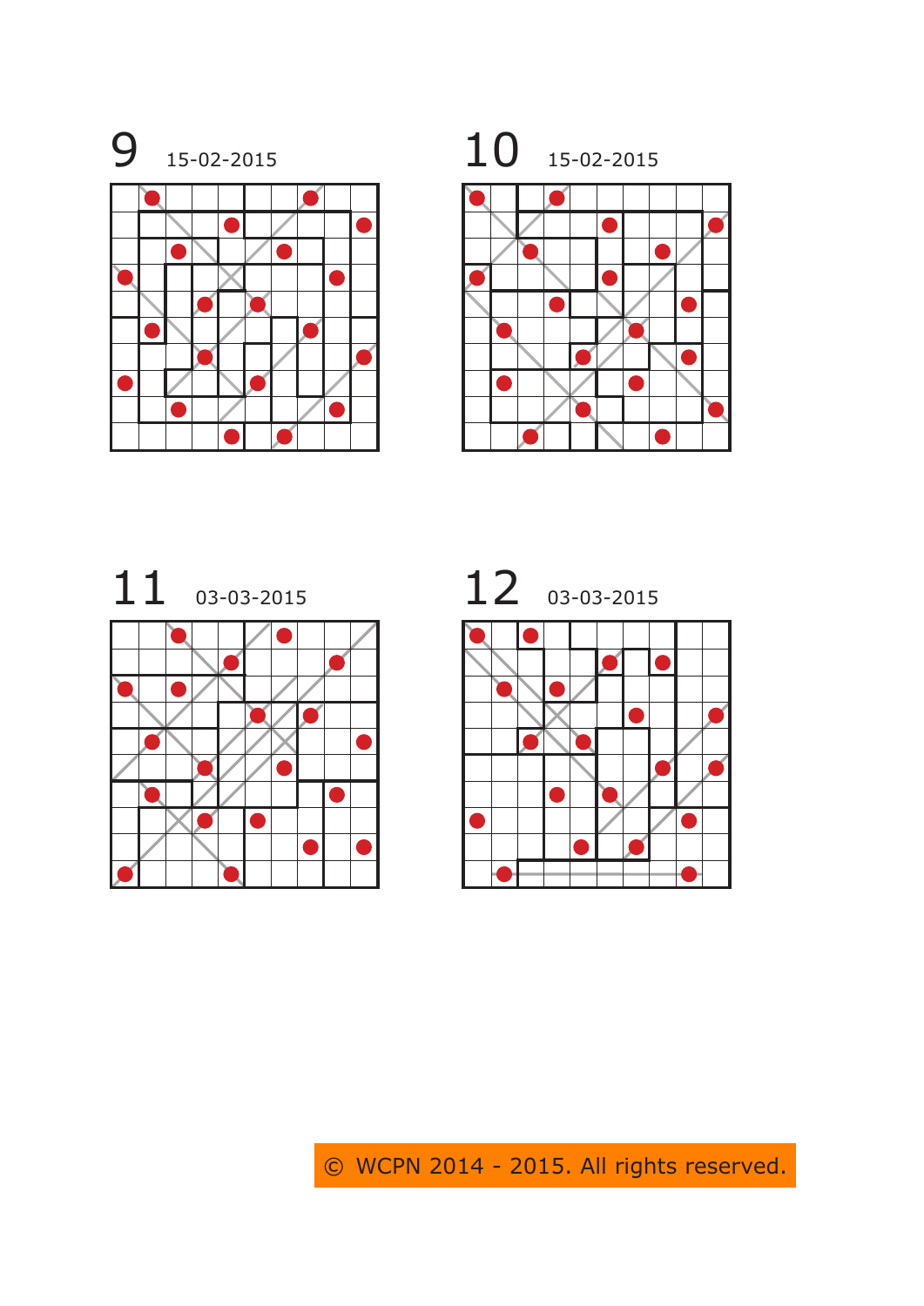# 9 15-02-2015

# 10 15-02-2015

# 11 03-03-2015

# 12 03-03-2015

© WCPN 2014 - 2015. All rights reserved.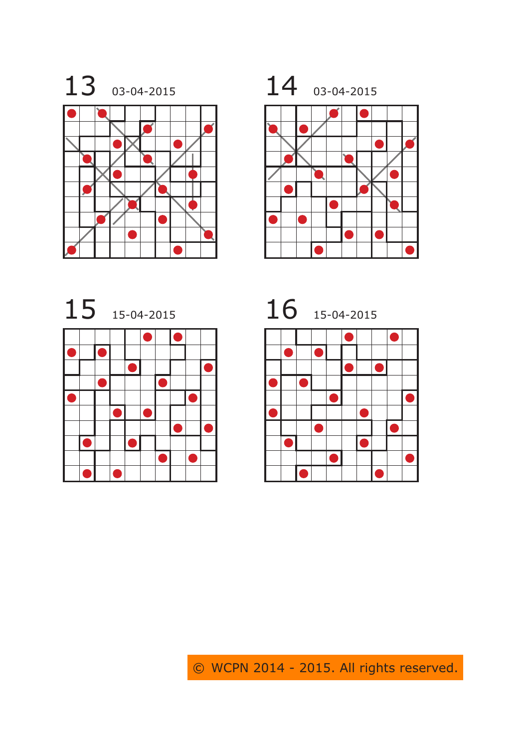## 13 03-04-2015

## 14 03-04-2015

## 15 15-04-2015

## 16 15-04-2015

© WCPN 2014 - 2015. All rights reserved.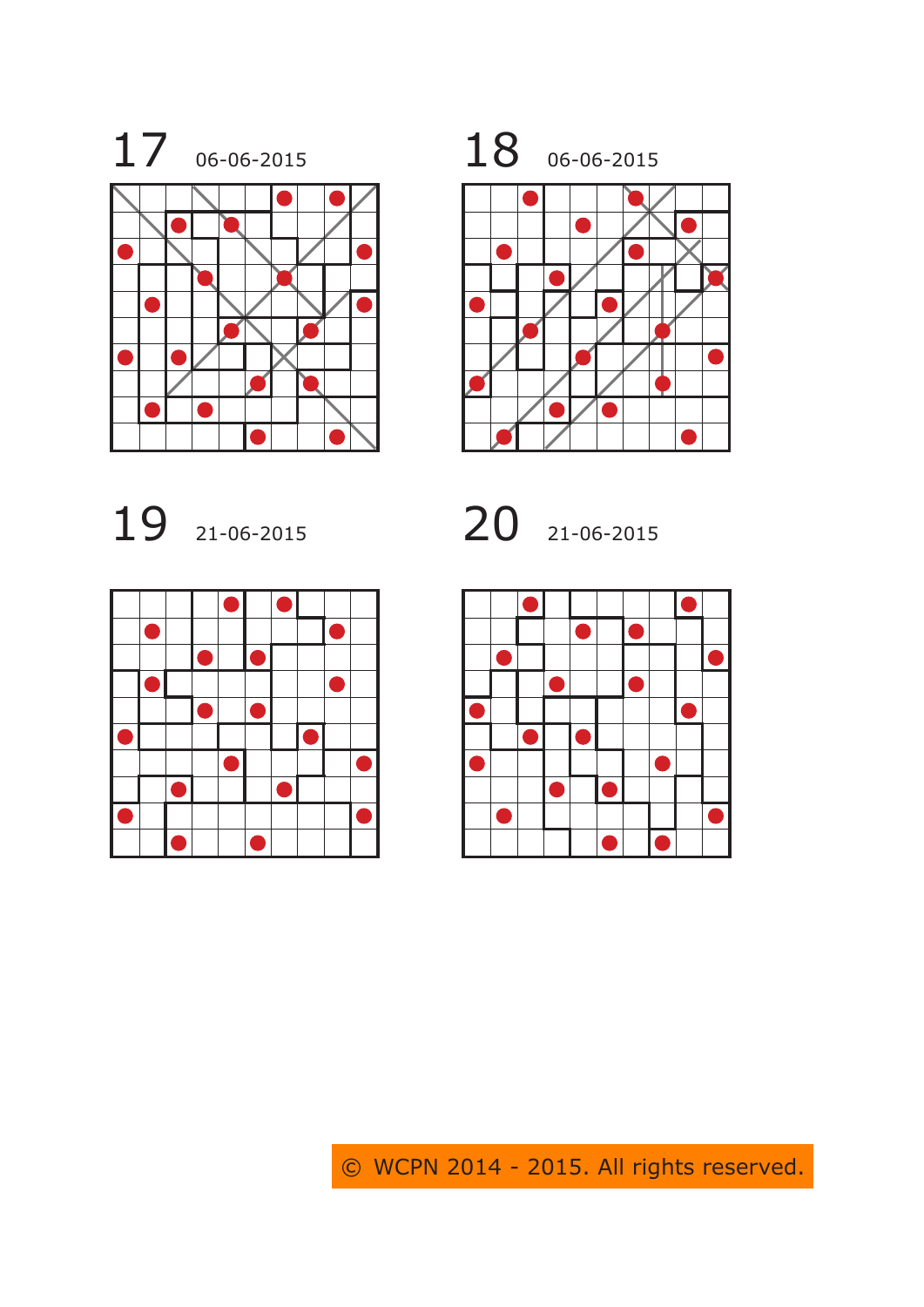17 06-06-2015

18 06-06-2015

19 21-06-2015

20 21-06-2015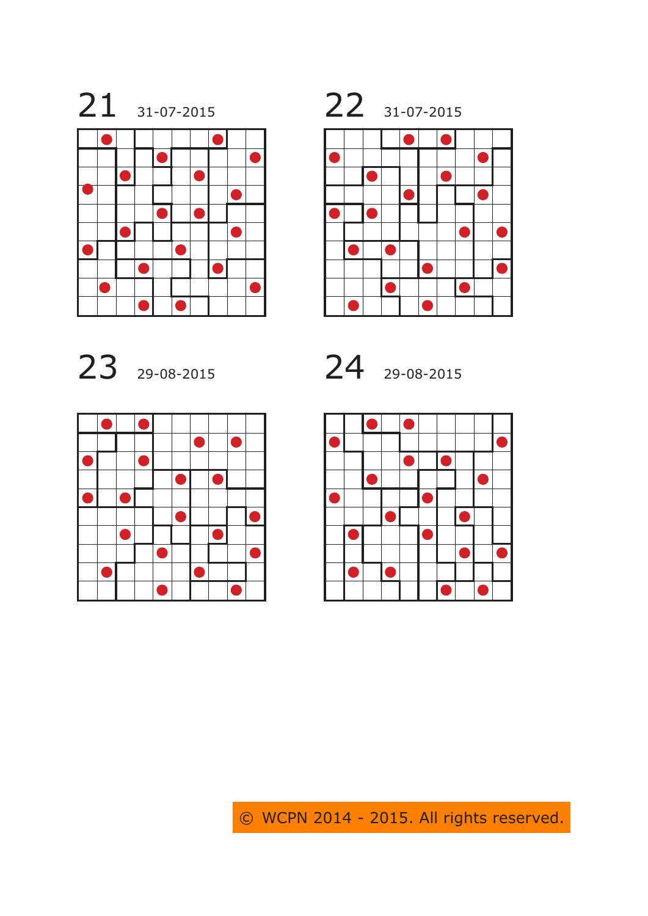21 31-07-2015

22 31-07-2015

23 29-08-2015

24 29-08-2015

© WCPN 2014 - 2015. All rights reserved.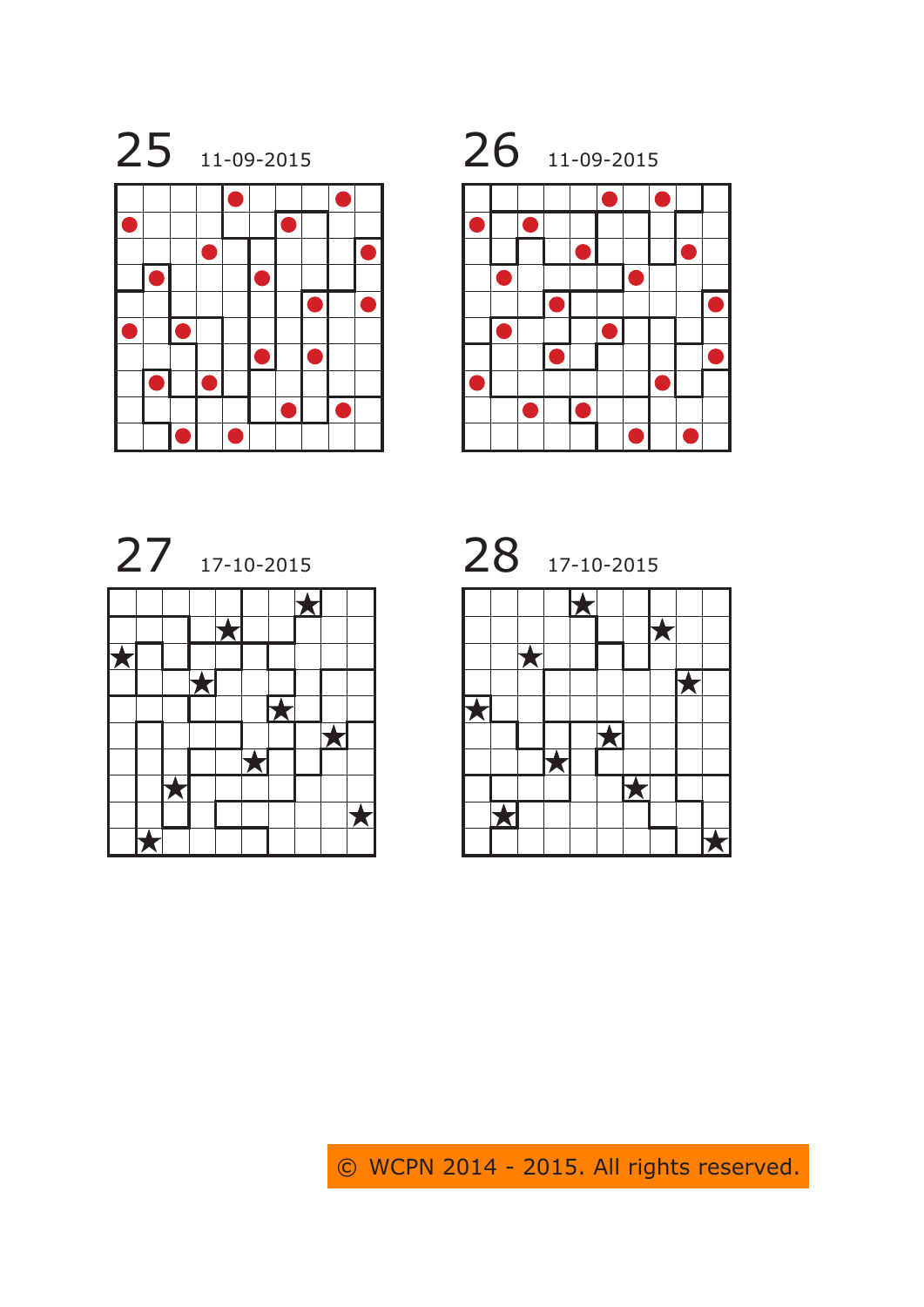## 25 11-09-2015

## 26 11-09-2015

## 27 17-10-2015

## 28 17-10-2015

© WCPN 2014 - 2015. All rights reserved.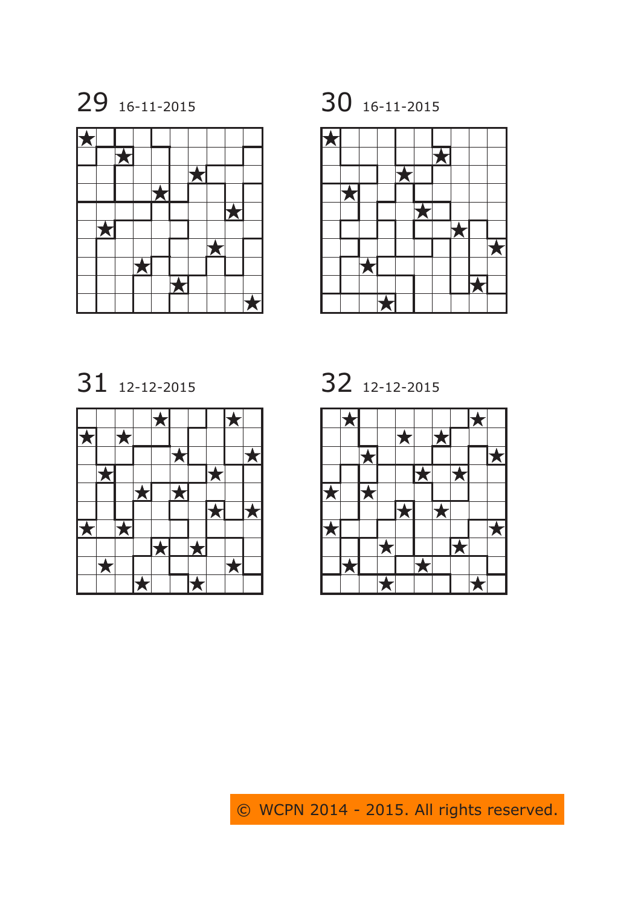## 29 16-11-2015

## 30 16-11-2015

## 31 12-12-2015

## 32 12-12-2015

© WCPN 2014 - 2015. All rights reserved.